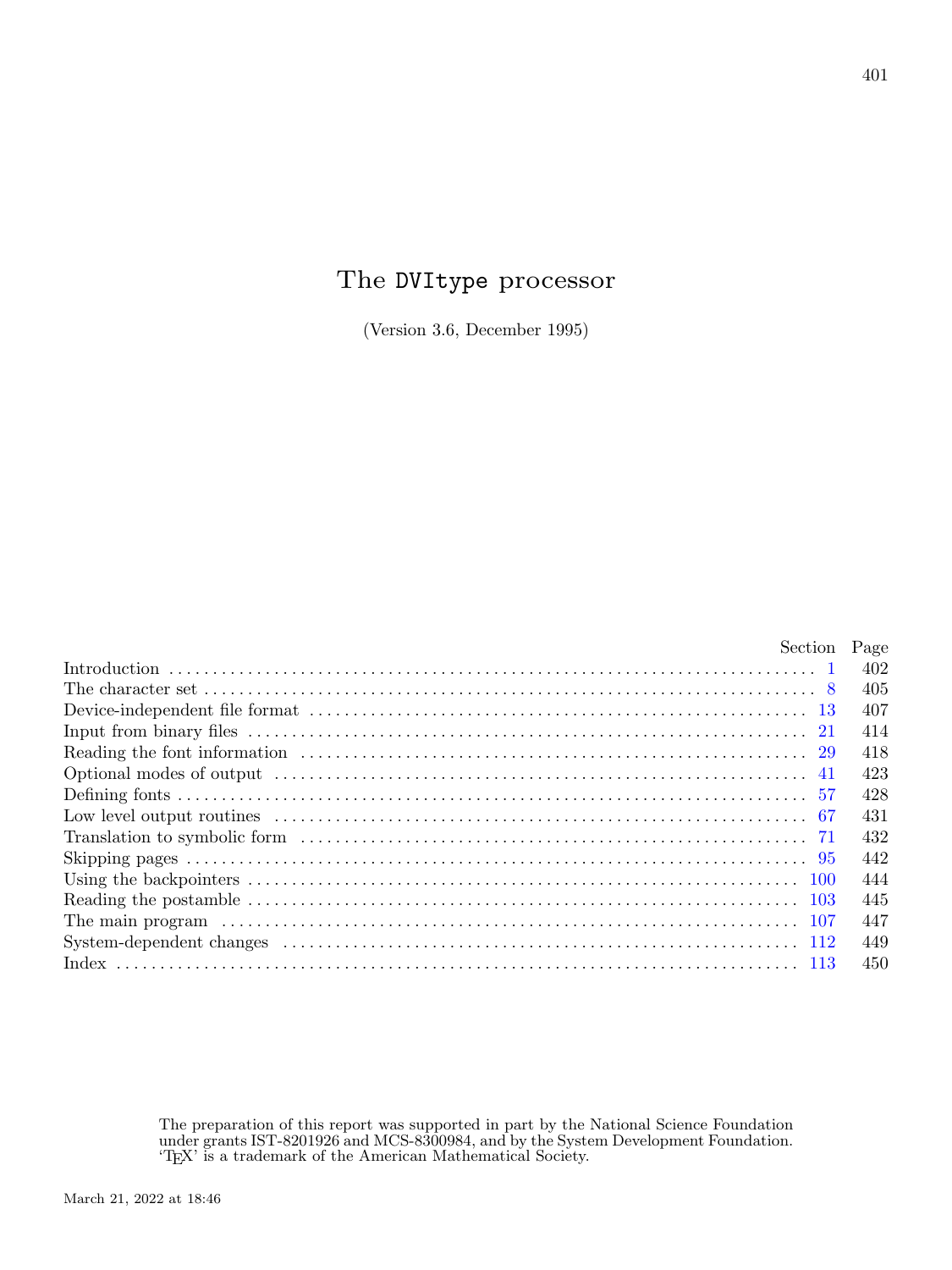# The DVItype processor

(Version 3.6, December 1995)

| | Section | Page |
|---|---|---|
| Introduction | 1 | 402 |
| The character set | 8 | 405 |
| Device-independent file format | 13 | 407 |
| Input from binary files | 21 | 414 |
| Reading the font information | 29 | 418 |
| Optional modes of output | 41 | 423 |
| Defining fonts | 57 | 428 |
| Low level output routines | 67 | 431 |
| Translation to symbolic form | 71 | 432 |
| Skipping pages | 95 | 442 |
| Using the backpointers | 100 | 444 |
| Reading the postamble | 103 | 445 |
| The main program | 107 | 447 |
| System-dependent changes | 112 | 449 |
| Index | 113 | 450 |

The preparation of this report was supported in part by the National Science Foundation under grants IST-8201926 and MCS-8300984, and by the System Development Foundation. 'TEX' is a trademark of the American Mathematical Society.

March 21, 2022 at 18:46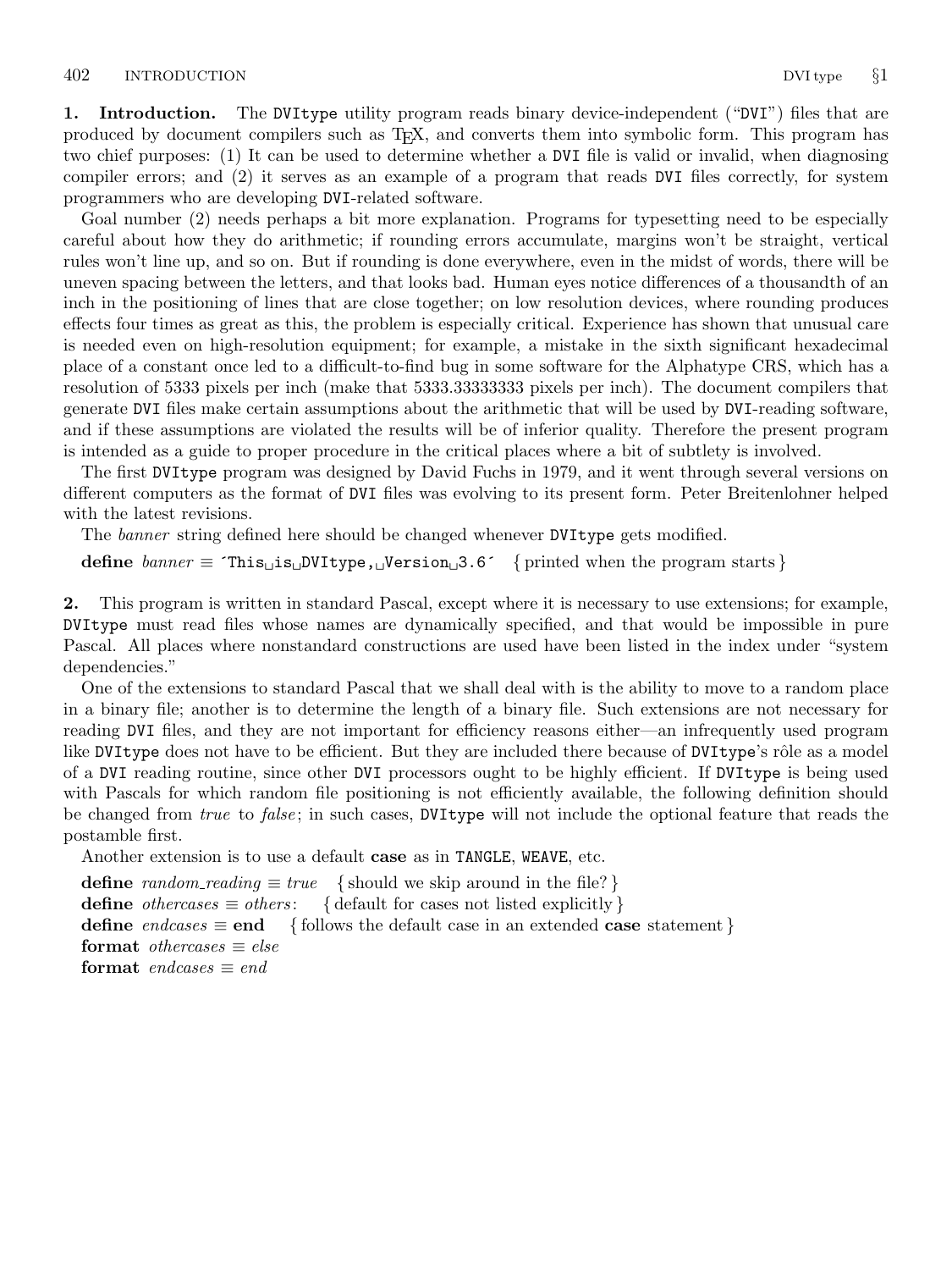**1. Introduction.** The DVItype utility program reads binary device-independent ("DVI") files that are produced by document compilers such as TEX, and converts them into symbolic form. This program has two chief purposes: (1) It can be used to determine whether a DVI file is valid or invalid, when diagnosing compiler errors; and (2) it serves as an example of a program that reads DVI files correctly, for system programmers who are developing DVI-related software.

Goal number (2) needs perhaps a bit more explanation. Programs for typesetting need to be especially careful about how they do arithmetic; if rounding errors accumulate, margins won't be straight, vertical rules won't line up, and so on. But if rounding is done everywhere, even in the midst of words, there will be uneven spacing between the letters, and that looks bad. Human eyes notice differences of a thousandth of an inch in the positioning of lines that are close together; on low resolution devices, where rounding produces effects four times as great as this, the problem is especially critical. Experience has shown that unusual care is needed even on high-resolution equipment; for example, a mistake in the sixth significant hexadecimal place of a constant once led to a difficult-to-find bug in some software for the Alphatype CRS, which has a resolution of 5333 pixels per inch (make that 5333.33333333 pixels per inch). The document compilers that generate DVI files make certain assumptions about the arithmetic that will be used by DVI-reading software, and if these assumptions are violated the results will be of inferior quality. Therefore the present program is intended as a guide to proper procedure in the critical places where a bit of subtlety is involved.

The first DVItype program was designed by David Fuchs in 1979, and it went through several versions on different computers as the format of DVI files was evolving to its present form. Peter Breitenlohner helped with the latest revisions.

The *banner* string defined here should be changed whenever DVItype gets modified.

**define** *banner* ≡ ´This␣is␣DVItype,␣Version␣3.6´ { printed when the program starts }

**2.** This program is written in standard Pascal, except where it is necessary to use extensions; for example, DVItype must read files whose names are dynamically specified, and that would be impossible in pure Pascal. All places where nonstandard constructions are used have been listed in the index under "system dependencies."

One of the extensions to standard Pascal that we shall deal with is the ability to move to a random place in a binary file; another is to determine the length of a binary file. Such extensions are not necessary for reading DVI files, and they are not important for efficiency reasons either—an infrequently used program like DVItype does not have to be efficient. But they are included there because of DVItype's rôle as a model of a DVI reading routine, since other DVI processors ought to be highly efficient. If DVItype is being used with Pascals for which random file positioning is not efficiently available, the following definition should be changed from *true* to *false*; in such cases, DVItype will not include the optional feature that reads the postamble first.

Another extension is to use a default **case** as in TANGLE, WEAVE, etc.

**define** *random_reading* ≡ *true* { should we skip around in the file? }
**define** *othercases* ≡ *others*: { default for cases not listed explicitly }
**define** *endcases* ≡ **end** { follows the default case in an extended **case** statement }
**format** *othercases* ≡ *else*
**format** *endcases* ≡ *end*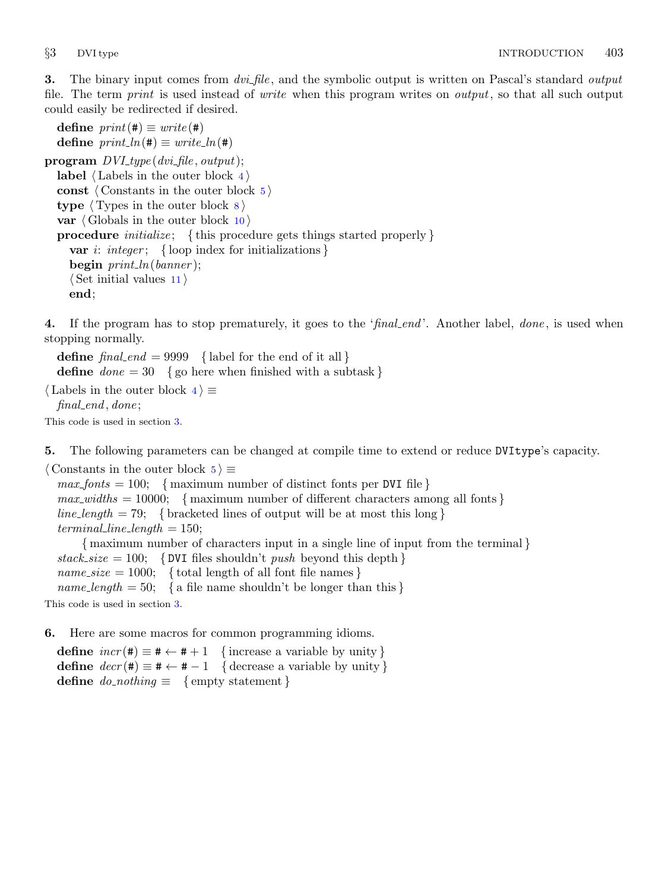**3.** The binary input comes from *dvi_file*, and the symbolic output is written on Pascal's standard *output* file. The term *print* is used instead of *write* when this program writes on *output*, so that all such output could easily be redirected if desired.

```
define print(#) ≡ write(#)
define print_ln(#) ≡ write_ln(#)
program DVI_type(dvi_file, output);
  label ⟨Labels in the outer block 4⟩
  const ⟨Constants in the outer block 5⟩
  type ⟨Types in the outer block 8⟩
  var ⟨Globals in the outer block 10⟩
  procedure initialize; { this procedure gets things started properly }
    var i: integer; { loop index for initializations }
    begin print_ln(banner);
    ⟨Set initial values 11⟩
    end;
```

**4.** If the program has to stop prematurely, it goes to the '*final_end*'. Another label, *done*, is used when stopping normally.

```
define final_end = 9999 { label for the end of it all }
define done = 30 { go here when finished with a subtask }
⟨Labels in the outer block 4⟩ ≡
  final_end, done;
```

This code is used in section 3.

**5.** The following parameters can be changed at compile time to extend or reduce DVItype's capacity.

```
⟨Constants in the outer block 5⟩ ≡
  max_fonts = 100; { maximum number of distinct fonts per DVI file }
  max_widths = 10000; { maximum number of different characters among all fonts }
  line_length = 79; { bracketed lines of output will be at most this long }
  terminal_line_length = 150;
      { maximum number of characters input in a single line of input from the terminal }
  stack_size = 100; { DVI files shouldn't push beyond this depth }
  name_size = 1000; { total length of all font file names }
  name_length = 50; { a file name shouldn't be longer than this }
```

This code is used in section 3.

**6.** Here are some macros for common programming idioms.

```
define incr(#) ≡ # ← # + 1 { increase a variable by unity }
define decr(#) ≡ # ← # − 1 { decrease a variable by unity }
define do_nothing ≡ { empty statement }
```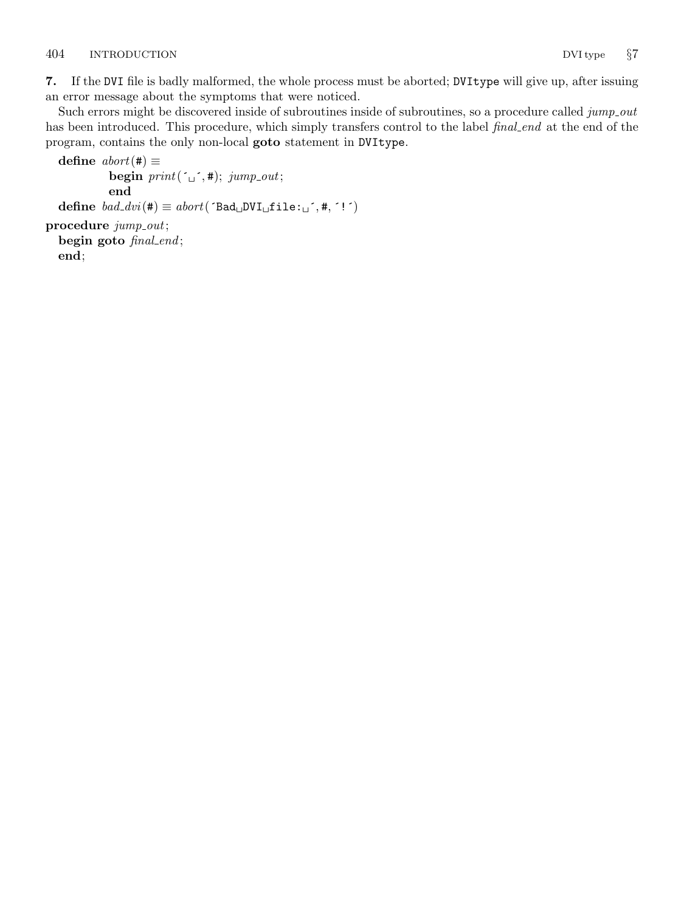**7.** If the DVI file is badly malformed, the whole process must be aborted; DVItype will give up, after issuing an error message about the symptoms that were noticed.

Such errors might be discovered inside of subroutines inside of subroutines, so a procedure called *jump_out* has been introduced. This procedure, which simply transfers control to the label *final_end* at the end of the program, contains the only non-local **goto** statement in DVItype.

```
define abort(#) ≡
        begin print(´␣´, #); jump_out;
        end
define bad_dvi(#) ≡ abort(´Bad␣DVI␣file:␣´, #, ´!´)
procedure jump_out;
  begin goto final_end;
  end;
```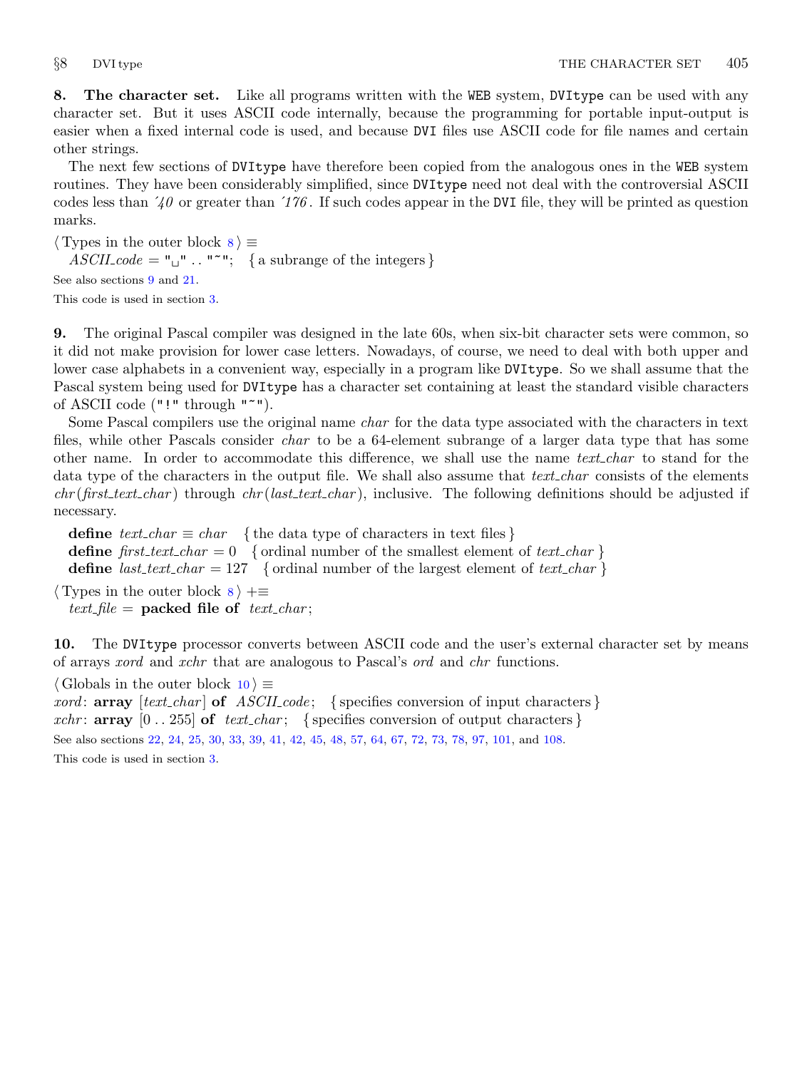**8. The character set.** Like all programs written with the WEB system, DVItype can be used with any character set. But it uses ASCII code internally, because the programming for portable input-output is easier when a fixed internal code is used, and because DVI files use ASCII code for file names and certain other strings.

The next few sections of DVItype have therefore been copied from the analogous ones in the WEB system routines. They have been considerably simplified, since DVItype need not deal with the controversial ASCII codes less than ´*40* or greater than ´*176*. If such codes appear in the DVI file, they will be printed as question marks.

⟨ Types in the outer block 8 ⟩ ≡
  *ASCII_code* = "␣" .. "~"; { a subrange of the integers }

See also sections 9 and 21.

This code is used in section 3.

**9.** The original Pascal compiler was designed in the late 60s, when six-bit character sets were common, so it did not make provision for lower case letters. Nowadays, of course, we need to deal with both upper and lower case alphabets in a convenient way, especially in a program like DVItype. So we shall assume that the Pascal system being used for DVItype has a character set containing at least the standard visible characters of ASCII code ("!" through "~").

Some Pascal compilers use the original name *char* for the data type associated with the characters in text files, while other Pascals consider *char* to be a 64-element subrange of a larger data type that has some other name. In order to accommodate this difference, we shall use the name *text_char* to stand for the data type of the characters in the output file. We shall also assume that *text_char* consists of the elements *chr*(*first_text_char*) through *chr*(*last_text_char*), inclusive. The following definitions should be adjusted if necessary.

  **define** *text_char* ≡ *char* { the data type of characters in text files }
  **define** *first_text_char* = 0 { ordinal number of the smallest element of *text_char* }
  **define** *last_text_char* = 127 { ordinal number of the largest element of *text_char* }

⟨ Types in the outer block 8 ⟩ +≡
  *text_file* = **packed file of** *text_char*;

**10.** The DVItype processor converts between ASCII code and the user's external character set by means of arrays *xord* and *xchr* that are analogous to Pascal's *ord* and *chr* functions.

⟨ Globals in the outer block 10 ⟩ ≡
*xord*: **array** [*text_char*] **of** *ASCII_code*; { specifies conversion of input characters }
*xchr*: **array** [0 .. 255] **of** *text_char*; { specifies conversion of output characters }

See also sections 22, 24, 25, 30, 33, 39, 41, 42, 45, 48, 57, 64, 67, 72, 73, 78, 97, 101, and 108.

This code is used in section 3.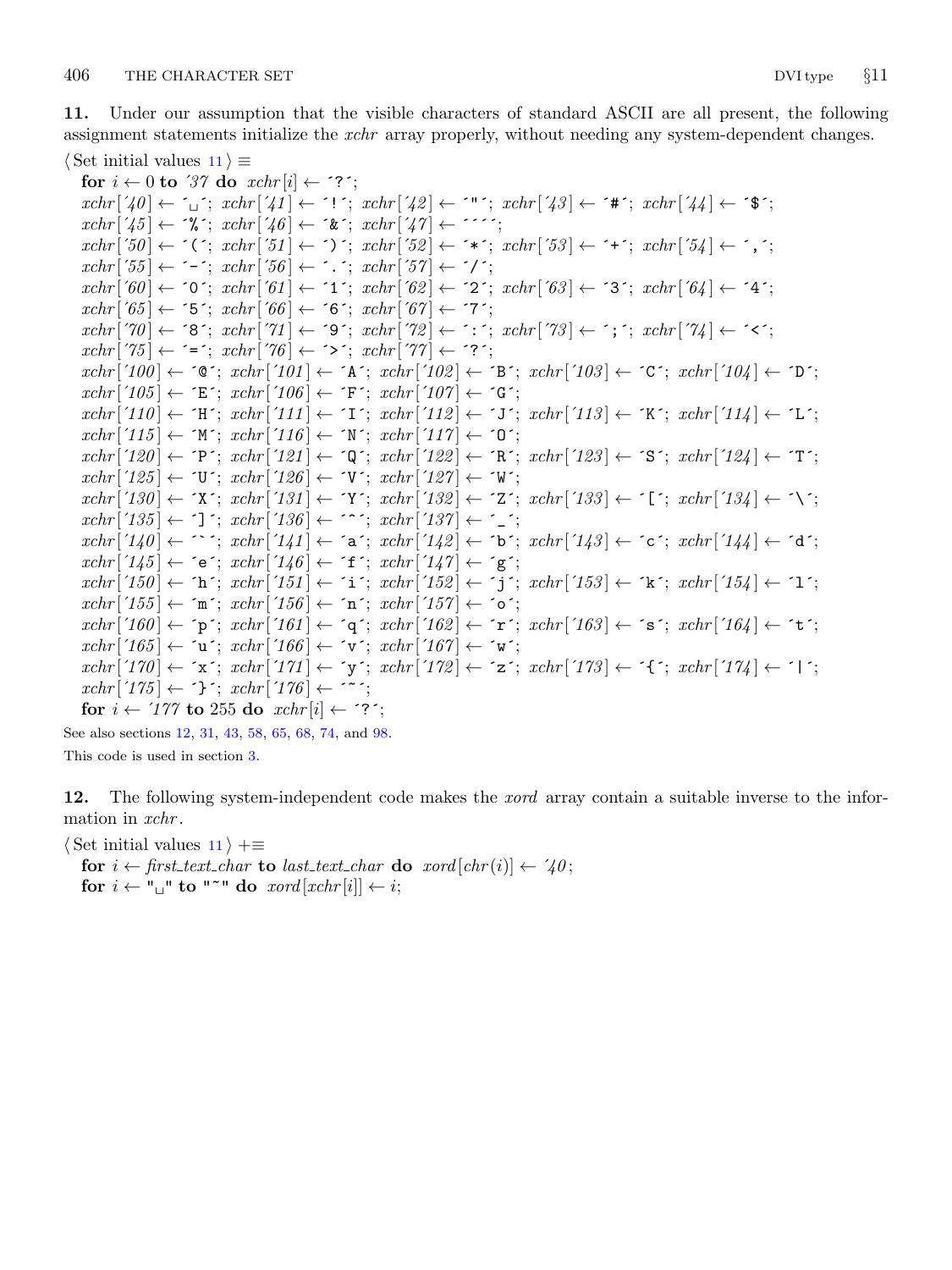**11.** Under our assumption that the visible characters of standard ASCII are all present, the following assignment statements initialize the *xchr* array properly, without needing any system-dependent changes.

⟨ Set initial values 11 ⟩ ≡

```
for i ← 0 to '37 do xchr[i] ← '?';
xchr['40] ← '␣'; xchr['41] ← '!'; xchr['42] ← '"'; xchr['43] ← '#'; xchr['44] ← '$';
xchr['45] ← '%'; xchr['46] ← '&'; xchr['47] ← '''';
xchr['50] ← '('; xchr['51] ← ')'; xchr['52] ← '*'; xchr['53] ← '+'; xchr['54] ← ',';
xchr['55] ← '-'; xchr['56] ← '.'; xchr['57] ← '/';
xchr['60] ← '0'; xchr['61] ← '1'; xchr['62] ← '2'; xchr['63] ← '3'; xchr['64] ← '4';
xchr['65] ← '5'; xchr['66] ← '6'; xchr['67] ← '7';
xchr['70] ← '8'; xchr['71] ← '9'; xchr['72] ← ':'; xchr['73] ← ';'; xchr['74] ← '<';
xchr['75] ← '='; xchr['76] ← '>'; xchr['77] ← '?';
xchr['100] ← '@'; xchr['101] ← 'A'; xchr['102] ← 'B'; xchr['103] ← 'C'; xchr['104] ← 'D';
xchr['105] ← 'E'; xchr['106] ← 'F'; xchr['107] ← 'G';
xchr['110] ← 'H'; xchr['111] ← 'I'; xchr['112] ← 'J'; xchr['113] ← 'K'; xchr['114] ← 'L';
xchr['115] ← 'M'; xchr['116] ← 'N'; xchr['117] ← 'O';
xchr['120] ← 'P'; xchr['121] ← 'Q'; xchr['122] ← 'R'; xchr['123] ← 'S'; xchr['124] ← 'T';
xchr['125] ← 'U'; xchr['126] ← 'V'; xchr['127] ← 'W';
xchr['130] ← 'X'; xchr['131] ← 'Y'; xchr['132] ← 'Z'; xchr['133] ← '['; xchr['134] ← '\';
xchr['135] ← ']'; xchr['136] ← '^'; xchr['137] ← '_';
xchr['140] ← '`'; xchr['141] ← 'a'; xchr['142] ← 'b'; xchr['143] ← 'c'; xchr['144] ← 'd';
xchr['145] ← 'e'; xchr['146] ← 'f'; xchr['147] ← 'g';
xchr['150] ← 'h'; xchr['151] ← 'i'; xchr['152] ← 'j'; xchr['153] ← 'k'; xchr['154] ← 'l';
xchr['155] ← 'm'; xchr['156] ← 'n'; xchr['157] ← 'o';
xchr['160] ← 'p'; xchr['161] ← 'q'; xchr['162] ← 'r'; xchr['163] ← 's'; xchr['164] ← 't';
xchr['165] ← 'u'; xchr['166] ← 'v'; xchr['167] ← 'w';
xchr['170] ← 'x'; xchr['171] ← 'y'; xchr['172] ← 'z'; xchr['173] ← '{'; xchr['174] ← '|';
xchr['175] ← '}'; xchr['176] ← '~';
for i ← '177 to 255 do xchr[i] ← '?';
```

See also sections 12, 31, 43, 58, 65, 68, 74, and 98.

This code is used in section 3.

**12.** The following system-independent code makes the *xord* array contain a suitable inverse to the information in *xchr*.

⟨ Set initial values 11 ⟩ +≡

```
for i ← first_text_char to last_text_char do xord[chr(i)] ← '40;
for i ← "␣" to "~" do xord[xchr[i]] ← i;
```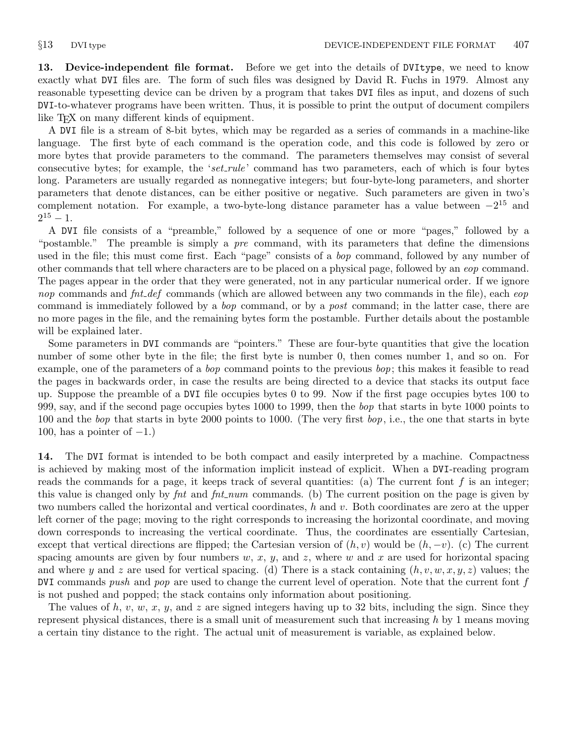**13. Device-independent file format.** Before we get into the details of `DVItype`, we need to know exactly what `DVI` files are. The form of such files was designed by David R. Fuchs in 1979. Almost any reasonable typesetting device can be driven by a program that takes `DVI` files as input, and dozens of such `DVI`-to-whatever programs have been written. Thus, it is possible to print the output of document compilers like TeX on many different kinds of equipment.

A `DVI` file is a stream of 8-bit bytes, which may be regarded as a series of commands in a machine-like language. The first byte of each command is the operation code, and this code is followed by zero or more bytes that provide parameters to the command. The parameters themselves may consist of several consecutive bytes; for example, the '*set_rule*' command has two parameters, each of which is four bytes long. Parameters are usually regarded as nonnegative integers; but four-byte-long parameters, and shorter parameters that denote distances, can be either positive or negative. Such parameters are given in two's complement notation. For example, a two-byte-long distance parameter has a value between $-2^{15}$ and $2^{15} - 1$.

A `DVI` file consists of a "preamble," followed by a sequence of one or more "pages," followed by a "postamble." The preamble is simply a *pre* command, with its parameters that define the dimensions used in the file; this must come first. Each "page" consists of a *bop* command, followed by any number of other commands that tell where characters are to be placed on a physical page, followed by an *eop* command. The pages appear in the order that they were generated, not in any particular numerical order. If we ignore *nop* commands and *fnt_def* commands (which are allowed between any two commands in the file), each *eop* command is immediately followed by a *bop* command, or by a *post* command; in the latter case, there are no more pages in the file, and the remaining bytes form the postamble. Further details about the postamble will be explained later.

Some parameters in `DVI` commands are "pointers." These are four-byte quantities that give the location number of some other byte in the file; the first byte is number 0, then comes number 1, and so on. For example, one of the parameters of a *bop* command points to the previous *bop*; this makes it feasible to read the pages in backwards order, in case the results are being directed to a device that stacks its output face up. Suppose the preamble of a `DVI` file occupies bytes 0 to 99. Now if the first page occupies bytes 100 to 999, say, and if the second page occupies bytes 1000 to 1999, then the *bop* that starts in byte 1000 points to 100 and the *bop* that starts in byte 2000 points to 1000. (The very first *bop*, i.e., the one that starts in byte 100, has a pointer of $-1$.)

**14.** The `DVI` format is intended to be both compact and easily interpreted by a machine. Compactness is achieved by making most of the information implicit instead of explicit. When a `DVI`-reading program reads the commands for a page, it keeps track of several quantities: (a) The current font $f$ is an integer; this value is changed only by *fnt* and *fnt_num* commands. (b) The current position on the page is given by two numbers called the horizontal and vertical coordinates, $h$ and $v$. Both coordinates are zero at the upper left corner of the page; moving to the right corresponds to increasing the horizontal coordinate, and moving down corresponds to increasing the vertical coordinate. Thus, the coordinates are essentially Cartesian, except that vertical directions are flipped; the Cartesian version of $(h, v)$ would be $(h, -v)$. (c) The current spacing amounts are given by four numbers $w$, $x$, $y$, and $z$, where $w$ and $x$ are used for horizontal spacing and where $y$ and $z$ are used for vertical spacing. (d) There is a stack containing $(h, v, w, x, y, z)$ values; the `DVI` commands *push* and *pop* are used to change the current level of operation. Note that the current font $f$ is not pushed and popped; the stack contains only information about positioning.

The values of $h$, $v$, $w$, $x$, $y$, and $z$ are signed integers having up to 32 bits, including the sign. Since they represent physical distances, there is a small unit of measurement such that increasing $h$ by 1 means moving a certain tiny distance to the right. The actual unit of measurement is variable, as explained below.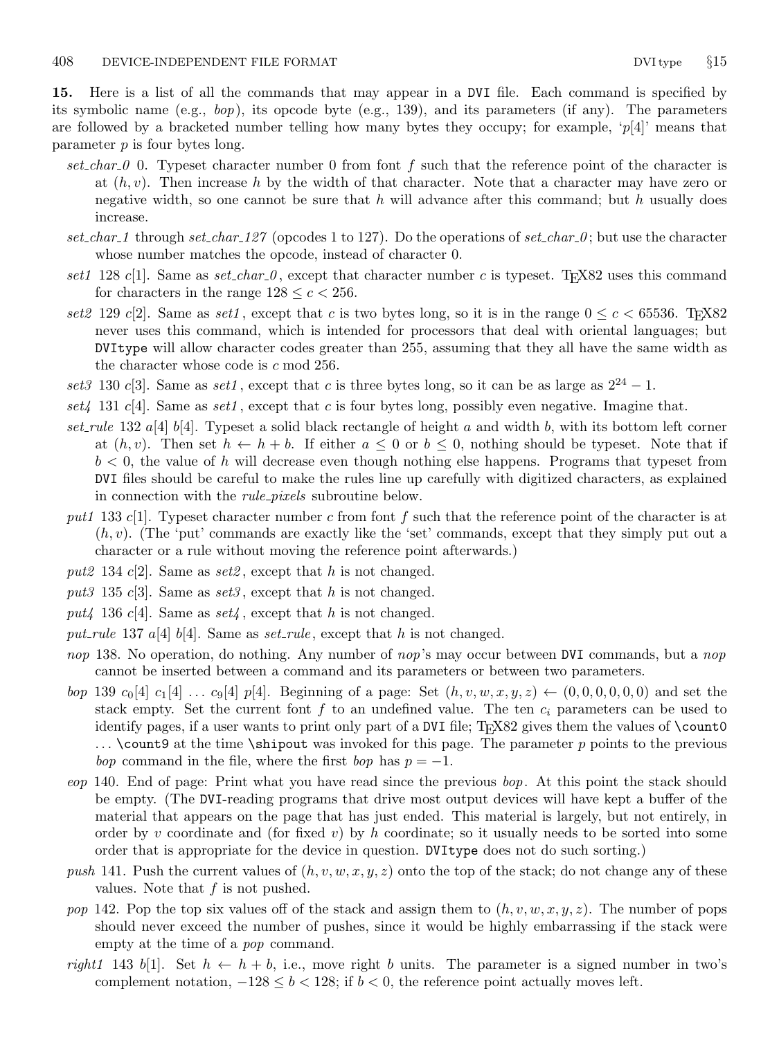**15.** Here is a list of all the commands that may appear in a DVI file. Each command is specified by its symbolic name (e.g., *bop*), its opcode byte (e.g., 139), and its parameters (if any). The parameters are followed by a bracketed number telling how many bytes they occupy; for example, '$p[4]$' means that parameter $p$ is four bytes long.

- *set_char_0* 0. Typeset character number 0 from font $f$ such that the reference point of the character is at $(h,v)$. Then increase $h$ by the width of that character. Note that a character may have zero or negative width, so one cannot be sure that $h$ will advance after this command; but $h$ usually does increase.
- *set_char_1* through *set_char_127* (opcodes 1 to 127). Do the operations of *set_char_0*; but use the character whose number matches the opcode, instead of character 0.
- *set1* 128 $c[1]$. Same as *set_char_0*, except that character number $c$ is typeset. TeX82 uses this command for characters in the range $128 \le c < 256$.
- *set2* 129 $c[2]$. Same as *set1*, except that $c$ is two bytes long, so it is in the range $0 \le c < 65536$. TeX82 never uses this command, which is intended for processors that deal with oriental languages; but DVItype will allow character codes greater than 255, assuming that they all have the same width as the character whose code is $c \bmod 256$.
- *set3* 130 $c[3]$. Same as *set1*, except that $c$ is three bytes long, so it can be as large as $2^{24} - 1$.
- *set4* 131 $c[4]$. Same as *set1*, except that $c$ is four bytes long, possibly even negative. Imagine that.
- *set_rule* 132 $a[4]$ $b[4]$. Typeset a solid black rectangle of height $a$ and width $b$, with its bottom left corner at $(h,v)$. Then set $h \leftarrow h + b$. If either $a \le 0$ or $b \le 0$, nothing should be typeset. Note that if $b < 0$, the value of $h$ will decrease even though nothing else happens. Programs that typeset from DVI files should be careful to make the rules line up carefully with digitized characters, as explained in connection with the *rule_pixels* subroutine below.
- *put1* 133 $c[1]$. Typeset character number $c$ from font $f$ such that the reference point of the character is at $(h,v)$. (The 'put' commands are exactly like the 'set' commands, except that they simply put out a character or a rule without moving the reference point afterwards.)
- *put2* 134 $c[2]$. Same as *set2*, except that $h$ is not changed.
- *put3* 135 $c[3]$. Same as *set3*, except that $h$ is not changed.
- *put4* 136 $c[4]$. Same as *set4*, except that $h$ is not changed.
- *put_rule* 137 $a[4]$ $b[4]$. Same as *set_rule*, except that $h$ is not changed.
- *nop* 138. No operation, do nothing. Any number of *nop*'s may occur between DVI commands, but a *nop* cannot be inserted between a command and its parameters or between two parameters.
- *bop* 139 $c_0[4]$ $c_1[4]$ $\ldots$ $c_9[4]$ $p[4]$. Beginning of a page: Set $(h,v,w,x,y,z) \leftarrow (0,0,0,0,0,0)$ and set the stack empty. Set the current font $f$ to an undefined value. The ten $c_i$ parameters can be used to identify pages, if a user wants to print only part of a DVI file; TeX82 gives them the values of \count0 ... \count9 at the time \shipout was invoked for this page. The parameter $p$ points to the previous *bop* command in the file, where the first *bop* has $p = -1$.
- *eop* 140. End of page: Print what you have read since the previous *bop*. At this point the stack should be empty. (The DVI-reading programs that drive most output devices will have kept a buffer of the material that appears on the page that has just ended. This material is largely, but not entirely, in order by $v$ coordinate and (for fixed $v$) by $h$ coordinate; so it usually needs to be sorted into some order that is appropriate for the device in question. DVItype does not do such sorting.)
- *push* 141. Push the current values of $(h,v,w,x,y,z)$ onto the top of the stack; do not change any of these values. Note that $f$ is not pushed.
- *pop* 142. Pop the top six values off of the stack and assign them to $(h,v,w,x,y,z)$. The number of pops should never exceed the number of pushes, since it would be highly embarrassing if the stack were empty at the time of a *pop* command.
- *right1* 143 $b[1]$. Set $h \leftarrow h + b$, i.e., move right $b$ units. The parameter is a signed number in two's complement notation, $-128 \le b < 128$; if $b < 0$, the reference point actually moves left.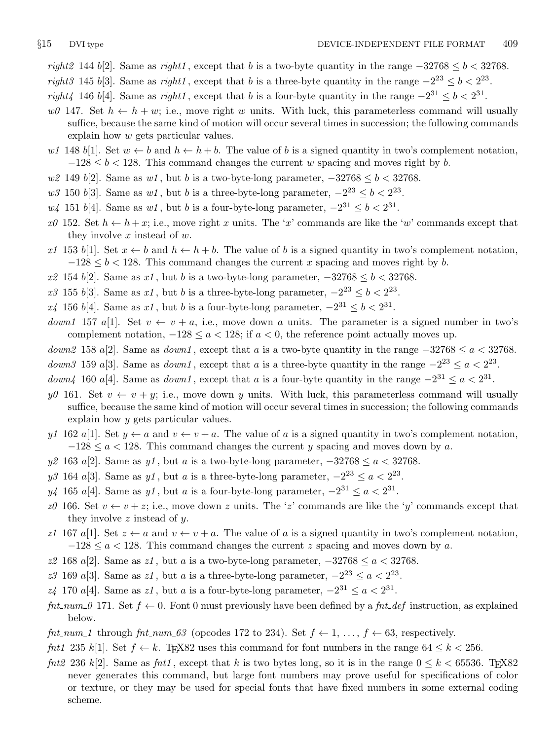*right2* 144 $b[2]$. Same as *right1*, except that $b$ is a two-byte quantity in the range $-32768 \le b < 32768$.

*right3* 145 $b[3]$. Same as *right1*, except that $b$ is a three-byte quantity in the range $-2^{23} \le b < 2^{23}$.

*right4* 146 $b[4]$. Same as *right1*, except that $b$ is a four-byte quantity in the range $-2^{31} \le b < 2^{31}$.

*w0* 147. Set $h \leftarrow h + w$; i.e., move right $w$ units. With luck, this parameterless command will usually suffice, because the same kind of motion will occur several times in succession; the following commands explain how $w$ gets particular values.

*w1* 148 $b[1]$. Set $w \leftarrow b$ and $h \leftarrow h + b$. The value of $b$ is a signed quantity in two's complement notation, $-128 \le b < 128$. This command changes the current $w$ spacing and moves right by $b$.

*w2* 149 $b[2]$. Same as *w1*, but $b$ is a two-byte-long parameter, $-32768 \le b < 32768$.

*w3* 150 $b[3]$. Same as *w1*, but $b$ is a three-byte-long parameter, $-2^{23} \le b < 2^{23}$.

*w4* 151 $b[4]$. Same as *w1*, but $b$ is a four-byte-long parameter, $-2^{31} \le b < 2^{31}$.

*x0* 152. Set $h \leftarrow h + x$; i.e., move right $x$ units. The '$x$' commands are like the '$w$' commands except that they involve $x$ instead of $w$.

*x1* 153 $b[1]$. Set $x \leftarrow b$ and $h \leftarrow h + b$. The value of $b$ is a signed quantity in two's complement notation, $-128 \le b < 128$. This command changes the current $x$ spacing and moves right by $b$.

*x2* 154 $b[2]$. Same as *x1*, but $b$ is a two-byte-long parameter, $-32768 \le b < 32768$.

*x3* 155 $b[3]$. Same as *x1*, but $b$ is a three-byte-long parameter, $-2^{23} \le b < 2^{23}$.

*x4* 156 $b[4]$. Same as *x1*, but $b$ is a four-byte-long parameter, $-2^{31} \le b < 2^{31}$.

*down1* 157 $a[1]$. Set $v \leftarrow v + a$, i.e., move down $a$ units. The parameter is a signed number in two's complement notation, $-128 \le a < 128$; if $a < 0$, the reference point actually moves up.

*down2* 158 $a[2]$. Same as *down1*, except that $a$ is a two-byte quantity in the range $-32768 \le a < 32768$.

*down3* 159 $a[3]$. Same as *down1*, except that $a$ is a three-byte quantity in the range $-2^{23} \le a < 2^{23}$.

*down4* 160 $a[4]$. Same as *down1*, except that $a$ is a four-byte quantity in the range $-2^{31} \le a < 2^{31}$.

*y0* 161. Set $v \leftarrow v + y$; i.e., move down $y$ units. With luck, this parameterless command will usually suffice, because the same kind of motion will occur several times in succession; the following commands explain how $y$ gets particular values.

*y1* 162 $a[1]$. Set $y \leftarrow a$ and $v \leftarrow v + a$. The value of $a$ is a signed quantity in two's complement notation, $-128 \le a < 128$. This command changes the current $y$ spacing and moves down by $a$.

*y2* 163 $a[2]$. Same as *y1*, but $a$ is a two-byte-long parameter, $-32768 \le a < 32768$.

*y3* 164 $a[3]$. Same as *y1*, but $a$ is a three-byte-long parameter, $-2^{23} \le a < 2^{23}$.

*y4* 165 $a[4]$. Same as *y1*, but $a$ is a four-byte-long parameter, $-2^{31} \le a < 2^{31}$.

*z0* 166. Set $v \leftarrow v + z$; i.e., move down $z$ units. The '$z$' commands are like the '$y$' commands except that they involve $z$ instead of $y$.

*z1* 167 $a[1]$. Set $z \leftarrow a$ and $v \leftarrow v + a$. The value of $a$ is a signed quantity in two's complement notation, $-128 \le a < 128$. This command changes the current $z$ spacing and moves down by $a$.

*z2* 168 $a[2]$. Same as *z1*, but $a$ is a two-byte-long parameter, $-32768 \le a < 32768$.

*z3* 169 $a[3]$. Same as *z1*, but $a$ is a three-byte-long parameter, $-2^{23} \le a < 2^{23}$.

*z4* 170 $a[4]$. Same as *z1*, but $a$ is a four-byte-long parameter, $-2^{31} \le a < 2^{31}$.

*fnt_num_0* 171. Set $f \leftarrow 0$. Font 0 must previously have been defined by a *fnt_def* instruction, as explained below.

*fnt_num_1* through *fnt_num_63* (opcodes 172 to 234). Set $f \leftarrow 1, \ldots, f \leftarrow 63$, respectively.

*fnt1* 235 $k[1]$. Set $f \leftarrow k$. TEX82 uses this command for font numbers in the range $64 \le k < 256$.

*fnt2* 236 $k[2]$. Same as *fnt1*, except that $k$ is two bytes long, so it is in the range $0 \le k < 65536$. TEX82 never generates this command, but large font numbers may prove useful for specifications of color or texture, or they may be used for special fonts that have fixed numbers in some external coding scheme.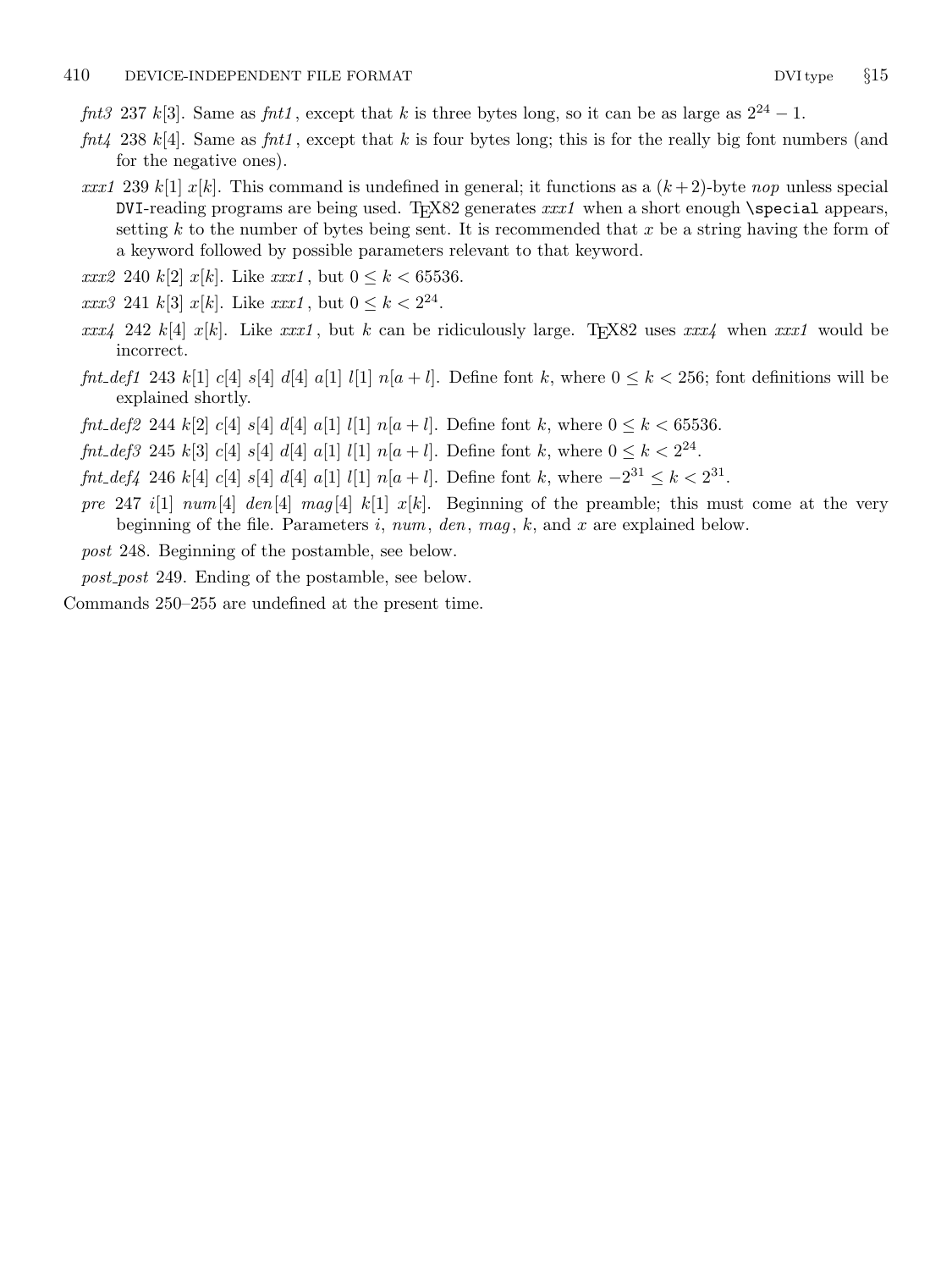*fnt3* 237 $k[3]$. Same as *fnt1*, except that $k$ is three bytes long, so it can be as large as $2^{24} - 1$.

*fnt4* 238 $k[4]$. Same as *fnt1*, except that $k$ is four bytes long; this is for the really big font numbers (and for the negative ones).

*xxx1* 239 $k[1]$ $x[k]$. This command is undefined in general; it functions as a $(k+2)$-byte *nop* unless special DVI-reading programs are being used. TEX82 generates *xxx1* when a short enough `\special` appears, setting $k$ to the number of bytes being sent. It is recommended that $x$ be a string having the form of a keyword followed by possible parameters relevant to that keyword.

*xxx2* 240 $k[2]$ $x[k]$. Like *xxx1*, but $0 \le k < 65536$.

*xxx3* 241 $k[3]$ $x[k]$. Like *xxx1*, but $0 \le k < 2^{24}$.

*xxx4* 242 $k[4]$ $x[k]$. Like *xxx1*, but $k$ can be ridiculously large. TEX82 uses *xxx4* when *xxx1* would be incorrect.

*fnt_def1* 243 $k[1]$ $c[4]$ $s[4]$ $d[4]$ $a[1]$ $l[1]$ $n[a+l]$. Define font $k$, where $0 \le k < 256$; font definitions will be explained shortly.

*fnt_def2* 244 $k[2]$ $c[4]$ $s[4]$ $d[4]$ $a[1]$ $l[1]$ $n[a+l]$. Define font $k$, where $0 \le k < 65536$.

*fnt_def3* 245 $k[3]$ $c[4]$ $s[4]$ $d[4]$ $a[1]$ $l[1]$ $n[a+l]$. Define font $k$, where $0 \le k < 2^{24}$.

*fnt_def4* 246 $k[4]$ $c[4]$ $s[4]$ $d[4]$ $a[1]$ $l[1]$ $n[a+l]$. Define font $k$, where $-2^{31} \le k < 2^{31}$.

*pre* 247 $i[1]$ $num[4]$ $den[4]$ $mag[4]$ $k[1]$ $x[k]$. Beginning of the preamble; this must come at the very beginning of the file. Parameters $i$, $num$, $den$, $mag$, $k$, and $x$ are explained below.

*post* 248. Beginning of the postamble, see below.

*post_post* 249. Ending of the postamble, see below.

Commands 250–255 are undefined at the present time.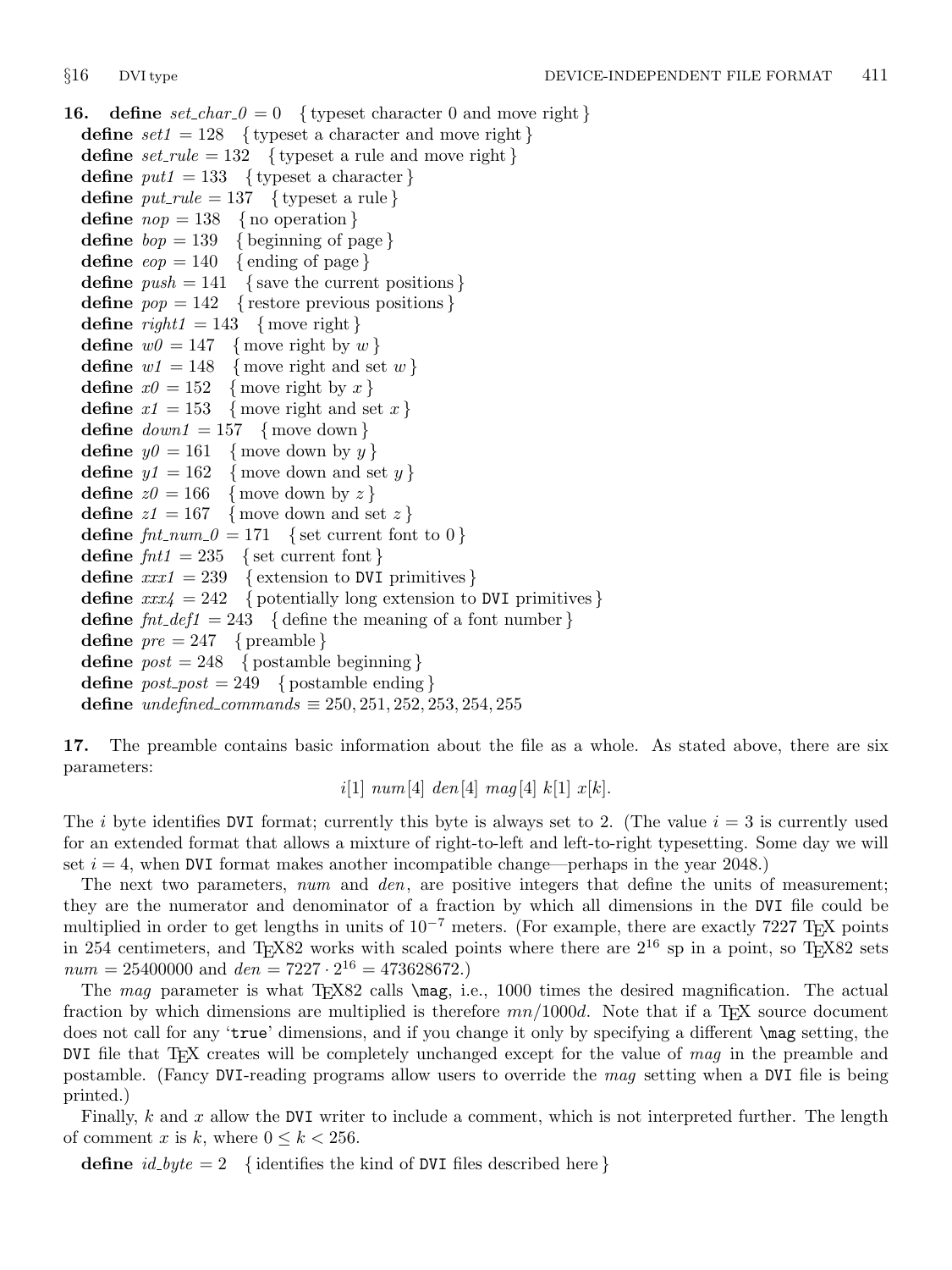**16.** **define** *set_char_0* = 0 { typeset character 0 and move right }
**define** *set1* = 128 { typeset a character and move right }
**define** *set_rule* = 132 { typeset a rule and move right }
**define** *put1* = 133 { typeset a character }
**define** *put_rule* = 137 { typeset a rule }
**define** *nop* = 138 { no operation }
**define** *bop* = 139 { beginning of page }
**define** *eop* = 140 { ending of page }
**define** *push* = 141 { save the current positions }
**define** *pop* = 142 { restore previous positions }
**define** *right1* = 143 { move right }
**define** *w0* = 147 { move right by $w$ }
**define** *w1* = 148 { move right and set $w$ }
**define** *x0* = 152 { move right by $x$ }
**define** *x1* = 153 { move right and set $x$ }
**define** *down1* = 157 { move down }
**define** *y0* = 161 { move down by $y$ }
**define** *y1* = 162 { move down and set $y$ }
**define** *z0* = 166 { move down by $z$ }
**define** *z1* = 167 { move down and set $z$ }
**define** *fnt_num_0* = 171 { set current font to 0 }
**define** *fnt1* = 235 { set current font }
**define** *xxx1* = 239 { extension to `DVI` primitives }
**define** *xxx4* = 242 { potentially long extension to `DVI` primitives }
**define** *fnt_def1* = 243 { define the meaning of a font number }
**define** *pre* = 247 { preamble }
**define** *post* = 248 { postamble beginning }
**define** *post_post* = 249 { postamble ending }
**define** *undefined_commands* ≡ 250, 251, 252, 253, 254, 255

**17.** The preamble contains basic information about the file as a whole. As stated above, there are six parameters:

$$i[1]\ num[4]\ den[4]\ mag[4]\ k[1]\ x[k].$$

The $i$ byte identifies `DVI` format; currently this byte is always set to 2. (The value $i = 3$ is currently used for an extended format that allows a mixture of right-to-left and left-to-right typesetting. Some day we will set $i = 4$, when `DVI` format makes another incompatible change—perhaps in the year 2048.)

The next two parameters, *num* and *den*, are positive integers that define the units of measurement; they are the numerator and denominator of a fraction by which all dimensions in the `DVI` file could be multiplied in order to get lengths in units of $10^{-7}$ meters. (For example, there are exactly 7227 TeX points in 254 centimeters, and TeX82 works with scaled points where there are $2^{16}$ sp in a point, so TeX82 sets $num = 25400000$ and $den = 7227 \cdot 2^{16} = 473628672$.)

The *mag* parameter is what TeX82 calls `\mag`, i.e., 1000 times the desired magnification. The actual fraction by which dimensions are multiplied is therefore $mn/1000d$. Note that if a TeX source document does not call for any '`true`' dimensions, and if you change it only by specifying a different `\mag` setting, the `DVI` file that TeX creates will be completely unchanged except for the value of *mag* in the preamble and postamble. (Fancy `DVI`-reading programs allow users to override the *mag* setting when a `DVI` file is being printed.)

Finally, $k$ and $x$ allow the `DVI` writer to include a comment, which is not interpreted further. The length of comment $x$ is $k$, where $0 \le k < 256$.

**define** *id_byte* = 2 { identifies the kind of `DVI` files described here }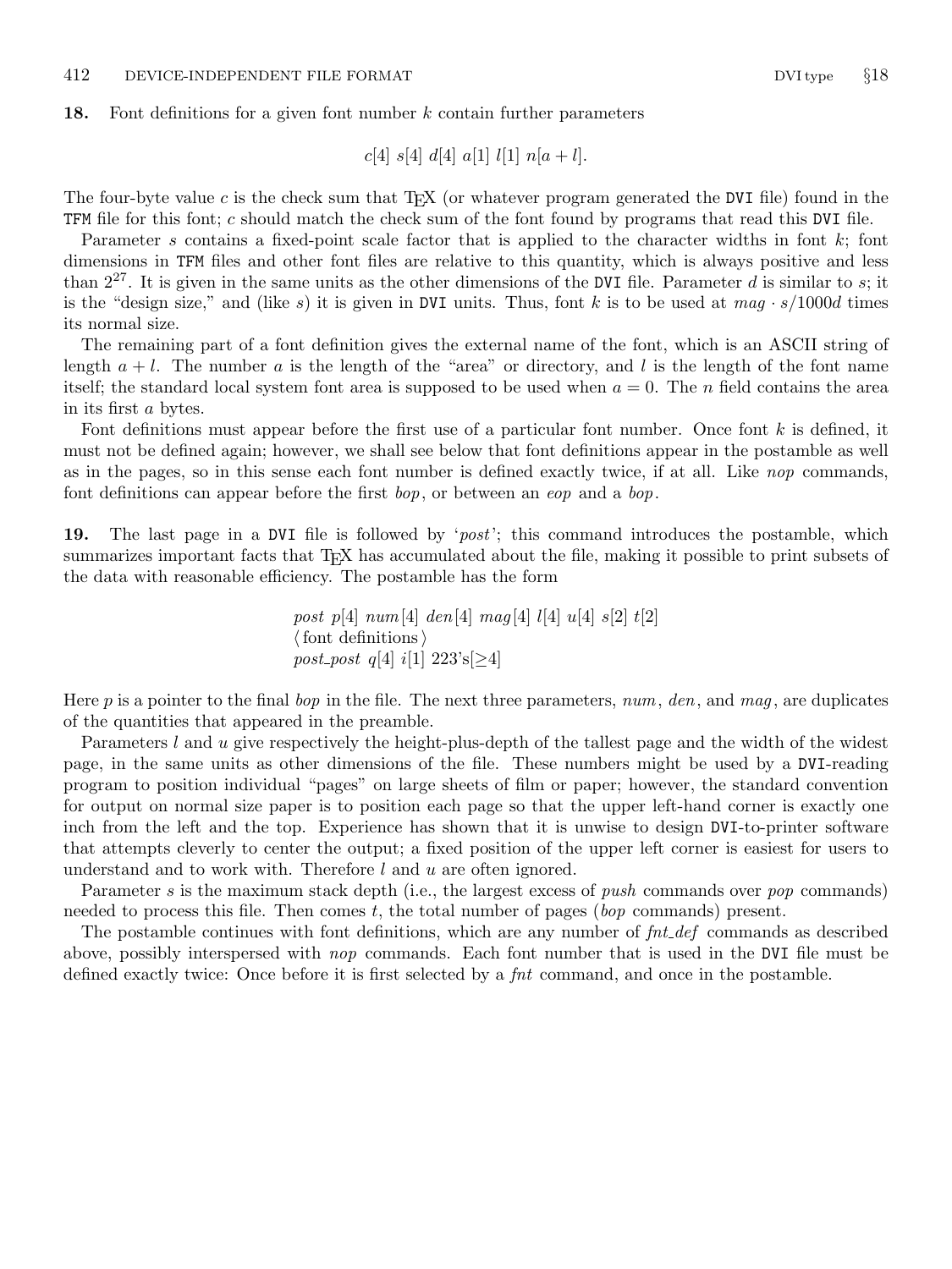**18.** Font definitions for a given font number $k$ contain further parameters

$$c[4]\ s[4]\ d[4]\ a[1]\ l[1]\ n[a+l].$$

The four-byte value $c$ is the check sum that TeX (or whatever program generated the `DVI` file) found in the `TFM` file for this font; $c$ should match the check sum of the font found by programs that read this `DVI` file.

Parameter $s$ contains a fixed-point scale factor that is applied to the character widths in font $k$; font dimensions in `TFM` files and other font files are relative to this quantity, which is always positive and less than $2^{27}$. It is given in the same units as the other dimensions of the `DVI` file. Parameter $d$ is similar to $s$; it is the "design size," and (like $s$) it is given in `DVI` units. Thus, font $k$ is to be used at $mag \cdot s/1000d$ times its normal size.

The remaining part of a font definition gives the external name of the font, which is an ASCII string of length $a+l$. The number $a$ is the length of the "area" or directory, and $l$ is the length of the font name itself; the standard local system font area is supposed to be used when $a=0$. The $n$ field contains the area in its first $a$ bytes.

Font definitions must appear before the first use of a particular font number. Once font $k$ is defined, it must not be defined again; however, we shall see below that font definitions appear in the postamble as well as in the pages, so in this sense each font number is defined exactly twice, if at all. Like *nop* commands, font definitions can appear before the first *bop*, or between an *eop* and a *bop*.

**19.** The last page in a `DVI` file is followed by '*post*'; this command introduces the postamble, which summarizes important facts that TeX has accumulated about the file, making it possible to print subsets of the data with reasonable efficiency. The postamble has the form

$$\begin{array}{l} post\ p[4]\ num[4]\ den[4]\ mag[4]\ l[4]\ u[4]\ s[2]\ t[2] \\ \langle \text{font definitions} \rangle \\ post\_post\ q[4]\ i[1]\ 223\text{'s}[\geq 4] \end{array}$$

Here $p$ is a pointer to the final *bop* in the file. The next three parameters, *num*, *den*, and *mag*, are duplicates of the quantities that appeared in the preamble.

Parameters $l$ and $u$ give respectively the height-plus-depth of the tallest page and the width of the widest page, in the same units as other dimensions of the file. These numbers might be used by a `DVI`-reading program to position individual "pages" on large sheets of film or paper; however, the standard convention for output on normal size paper is to position each page so that the upper left-hand corner is exactly one inch from the left and the top. Experience has shown that it is unwise to design `DVI`-to-printer software that attempts cleverly to center the output; a fixed position of the upper left corner is easiest for users to understand and to work with. Therefore $l$ and $u$ are often ignored.

Parameter $s$ is the maximum stack depth (i.e., the largest excess of *push* commands over *pop* commands) needed to process this file. Then comes $t$, the total number of pages (*bop* commands) present.

The postamble continues with font definitions, which are any number of *fnt_def* commands as described above, possibly interspersed with *nop* commands. Each font number that is used in the `DVI` file must be defined exactly twice: Once before it is first selected by a *fnt* command, and once in the postamble.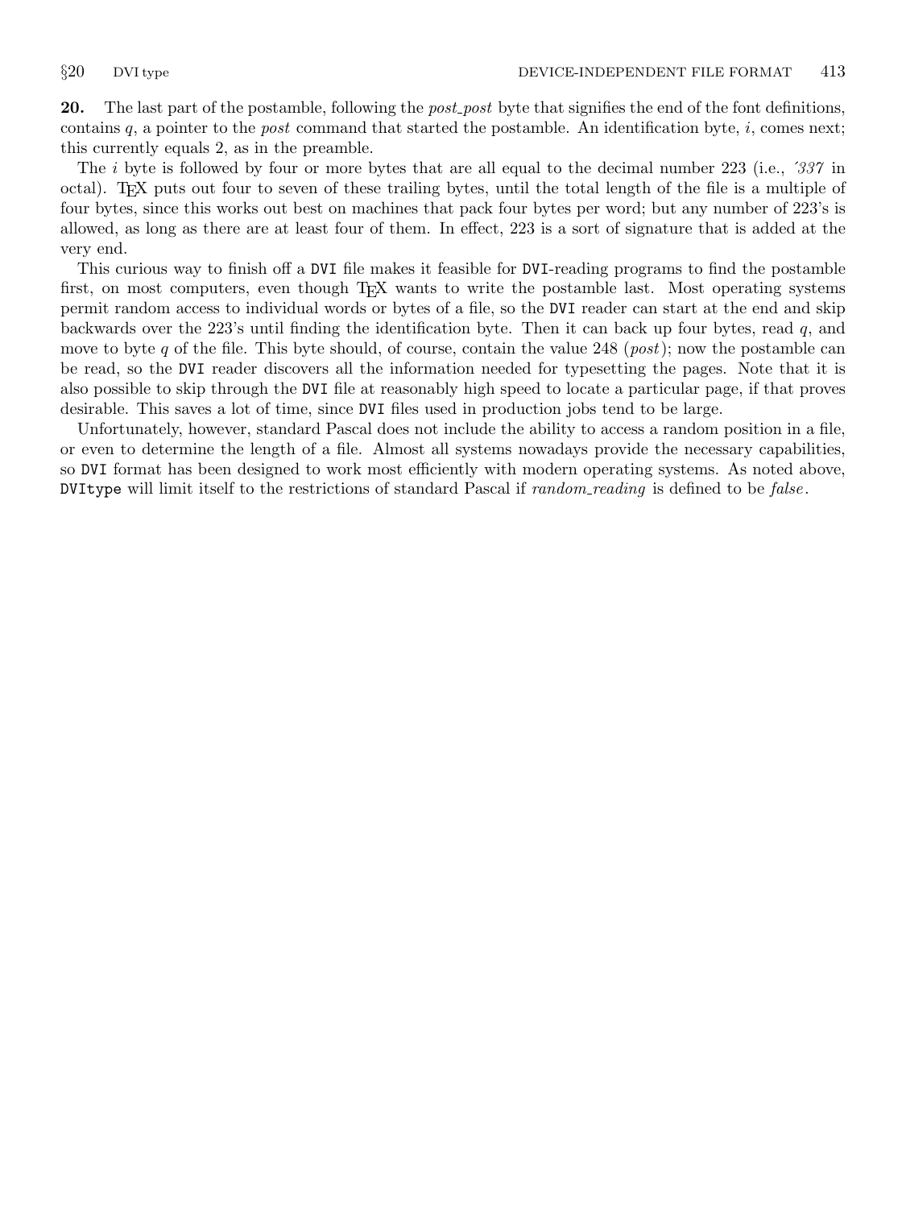**20.** The last part of the postamble, following the *post_post* byte that signifies the end of the font definitions, contains $q$, a pointer to the *post* command that started the postamble. An identification byte, $i$, comes next; this currently equals 2, as in the preamble.

The $i$ byte is followed by four or more bytes that are all equal to the decimal number 223 (i.e., *'337* in octal). TEX puts out four to seven of these trailing bytes, until the total length of the file is a multiple of four bytes, since this works out best on machines that pack four bytes per word; but any number of 223's is allowed, as long as there are at least four of them. In effect, 223 is a sort of signature that is added at the very end.

This curious way to finish off a DVI file makes it feasible for DVI-reading programs to find the postamble first, on most computers, even though TEX wants to write the postamble last. Most operating systems permit random access to individual words or bytes of a file, so the DVI reader can start at the end and skip backwards over the 223's until finding the identification byte. Then it can back up four bytes, read $q$, and move to byte $q$ of the file. This byte should, of course, contain the value 248 (*post*); now the postamble can be read, so the DVI reader discovers all the information needed for typesetting the pages. Note that it is also possible to skip through the DVI file at reasonably high speed to locate a particular page, if that proves desirable. This saves a lot of time, since DVI files used in production jobs tend to be large.

Unfortunately, however, standard Pascal does not include the ability to access a random position in a file, or even to determine the length of a file. Almost all systems nowadays provide the necessary capabilities, so DVI format has been designed to work most efficiently with modern operating systems. As noted above, DVItype will limit itself to the restrictions of standard Pascal if *random_reading* is defined to be *false*.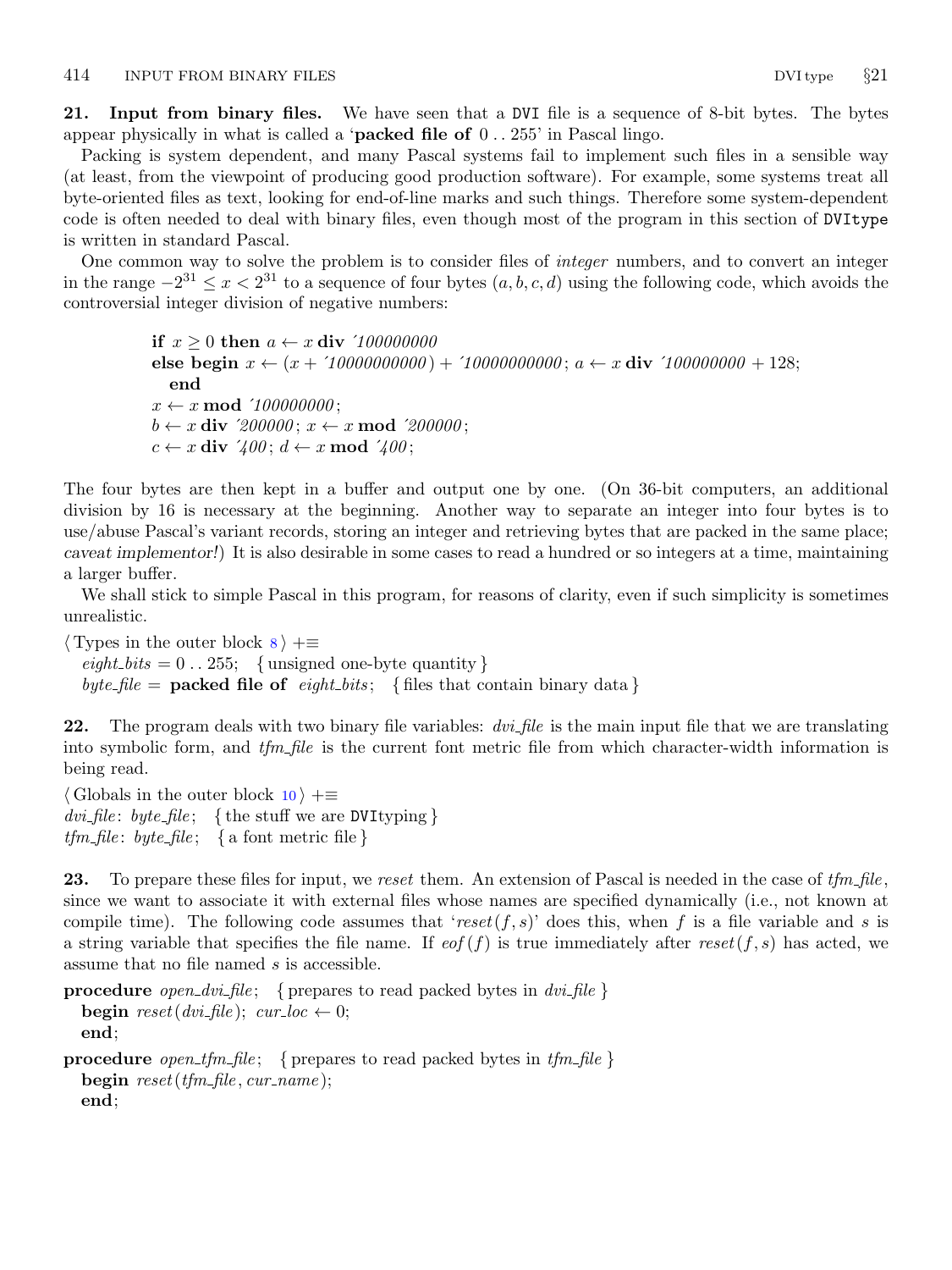**21. Input from binary files.** We have seen that a DVI file is a sequence of 8-bit bytes. The bytes appear physically in what is called a '**packed file of** 0 .. 255' in Pascal lingo.

Packing is system dependent, and many Pascal systems fail to implement such files in a sensible way (at least, from the viewpoint of producing good production software). For example, some systems treat all byte-oriented files as text, looking for end-of-line marks and such things. Therefore some system-dependent code is often needed to deal with binary files, even though most of the program in this section of DVItype is written in standard Pascal.

One common way to solve the problem is to consider files of *integer* numbers, and to convert an integer in the range $-2^{31} \le x < 2^{31}$ to a sequence of four bytes $(a, b, c, d)$ using the following code, which avoids the controversial integer division of negative numbers:

```
if x ≥ 0 then a ← x div ´100000000
else begin x ← (x + ´10000000000) + ´10000000000; a ← x div ´100000000 + 128;
  end
x ← x mod ´100000000;
b ← x div ´200000; x ← x mod ´200000;
c ← x div ´400; d ← x mod ´400;
```

The four bytes are then kept in a buffer and output one by one. (On 36-bit computers, an additional division by 16 is necessary at the beginning. Another way to separate an integer into four bytes is to use/abuse Pascal's variant records, storing an integer and retrieving bytes that are packed in the same place; *caveat implementor!*) It is also desirable in some cases to read a hundred or so integers at a time, maintaining a larger buffer.

We shall stick to simple Pascal in this program, for reasons of clarity, even if such simplicity is sometimes unrealistic.

```
⟨Types in the outer block 8⟩ +≡
  eight_bits = 0 .. 255;  { unsigned one-byte quantity }
  byte_file = packed file of eight_bits;  { files that contain binary data }
```

**22.** The program deals with two binary file variables: *dvi_file* is the main input file that we are translating into symbolic form, and *tfm_file* is the current font metric file from which character-width information is being read.

```
⟨Globals in the outer block 10⟩ +≡
dvi_file: byte_file;  { the stuff we are DVItyping }
tfm_file: byte_file;  { a font metric file }
```

**23.** To prepare these files for input, we *reset* them. An extension of Pascal is needed in the case of *tfm_file*, since we want to associate it with external files whose names are specified dynamically (i.e., not known at compile time). The following code assumes that '*reset*(*f*, *s*)' does this, when *f* is a file variable and *s* is a string variable that specifies the file name. If *eof*(*f*) is true immediately after *reset*(*f*, *s*) has acted, we assume that no file named *s* is accessible.

```
procedure open_dvi_file;  { prepares to read packed bytes in dvi_file }
  begin reset(dvi_file); cur_loc ← 0;
  end;

procedure open_tfm_file;  { prepares to read packed bytes in tfm_file }
  begin reset(tfm_file, cur_name);
  end;
```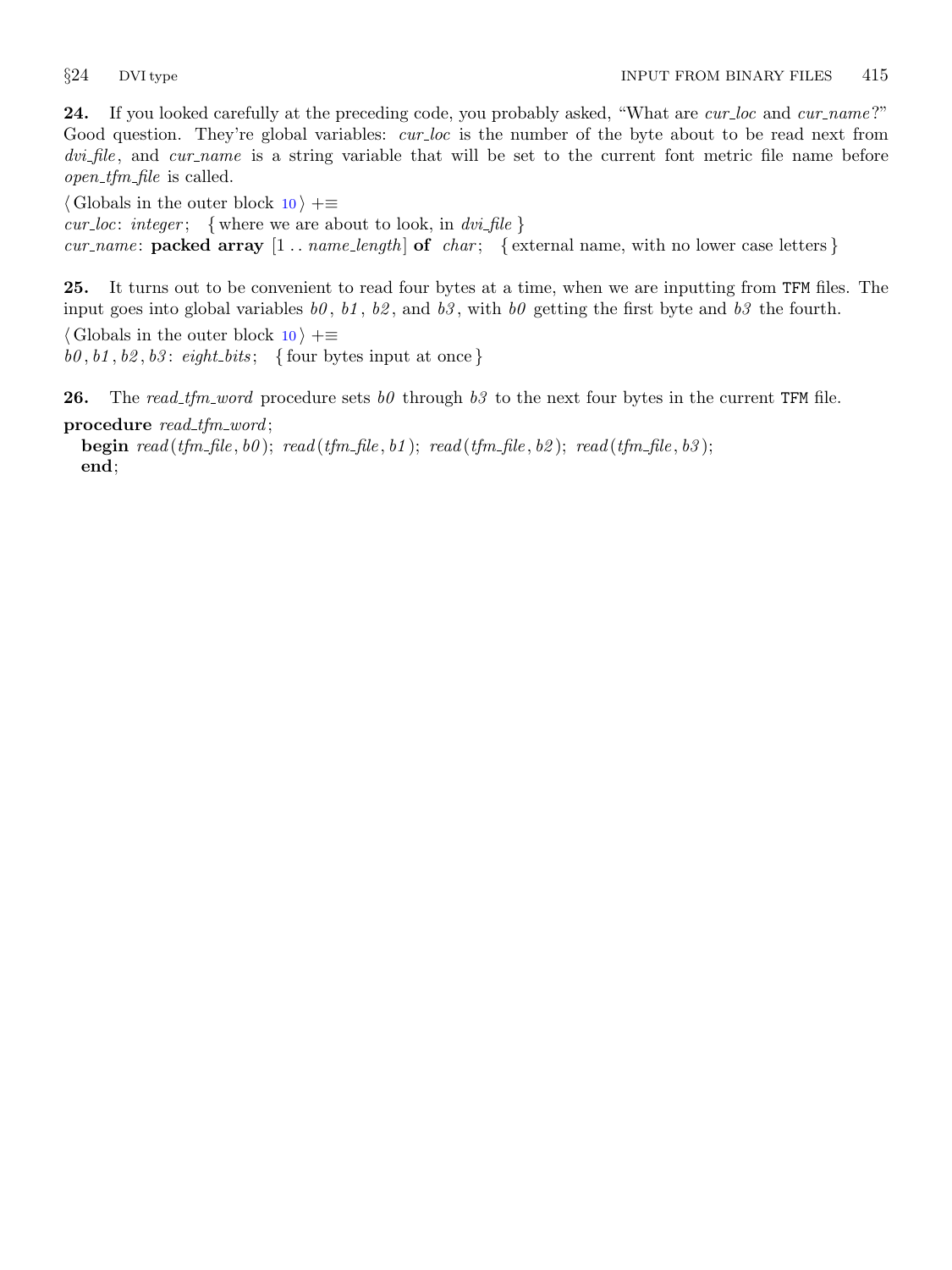**24.** If you looked carefully at the preceding code, you probably asked, "What are *cur_loc* and *cur_name*?" Good question. They're global variables: *cur_loc* is the number of the byte about to be read next from *dvi_file*, and *cur_name* is a string variable that will be set to the current font metric file name before *open_tfm_file* is called.

⟨ Globals in the outer block 10 ⟩ +≡
*cur_loc*: *integer*; { where we are about to look, in *dvi_file* }
*cur_name*: **packed array** [1 .. *name_length*] **of** *char*; { external name, with no lower case letters }

**25.** It turns out to be convenient to read four bytes at a time, when we are inputting from TFM files. The input goes into global variables *b0*, *b1*, *b2*, and *b3*, with *b0* getting the first byte and *b3* the fourth.

⟨ Globals in the outer block 10 ⟩ +≡
*b0*, *b1*, *b2*, *b3*: *eight_bits*; { four bytes input at once }

**26.** The *read_tfm_word* procedure sets *b0* through *b3* to the next four bytes in the current TFM file.

```
procedure read_tfm_word;
  begin read(tfm_file, b0); read(tfm_file, b1); read(tfm_file, b2); read(tfm_file, b3);
  end;
```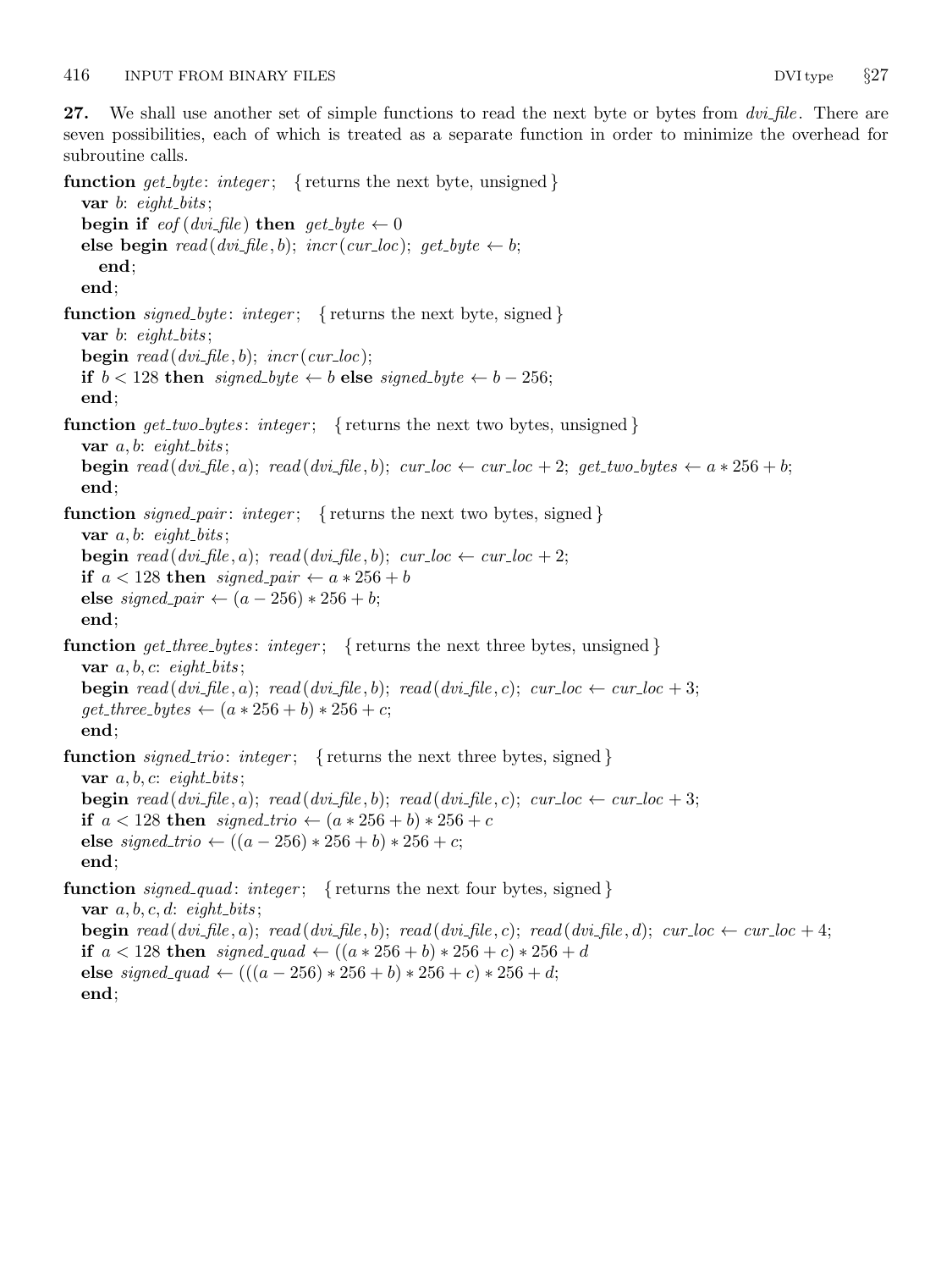**27.** We shall use another set of simple functions to read the next byte or bytes from *dvi_file*. There are seven possibilities, each of which is treated as a separate function in order to minimize the overhead for subroutine calls.

```
function get_byte: integer;  { returns the next byte, unsigned }
  var b: eight_bits;
  begin if eof(dvi_file) then get_byte ← 0
  else begin read(dvi_file, b); incr(cur_loc); get_byte ← b;
    end;
  end;

function signed_byte: integer;  { returns the next byte, signed }
  var b: eight_bits;
  begin read(dvi_file, b); incr(cur_loc);
  if b < 128 then signed_byte ← b else signed_byte ← b − 256;
  end;

function get_two_bytes: integer;  { returns the next two bytes, unsigned }
  var a, b: eight_bits;
  begin read(dvi_file, a); read(dvi_file, b); cur_loc ← cur_loc + 2; get_two_bytes ← a ∗ 256 + b;
  end;

function signed_pair: integer;  { returns the next two bytes, signed }
  var a, b: eight_bits;
  begin read(dvi_file, a); read(dvi_file, b); cur_loc ← cur_loc + 2;
  if a < 128 then signed_pair ← a ∗ 256 + b
  else signed_pair ← (a − 256) ∗ 256 + b;
  end;

function get_three_bytes: integer;  { returns the next three bytes, unsigned }
  var a, b, c: eight_bits;
  begin read(dvi_file, a); read(dvi_file, b); read(dvi_file, c); cur_loc ← cur_loc + 3;
  get_three_bytes ← (a ∗ 256 + b) ∗ 256 + c;
  end;

function signed_trio: integer;  { returns the next three bytes, signed }
  var a, b, c: eight_bits;
  begin read(dvi_file, a); read(dvi_file, b); read(dvi_file, c); cur_loc ← cur_loc + 3;
  if a < 128 then signed_trio ← (a ∗ 256 + b) ∗ 256 + c
  else signed_trio ← ((a − 256) ∗ 256 + b) ∗ 256 + c;
  end;

function signed_quad: integer;  { returns the next four bytes, signed }
  var a, b, c, d: eight_bits;
  begin read(dvi_file, a); read(dvi_file, b); read(dvi_file, c); read(dvi_file, d); cur_loc ← cur_loc + 4;
  if a < 128 then signed_quad ← ((a ∗ 256 + b) ∗ 256 + c) ∗ 256 + d
  else signed_quad ← (((a − 256) ∗ 256 + b) ∗ 256 + c) ∗ 256 + d;
  end;
```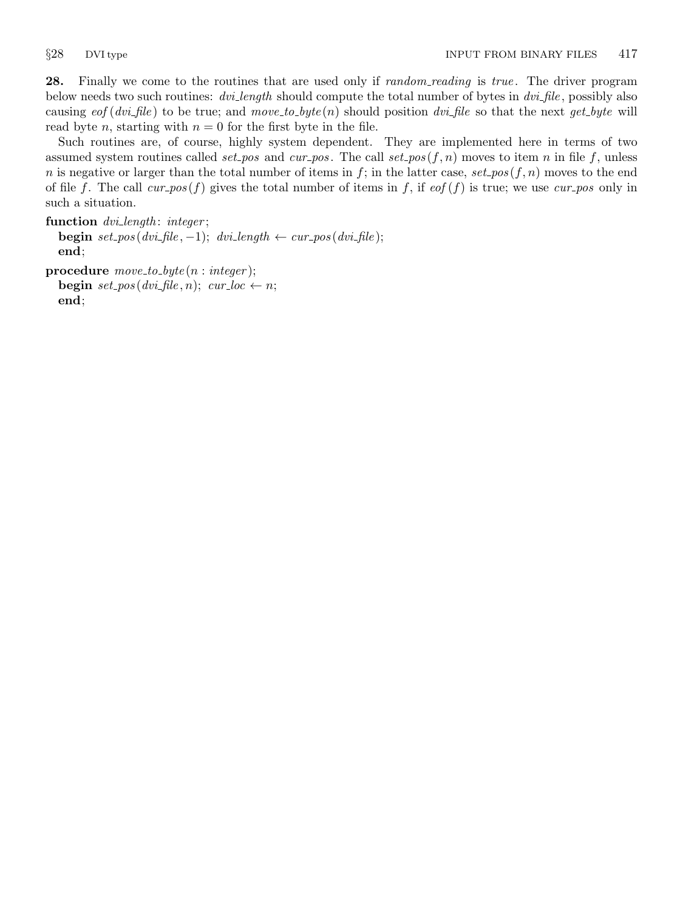**28.** Finally we come to the routines that are used only if *random_reading* is *true*. The driver program below needs two such routines: *dvi_length* should compute the total number of bytes in *dvi_file*, possibly also causing *eof*(*dvi_file*) to be true; and *move_to_byte*($n$) should position *dvi_file* so that the next *get_byte* will read byte $n$, starting with $n = 0$ for the first byte in the file.

Such routines are, of course, highly system dependent. They are implemented here in terms of two assumed system routines called *set_pos* and *cur_pos*. The call *set_pos*($f, n$) moves to item $n$ in file $f$, unless $n$ is negative or larger than the total number of items in $f$; in the latter case, *set_pos*($f, n$) moves to the end of file $f$. The call *cur_pos*($f$) gives the total number of items in $f$, if *eof*($f$) is true; we use *cur_pos* only in such a situation.

**function** *dvi_length*: *integer*;
  **begin** *set_pos*(*dvi_file*, −1); *dvi_length* ← *cur_pos*(*dvi_file*);
  **end**;

**procedure** *move_to_byte*($n$ : *integer*);
  **begin** *set_pos*(*dvi_file*, $n$); *cur_loc* ← $n$;
  **end**;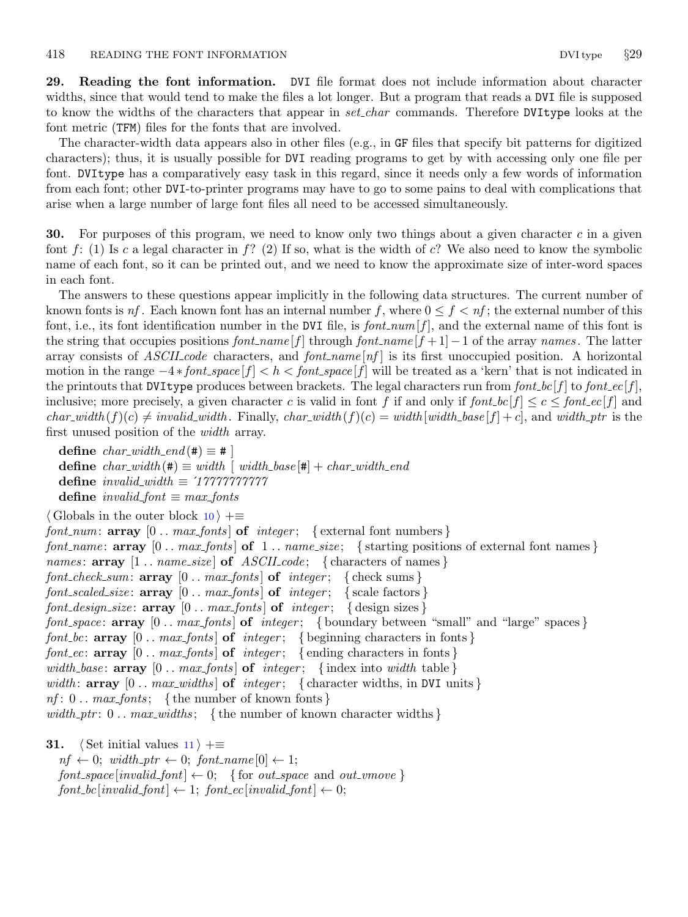**29. Reading the font information.** DVI file format does not include information about character widths, since that would tend to make the files a lot longer. But a program that reads a DVI file is supposed to know the widths of the characters that appear in *set_char* commands. Therefore DVItype looks at the font metric (TFM) files for the fonts that are involved.

The character-width data appears also in other files (e.g., in GF files that specify bit patterns for digitized characters); thus, it is usually possible for DVI reading programs to get by with accessing only one file per font. DVItype has a comparatively easy task in this regard, since it needs only a few words of information from each font; other DVI-to-printer programs may have to go to some pains to deal with complications that arise when a large number of large font files all need to be accessed simultaneously.

**30.** For purposes of this program, we need to know only two things about a given character $c$ in a given font $f$: (1) Is $c$ a legal character in $f$? (2) If so, what is the width of $c$? We also need to know the symbolic name of each font, so it can be printed out, and we need to know the approximate size of inter-word spaces in each font.

The answers to these questions appear implicitly in the following data structures. The current number of known fonts is *nf*. Each known font has an internal number $f$, where $0 \le f < nf$; the external number of this font, i.e., its font identification number in the DVI file, is *font_num*[$f$], and the external name of this font is the string that occupies positions *font_name*[$f$] through *font_name*[$f+1$] $-1$ of the array *names*. The latter array consists of *ASCII_code* characters, and *font_name*[*nf*] is its first unoccupied position. A horizontal motion in the range $-4 * font\_space[f] < h < font\_space[f]$ will be treated as a 'kern' that is not indicated in the printouts that DVItype produces between brackets. The legal characters run from *font_bc*[$f$] to *font_ec*[$f$], inclusive; more precisely, a given character $c$ is valid in font $f$ if and only if $font\_bc[f] \le c \le font\_ec[f]$ and $char\_width(f)(c) \ne invalid\_width$. Finally, $char\_width(f)(c) = width[width\_base[f] + c]$, and *width_ptr* is the first unused position of the *width* array.

```
define char_width_end(#) ≡ # ]
define char_width(#) ≡ width [ width_base[#] + char_width_end
define invalid_width ≡ '17777777777
define invalid_font ≡ max_fonts

⟨Globals in the outer block 10⟩ +≡
font_num: array [0 .. max_fonts] of integer;   { external font numbers }
font_name: array [0 .. max_fonts] of 1 .. name_size;   { starting positions of external font names }
names: array [1 .. name_size] of ASCII_code;   { characters of names }
font_check_sum: array [0 .. max_fonts] of integer;   { check sums }
font_scaled_size: array [0 .. max_fonts] of integer;   { scale factors }
font_design_size: array [0 .. max_fonts] of integer;   { design sizes }
font_space: array [0 .. max_fonts] of integer;   { boundary between "small" and "large" spaces }
font_bc: array [0 .. max_fonts] of integer;   { beginning characters in fonts }
font_ec: array [0 .. max_fonts] of integer;   { ending characters in fonts }
width_base: array [0 .. max_fonts] of integer;   { index into width table }
width: array [0 .. max_widths] of integer;   { character widths, in DVI units }
nf: 0 .. max_fonts;   { the number of known fonts }
width_ptr: 0 .. max_widths;   { the number of known character widths }
```

**31.**
```
⟨Set initial values 11⟩ +≡
nf ← 0; width_ptr ← 0; font_name[0] ← 1;
font_space[invalid_font] ← 0;   { for out_space and out_vmove }
font_bc[invalid_font] ← 1; font_ec[invalid_font] ← 0;
```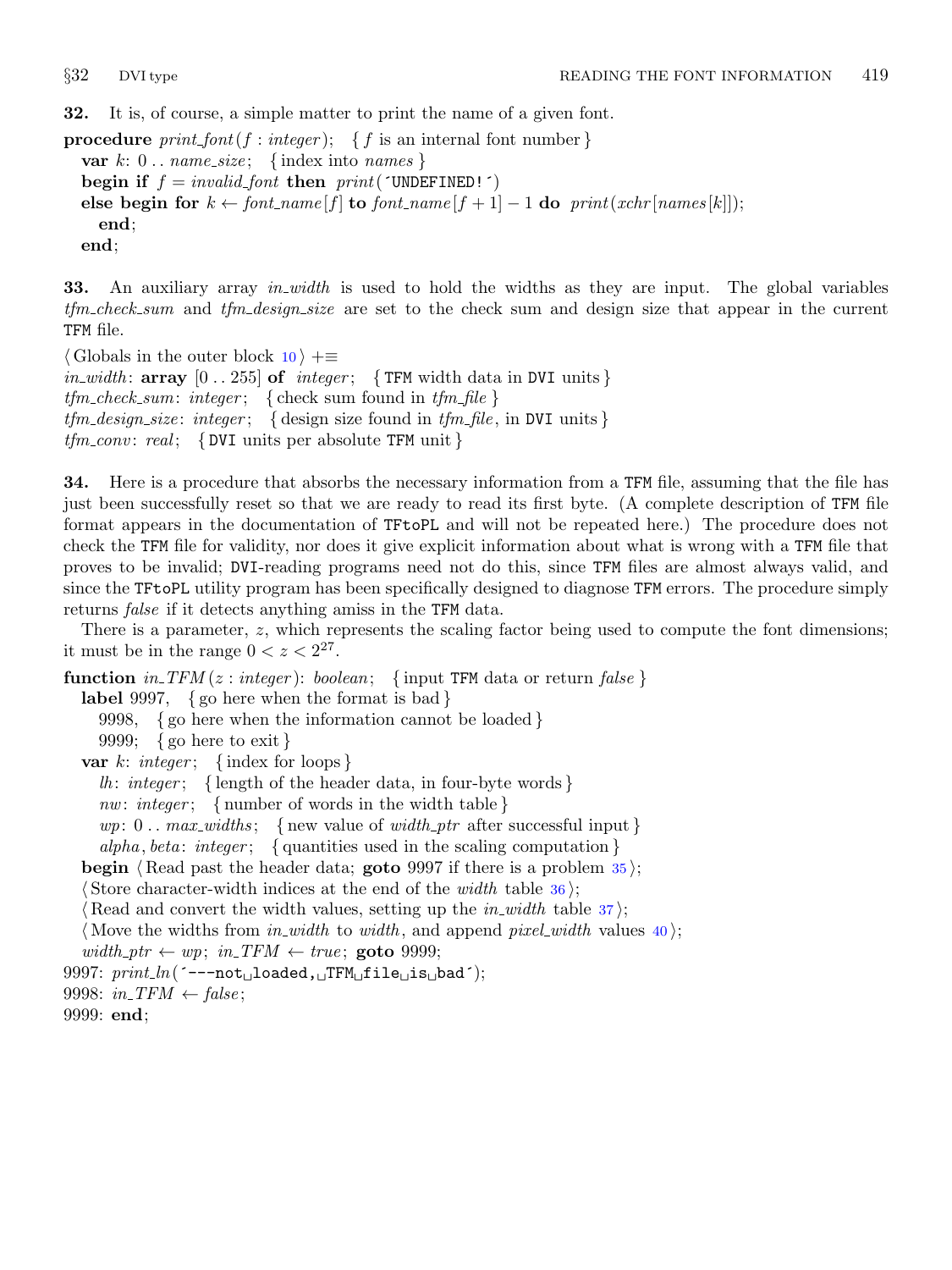**32.** It is, of course, a simple matter to print the name of a given font.

```
procedure print_font(f : integer);   { f is an internal font number }
  var k: 0 .. name_size;   { index into names }
  begin if f = invalid_font then print('UNDEFINED!')
  else begin for k ← font_name[f] to font_name[f + 1] − 1 do print(xchr[names[k]]);
    end;
  end;
```

**33.** An auxiliary array *in_width* is used to hold the widths as they are input. The global variables *tfm_check_sum* and *tfm_design_size* are set to the check sum and design size that appear in the current TFM file.

```
⟨ Globals in the outer block 10 ⟩ +≡
in_width: array [0 .. 255] of integer;   { TFM width data in DVI units }
tfm_check_sum: integer;   { check sum found in tfm_file }
tfm_design_size: integer;   { design size found in tfm_file, in DVI units }
tfm_conv: real;   { DVI units per absolute TFM unit }
```

**34.** Here is a procedure that absorbs the necessary information from a TFM file, assuming that the file has just been successfully reset so that we are ready to read its first byte. (A complete description of TFM file format appears in the documentation of TFtoPL and will not be repeated here.) The procedure does not check the TFM file for validity, nor does it give explicit information about what is wrong with a TFM file that proves to be invalid; DVI-reading programs need not do this, since TFM files are almost always valid, and since the TFtoPL utility program has been specifically designed to diagnose TFM errors. The procedure simply returns *false* if it detects anything amiss in the TFM data.

There is a parameter, $z$, which represents the scaling factor being used to compute the font dimensions; it must be in the range $0 < z < 2^{27}$.

```
function in_TFM(z : integer): boolean;   { input TFM data or return false }
  label 9997,   { go here when the format is bad }
    9998,   { go here when the information cannot be loaded }
    9999;   { go here to exit }
  var k: integer;   { index for loops }
    lh: integer;   { length of the header data, in four-byte words }
    nw: integer;   { number of words in the width table }
    wp: 0 .. max_widths;   { new value of width_ptr after successful input }
    alpha, beta: integer;   { quantities used in the scaling computation }
  begin ⟨ Read past the header data; goto 9997 if there is a problem 35 ⟩;
  ⟨ Store character-width indices at the end of the width table 36 ⟩;
  ⟨ Read and convert the width values, setting up the in_width table 37 ⟩;
  ⟨ Move the widths from in_width to width, and append pixel_width values 40 ⟩;
  width_ptr ← wp; in_TFM ← true; goto 9999;
9997: print_ln('---not loaded, TFM file is bad');
9998: in_TFM ← false;
9999: end;
```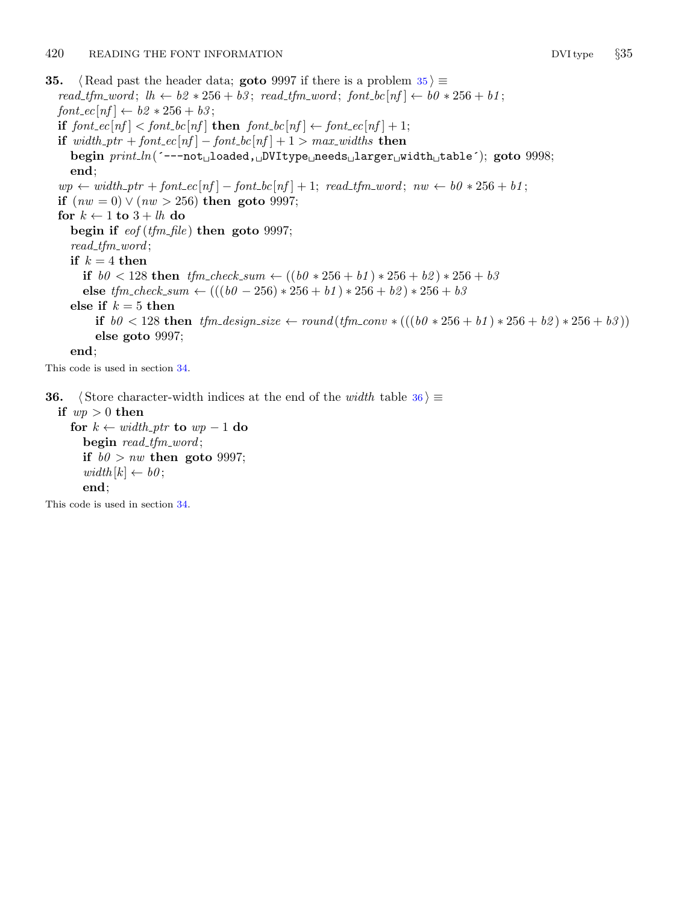**35.** ⟨ Read past the header data; **goto** 9997 if there is a problem 35 ⟩ ≡

*read_tfm_word*; $lh \leftarrow b2 * 256 + b3$; *read_tfm_word*; $font\_bc[nf] \leftarrow b0 * 256 + b1$;
$font\_ec[nf] \leftarrow b2 * 256 + b3$;
**if** $font\_ec[nf] < font\_bc[nf]$ **then** $font\_bc[nf] \leftarrow font\_ec[nf] + 1$;
**if** $width\_ptr + font\_ec[nf] - font\_bc[nf] + 1 > max\_widths$ **then**
  **begin** *print_ln*(´---not␣loaded,␣DVItype␣needs␣larger␣width␣table´); **goto** 9998;
  **end**;
$wp \leftarrow width\_ptr + font\_ec[nf] - font\_bc[nf] + 1$; *read_tfm_word*; $nw \leftarrow b0 * 256 + b1$;
**if** $(nw = 0) \lor (nw > 256)$ **then** **goto** 9997;
**for** $k \leftarrow 1$ **to** $3 + lh$ **do**
  **begin if** *eof*(*tfm_file*) **then** **goto** 9997;
  *read_tfm_word*;
  **if** $k = 4$ **then**
    **if** $b0 < 128$ **then** $tfm\_check\_sum \leftarrow ((b0 * 256 + b1) * 256 + b2) * 256 + b3$
    **else** $tfm\_check\_sum \leftarrow (((b0 - 256) * 256 + b1) * 256 + b2) * 256 + b3$
  **else if** $k = 5$ **then**
      **if** $b0 < 128$ **then** $tfm\_design\_size \leftarrow round(tfm\_conv * (((b0 * 256 + b1) * 256 + b2) * 256 + b3))$
      **else goto** 9997;
  **end**;

This code is used in section 34.

**36.** ⟨ Store character-width indices at the end of the *width* table 36 ⟩ ≡

**if** $wp > 0$ **then**
  **for** $k \leftarrow width\_ptr$ **to** $wp - 1$ **do**
    **begin** *read_tfm_word*;
    **if** $b0 > nw$ **then** **goto** 9997;
    $width[k] \leftarrow b0$;
    **end**;

This code is used in section 34.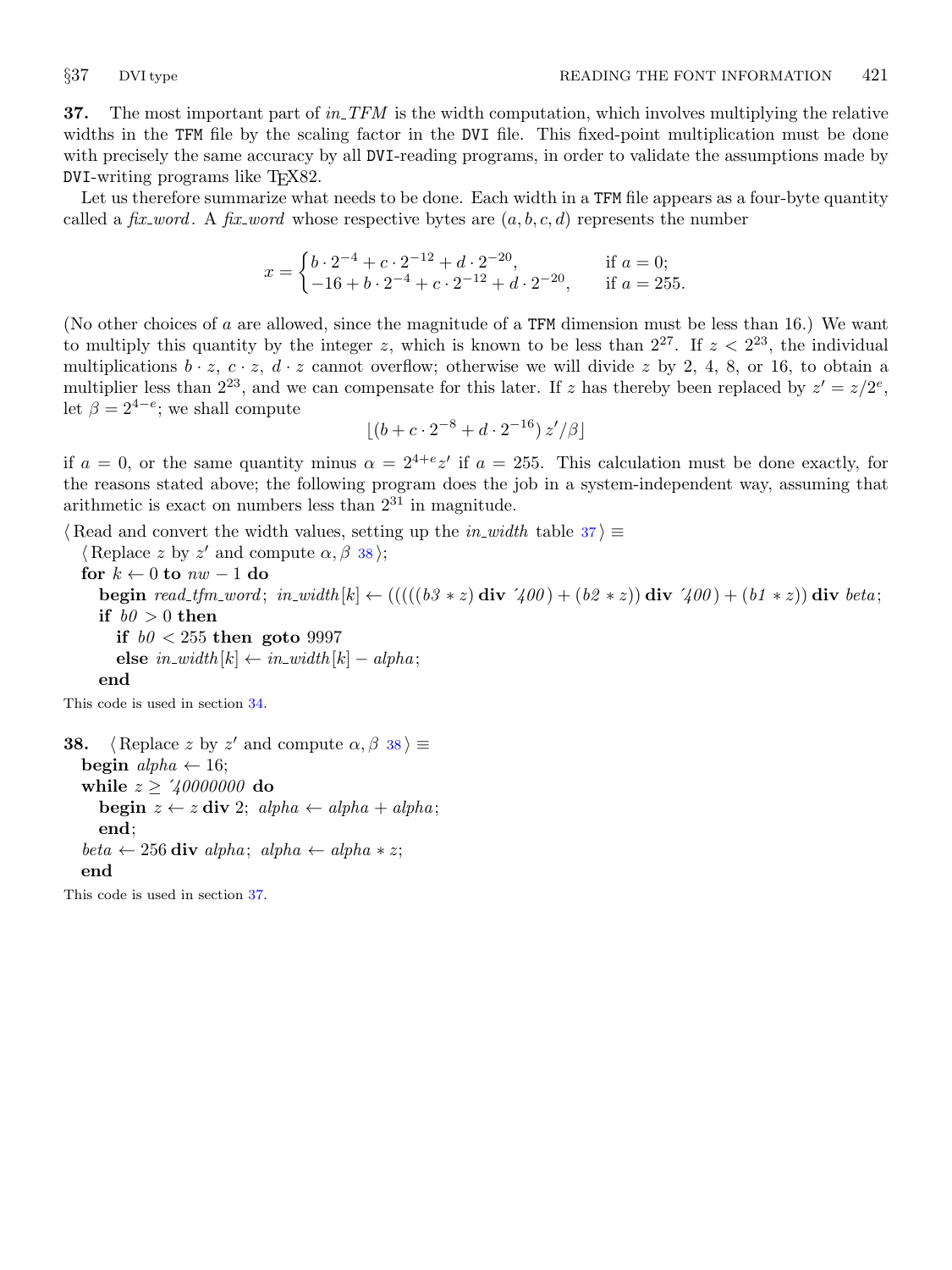**37.** The most important part of *in_TFM* is the width computation, which involves multiplying the relative widths in the TFM file by the scaling factor in the DVI file. This fixed-point multiplication must be done with precisely the same accuracy by all DVI-reading programs, in order to validate the assumptions made by DVI-writing programs like TeX82.

Let us therefore summarize what needs to be done. Each width in a TFM file appears as a four-byte quantity called a *fix_word*. A *fix_word* whose respective bytes are $(a, b, c, d)$ represents the number

$$x = \begin{cases} b \cdot 2^{-4} + c \cdot 2^{-12} + d \cdot 2^{-20}, & \text{if } a = 0; \\ -16 + b \cdot 2^{-4} + c \cdot 2^{-12} + d \cdot 2^{-20}, & \text{if } a = 255. \end{cases}$$

(No other choices of $a$ are allowed, since the magnitude of a TFM dimension must be less than 16.) We want to multiply this quantity by the integer $z$, which is known to be less than $2^{27}$. If $z < 2^{23}$, the individual multiplications $b \cdot z$, $c \cdot z$, $d \cdot z$ cannot overflow; otherwise we will divide $z$ by 2, 4, 8, or 16, to obtain a multiplier less than $2^{23}$, and we can compensate for this later. If $z$ has thereby been replaced by $z' = z/2^e$, let $\beta = 2^{4-e}$; we shall compute

$$\lfloor (b + c \cdot 2^{-8} + d \cdot 2^{-16})\, z'/\beta \rfloor$$

if $a = 0$, or the same quantity minus $\alpha = 2^{4+e} z'$ if $a = 255$. This calculation must be done exactly, for the reasons stated above; the following program does the job in a system-independent way, assuming that arithmetic is exact on numbers less than $2^{31}$ in magnitude.

⟨Read and convert the width values, setting up the *in_width* table 37⟩ ≡
  ⟨Replace $z$ by $z'$ and compute $\alpha, \beta$ 38⟩;
  **for** $k \leftarrow 0$ **to** $nw - 1$ **do**
    **begin** *read_tfm_word*; *in_width*[$k$] ← (((((*b3* ∗ *z*) **div** ′400) + (*b2* ∗ *z*)) **div** ′400) + (*b1* ∗ *z*)) **div** *beta*;
    **if** *b0* > 0 **then**
      **if** *b0* < 255 **then goto** 9997
      **else** *in_width*[$k$] ← *in_width*[$k$] − *alpha*;
    **end**

This code is used in section 34.

**38.** ⟨Replace $z$ by $z'$ and compute $\alpha, \beta$ 38⟩ ≡
  **begin** *alpha* ← 16;
  **while** $z \geq$ ′40000000 **do**
    **begin** $z \leftarrow z$ **div** 2; *alpha* ← *alpha* + *alpha*;
    **end**;
  *beta* ← 256 **div** *alpha*; *alpha* ← *alpha* ∗ *z*;
  **end**

This code is used in section 37.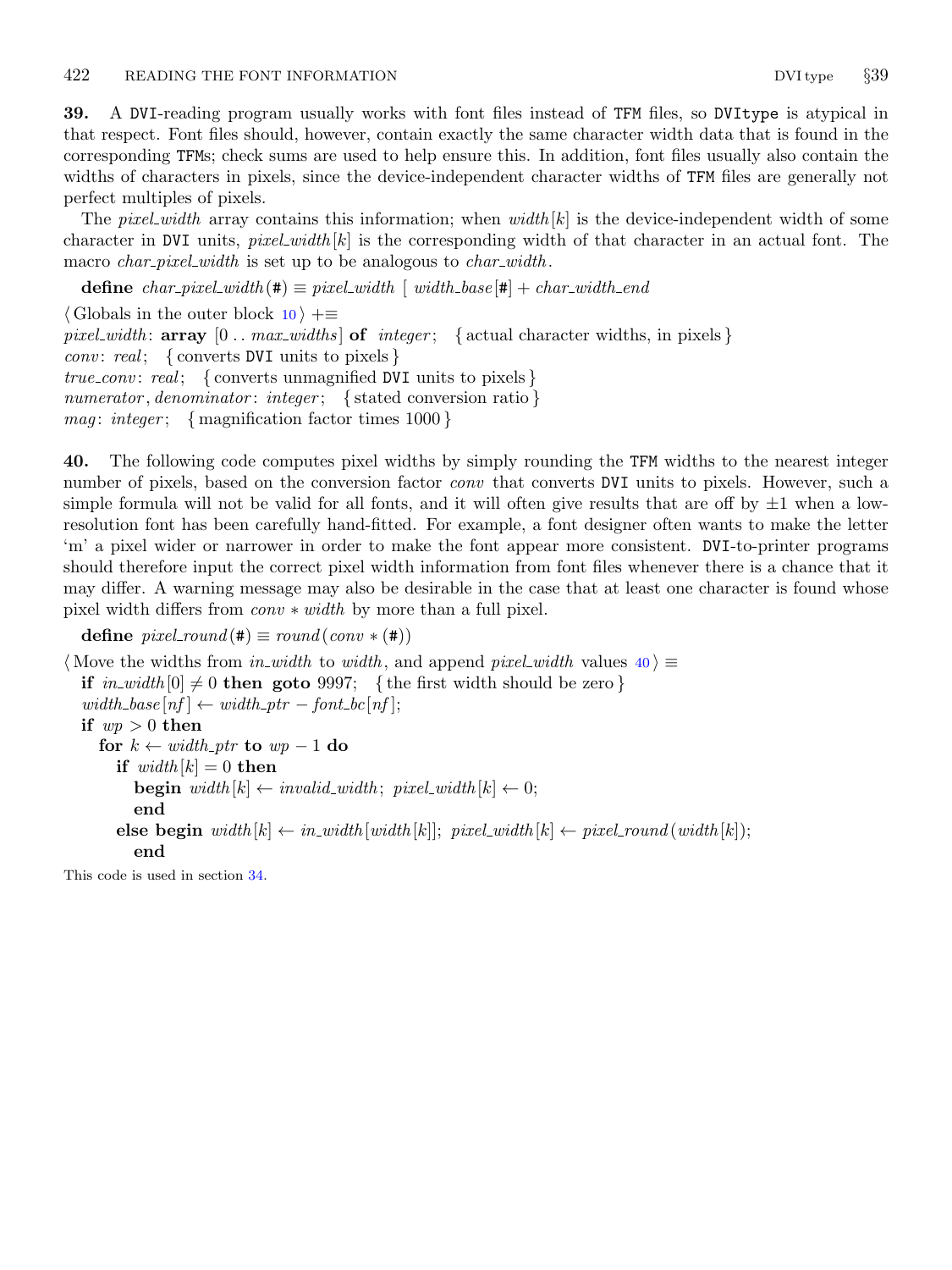**39.** A DVI-reading program usually works with font files instead of TFM files, so DVItype is atypical in that respect. Font files should, however, contain exactly the same character width data that is found in the corresponding TFMs; check sums are used to help ensure this. In addition, font files usually also contain the widths of characters in pixels, since the device-independent character widths of TFM files are generally not perfect multiples of pixels.

The *pixel_width* array contains this information; when *width*[*k*] is the device-independent width of some character in DVI units, *pixel_width*[*k*] is the corresponding width of that character in an actual font. The macro *char_pixel_width* is set up to be analogous to *char_width*.

```
define char_pixel_width(#) ≡ pixel_width [ width_base[#] + char_width_end

⟨ Globals in the outer block 10 ⟩ +≡
pixel_width: array [0 .. max_widths] of integer;  { actual character widths, in pixels }
conv: real;  { converts DVI units to pixels }
true_conv: real;  { converts unmagnified DVI units to pixels }
numerator, denominator: integer;  { stated conversion ratio }
mag: integer;  { magnification factor times 1000 }
```

**40.** The following code computes pixel widths by simply rounding the TFM widths to the nearest integer number of pixels, based on the conversion factor *conv* that converts DVI units to pixels. However, such a simple formula will not be valid for all fonts, and it will often give results that are off by ±1 when a low-resolution font has been carefully hand-fitted. For example, a font designer often wants to make the letter 'm' a pixel wider or narrower in order to make the font appear more consistent. DVI-to-printer programs should therefore input the correct pixel width information from font files whenever there is a chance that it may differ. A warning message may also be desirable in the case that at least one character is found whose pixel width differs from *conv* ∗ *width* by more than a full pixel.

```
define pixel_round(#) ≡ round(conv ∗ (#))

⟨ Move the widths from in_width to width, and append pixel_width values 40 ⟩ ≡
  if in_width[0] ≠ 0 then goto 9997;  { the first width should be zero }
  width_base[nf] ← width_ptr − font_bc[nf];
  if wp > 0 then
    for k ← width_ptr to wp − 1 do
      if width[k] = 0 then
        begin width[k] ← invalid_width; pixel_width[k] ← 0;
        end
      else begin width[k] ← in_width[width[k]]; pixel_width[k] ← pixel_round(width[k]);
        end
```

This code is used in section 34.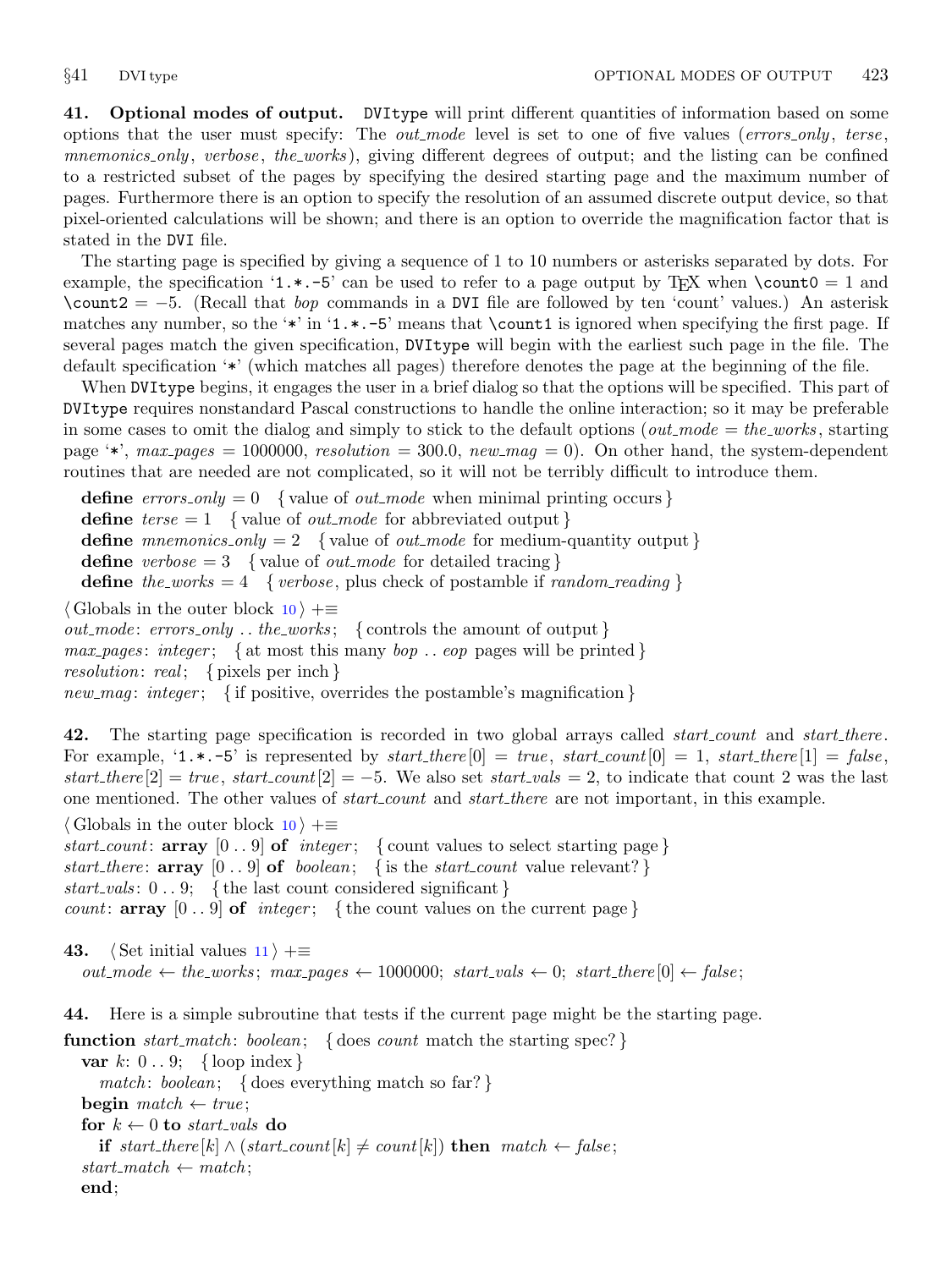**41. Optional modes of output.** DVItype will print different quantities of information based on some options that the user must specify: The *out_mode* level is set to one of five values (*errors_only*, *terse*, *mnemonics_only*, *verbose*, *the_works*), giving different degrees of output; and the listing can be confined to a restricted subset of the pages by specifying the desired starting page and the maximum number of pages. Furthermore there is an option to specify the resolution of an assumed discrete output device, so that pixel-oriented calculations will be shown; and there is an option to override the magnification factor that is stated in the DVI file.

The starting page is specified by giving a sequence of 1 to 10 numbers or asterisks separated by dots. For example, the specification '1.*.-5' can be used to refer to a page output by TEX when \count0 = 1 and \count2 = −5. (Recall that *bop* commands in a DVI file are followed by ten 'count' values.) An asterisk matches any number, so the '*' in '1.*.-5' means that \count1 is ignored when specifying the first page. If several pages match the given specification, DVItype will begin with the earliest such page in the file. The default specification '*' (which matches all pages) therefore denotes the page at the beginning of the file.

When DVItype begins, it engages the user in a brief dialog so that the options will be specified. This part of DVItype requires nonstandard Pascal constructions to handle the online interaction; so it may be preferable in some cases to omit the dialog and simply to stick to the default options (*out_mode* = *the_works*, starting page '*', *max_pages* = 1000000, *resolution* = 300.0, *new_mag* = 0). On other hand, the system-dependent routines that are needed are not complicated, so it will not be terribly difficult to introduce them.

```
define errors_only = 0   { value of out_mode when minimal printing occurs }
define terse = 1   { value of out_mode for abbreviated output }
define mnemonics_only = 2   { value of out_mode for medium-quantity output }
define verbose = 3   { value of out_mode for detailed tracing }
define the_works = 4   { verbose, plus check of postamble if random_reading }

⟨ Globals in the outer block 10 ⟩ +≡
out_mode: errors_only .. the_works;   { controls the amount of output }
max_pages: integer;   { at most this many bop .. eop pages will be printed }
resolution: real;   { pixels per inch }
new_mag: integer;   { if positive, overrides the postamble's magnification }
```

**42.** The starting page specification is recorded in two global arrays called *start_count* and *start_there*. For example, '1.*.-5' is represented by *start_there*[0] = *true*, *start_count*[0] = 1, *start_there*[1] = *false*, *start_there*[2] = *true*, *start_count*[2] = −5. We also set *start_vals* = 2, to indicate that count 2 was the last one mentioned. The other values of *start_count* and *start_there* are not important, in this example.

```
⟨ Globals in the outer block 10 ⟩ +≡
start_count: array [0 .. 9] of integer;   { count values to select starting page }
start_there: array [0 .. 9] of boolean;   { is the start_count value relevant? }
start_vals: 0 .. 9;   { the last count considered significant }
count: array [0 .. 9] of integer;   { the count values on the current page }
```

**43.**
```
⟨ Set initial values 11 ⟩ +≡
  out_mode ← the_works; max_pages ← 1000000; start_vals ← 0; start_there[0] ← false;
```

**44.** Here is a simple subroutine that tests if the current page might be the starting page.

```
function start_match: boolean;   { does count match the starting spec? }
  var k: 0 .. 9;   { loop index }
    match: boolean;   { does everything match so far? }
  begin match ← true;
  for k ← 0 to start_vals do
    if start_there[k] ∧ (start_count[k] ≠ count[k]) then match ← false;
  start_match ← match;
  end;
```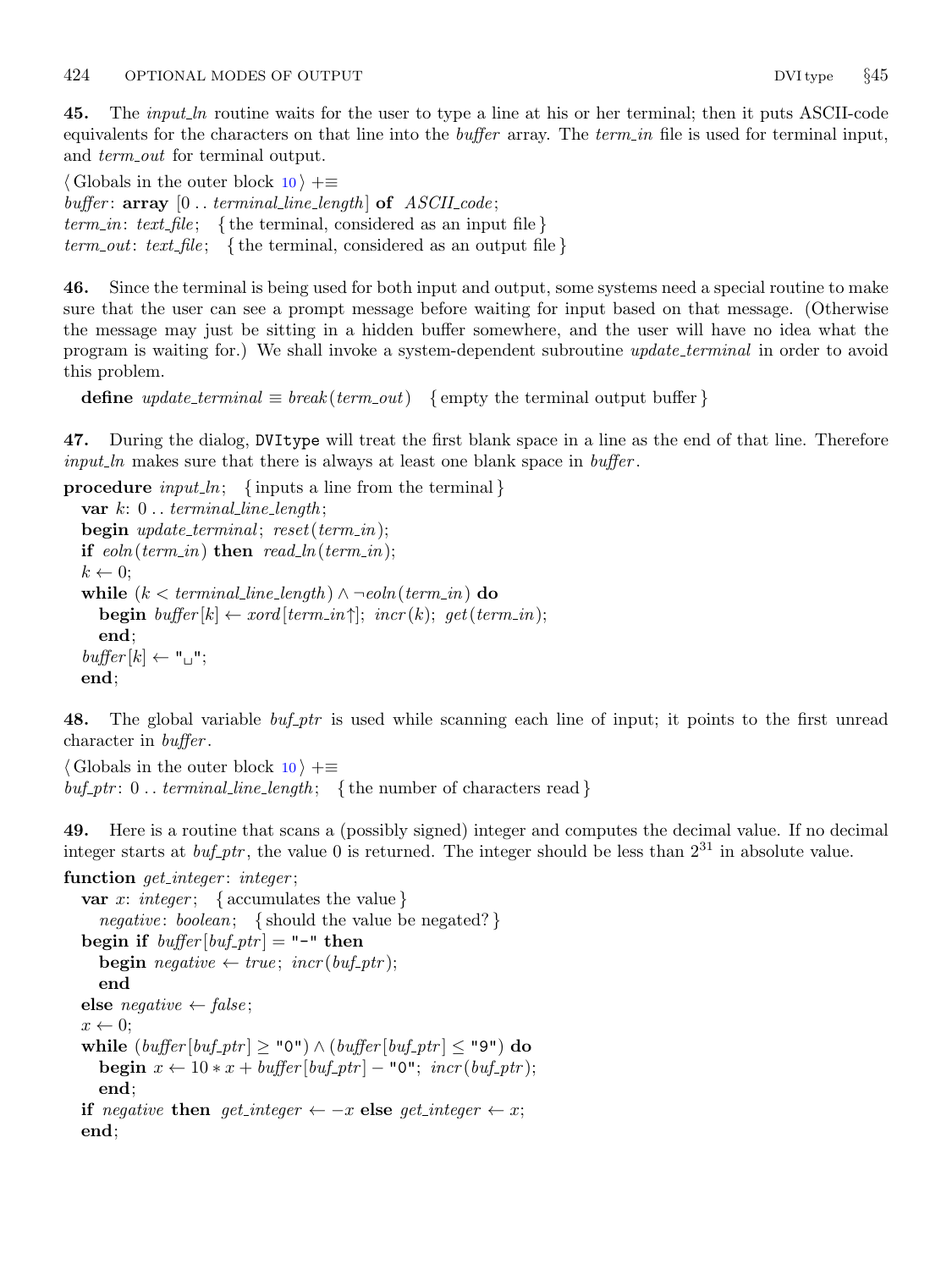**45.** The *input_ln* routine waits for the user to type a line at his or her terminal; then it puts ASCII-code equivalents for the characters on that line into the *buffer* array. The *term_in* file is used for terminal input, and *term_out* for terminal output.

```
⟨ Globals in the outer block 10 ⟩ +≡
buffer: array [0 .. terminal_line_length] of ASCII_code;
term_in: text_file;   { the terminal, considered as an input file }
term_out: text_file;   { the terminal, considered as an output file }
```

**46.** Since the terminal is being used for both input and output, some systems need a special routine to make sure that the user can see a prompt message before waiting for input based on that message. (Otherwise the message may just be sitting in a hidden buffer somewhere, and the user will have no idea what the program is waiting for.) We shall invoke a system-dependent subroutine *update_terminal* in order to avoid this problem.

```
define update_terminal ≡ break(term_out)   { empty the terminal output buffer }
```

**47.** During the dialog, DVItype will treat the first blank space in a line as the end of that line. Therefore *input_ln* makes sure that there is always at least one blank space in *buffer*.

```
procedure input_ln;   { inputs a line from the terminal }
  var k: 0 .. terminal_line_length;
  begin update_terminal; reset(term_in);
  if eoln(term_in) then read_ln(term_in);
  k ← 0;
  while (k < terminal_line_length) ∧ ¬eoln(term_in) do
    begin buffer[k] ← xord[term_in↑]; incr(k); get(term_in);
    end;
  buffer[k] ← "␣";
  end;
```

**48.** The global variable *buf_ptr* is used while scanning each line of input; it points to the first unread character in *buffer*.

```
⟨ Globals in the outer block 10 ⟩ +≡
buf_ptr: 0 .. terminal_line_length;   { the number of characters read }
```

**49.** Here is a routine that scans a (possibly signed) integer and computes the decimal value. If no decimal integer starts at *buf_ptr*, the value 0 is returned. The integer should be less than $2^{31}$ in absolute value.

```
function get_integer: integer;
  var x: integer;   { accumulates the value }
    negative: boolean;   { should the value be negated? }
  begin if buffer[buf_ptr] = "-" then
    begin negative ← true; incr(buf_ptr);
    end
  else negative ← false;
  x ← 0;
  while (buffer[buf_ptr] ≥ "0") ∧ (buffer[buf_ptr] ≤ "9") do
    begin x ← 10 * x + buffer[buf_ptr] − "0"; incr(buf_ptr);
    end;
  if negative then get_integer ← −x else get_integer ← x;
  end;
```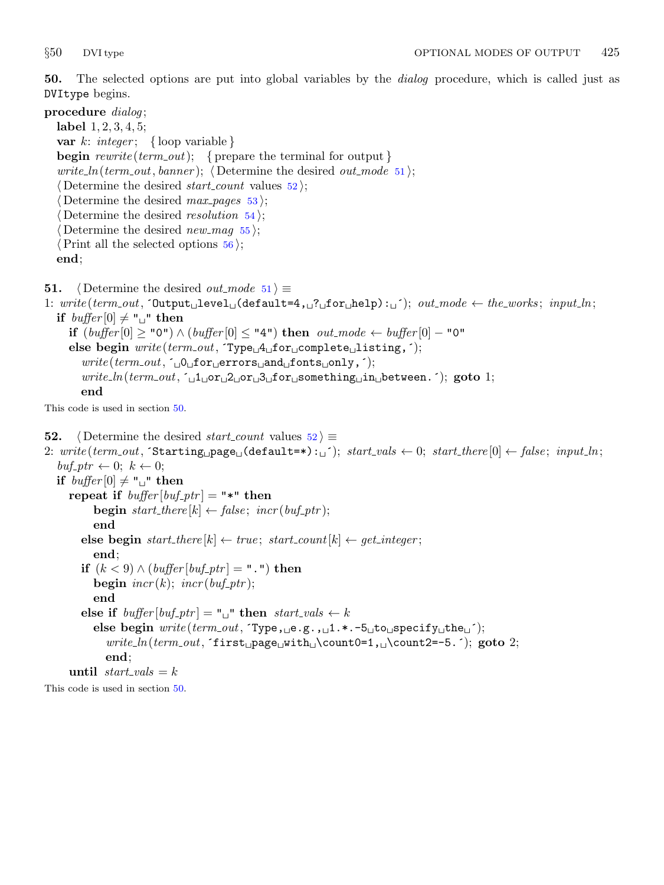**50.** The selected options are put into global variables by the *dialog* procedure, which is called just as DVItype begins.

```
procedure dialog;
  label 1, 2, 3, 4, 5;
  var k: integer;  { loop variable }
  begin rewrite(term_out);  { prepare the terminal for output }
  write_ln(term_out, banner); ⟨Determine the desired out_mode 51⟩;
  ⟨Determine the desired start_count values 52⟩;
  ⟨Determine the desired max_pages 53⟩;
  ⟨Determine the desired resolution 54⟩;
  ⟨Determine the desired new_mag 55⟩;
  ⟨Print all the selected options 56⟩;
  end;
```

**51.** ⟨Determine the desired *out_mode* 51⟩ ≡

```
1: write(term_out, ´Output␣level␣(default=4,␣?␣for␣help):␣´); out_mode ← the_works; input_ln;
  if buffer[0] ≠ "␣" then
    if (buffer[0] ≥ "0") ∧ (buffer[0] ≤ "4") then out_mode ← buffer[0] − "0"
    else begin write(term_out, ´Type␣4␣for␣complete␣listing,´);
      write(term_out, ´␣0␣for␣errors␣and␣fonts␣only,´);
      write_ln(term_out, ´␣1␣or␣2␣or␣3␣for␣something␣in␣between.´); goto 1;
      end
```

This code is used in section 50.

**52.** ⟨Determine the desired *start_count* values 52⟩ ≡

```
2: write(term_out, ´Starting␣page␣(default=*):␣´); start_vals ← 0; start_there[0] ← false; input_ln;
  buf_ptr ← 0; k ← 0;
  if buffer[0] ≠ "␣" then
    repeat if buffer[buf_ptr] = "*" then
        begin start_there[k] ← false; incr(buf_ptr);
        end
      else begin start_there[k] ← true; start_count[k] ← get_integer;
        end;
      if (k < 9) ∧ (buffer[buf_ptr] = ".") then
        begin incr(k); incr(buf_ptr);
        end
      else if buffer[buf_ptr] = "␣" then start_vals ← k
        else begin write(term_out, ´Type,␣e.g.,␣1.*.-5␣to␣specify␣the␣´);
          write_ln(term_out, ´first␣page␣with␣\count0=1,␣\count2=-5.´); goto 2;
          end;
    until start_vals = k
```

This code is used in section 50.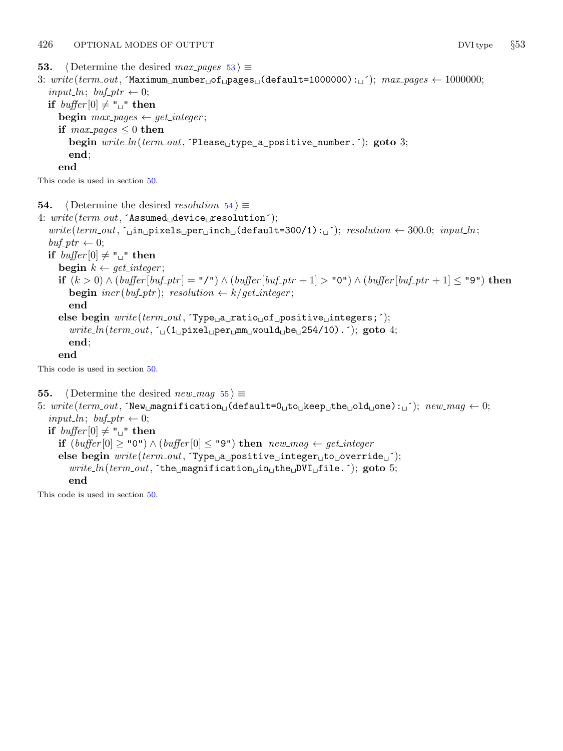**53.** ⟨ Determine the desired *max_pages* 53 ⟩ ≡

```
3: write(term_out, ´Maximum␣number␣of␣pages␣(default=1000000):␣´); max_pages ← 1000000;
   input_ln; buf_ptr ← 0;
   if buffer[0] ≠ "␣" then
      begin max_pages ← get_integer;
      if max_pages ≤ 0 then
         begin write_ln(term_out, ´Please␣type␣a␣positive␣number.´); goto 3;
         end;
      end
```

This code is used in section 50.

**54.** ⟨ Determine the desired *resolution* 54 ⟩ ≡

```
4: write(term_out, ´Assumed␣device␣resolution´);
   write(term_out, ´␣in␣pixels␣per␣inch␣(default=300/1):␣´); resolution ← 300.0; input_ln;
   buf_ptr ← 0;
   if buffer[0] ≠ "␣" then
      begin k ← get_integer;
      if (k > 0) ∧ (buffer[buf_ptr] = "/") ∧ (buffer[buf_ptr + 1] > "0") ∧ (buffer[buf_ptr + 1] ≤ "9") then
         begin incr(buf_ptr); resolution ← k/get_integer;
         end
      else begin write(term_out, ´Type␣a␣ratio␣of␣positive␣integers;´);
         write_ln(term_out, ´␣(1␣pixel␣per␣mm␣would␣be␣254/10).´); goto 4;
         end;
      end
```

This code is used in section 50.

**55.** ⟨ Determine the desired *new_mag* 55 ⟩ ≡

```
5: write(term_out, ´New␣magnification␣(default=0␣to␣keep␣the␣old␣one):␣´); new_mag ← 0;
   input_ln; buf_ptr ← 0;
   if buffer[0] ≠ "␣" then
      if (buffer[0] ≥ "0") ∧ (buffer[0] ≤ "9") then new_mag ← get_integer
      else begin write(term_out, ´Type␣a␣positive␣integer␣to␣override␣´);
         write_ln(term_out, ´the␣magnification␣in␣the␣DVI␣file.´); goto 5;
         end
```

This code is used in section 50.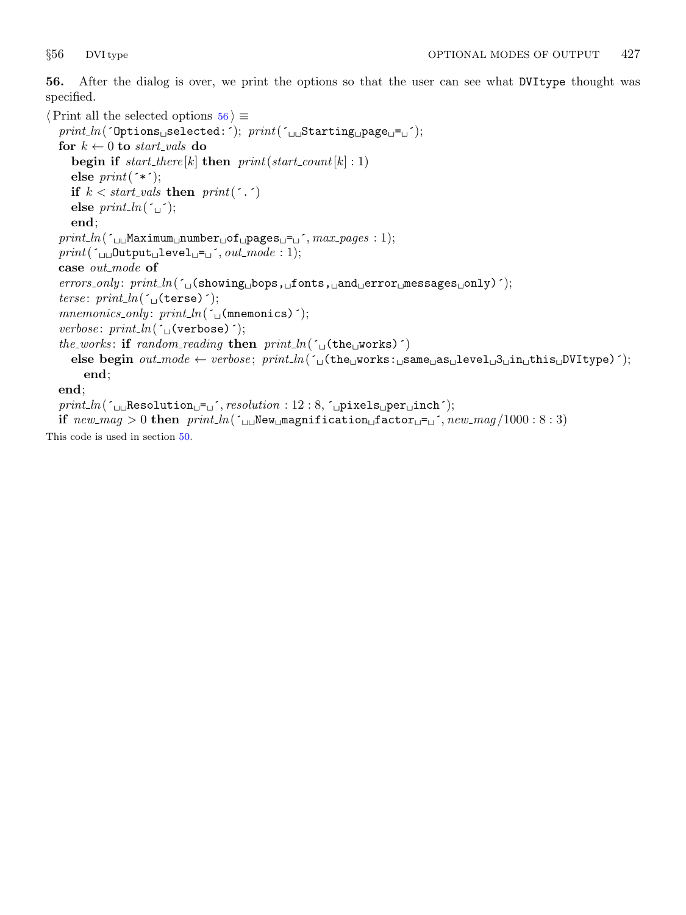**56.** After the dialog is over, we print the options so that the user can see what DVItype thought was specified.

```
⟨Print all the selected options 56⟩ ≡
  print_ln('Options selected:'); print('  Starting page = ');
  for k ← 0 to start_vals do
    begin if start_there[k] then print(start_count[k] : 1)
    else print('*');
    if k < start_vals then print('.')
    else print_ln(' ');
    end;
  print_ln('  Maximum number of pages = ', max_pages : 1);
  print('  Output level = ', out_mode : 1);
  case out_mode of
  errors_only: print_ln(' (showing bops, fonts, and error messages only)');
  terse: print_ln(' (terse)');
  mnemonics_only: print_ln(' (mnemonics)');
  verbose: print_ln(' (verbose)');
  the_works: if random_reading then print_ln(' (the works)')
    else begin out_mode ← verbose; print_ln(' (the works: same as level 3 in this DVItype)');
      end;
  end;
  print_ln('  Resolution = ', resolution : 12 : 8, ' pixels per inch');
  if new_mag > 0 then print_ln('  New magnification factor = ', new_mag/1000 : 8 : 3)
```

This code is used in section 50.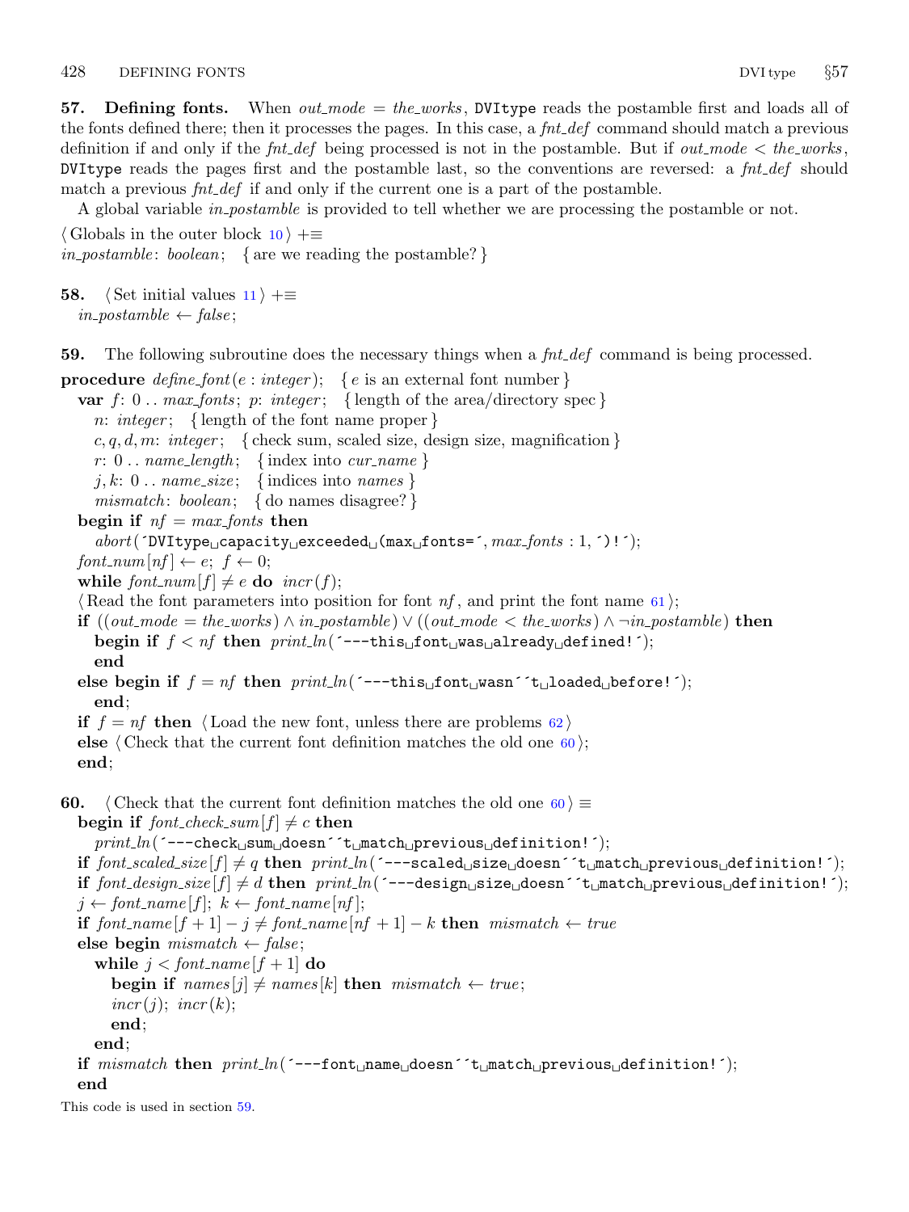**57. Defining fonts.** When *out_mode* = *the_works*, DVItype reads the postamble first and loads all of the fonts defined there; then it processes the pages. In this case, a *fnt_def* command should match a previous definition if and only if the *fnt_def* being processed is not in the postamble. But if *out_mode* < *the_works*, DVItype reads the pages first and the postamble last, so the conventions are reversed: a *fnt_def* should match a previous *fnt_def* if and only if the current one is a part of the postamble.

A global variable *in_postamble* is provided to tell whether we are processing the postamble or not.

```
⟨ Globals in the outer block 10 ⟩ +≡
in_postamble: boolean;   { are we reading the postamble? }
```

**58.**
```
⟨ Set initial values 11 ⟩ +≡
  in_postamble ← false;
```

**59.** The following subroutine does the necessary things when a *fnt_def* command is being processed.

```
procedure define_font(e : integer);   { e is an external font number }
  var f: 0 .. max_fonts; p: integer;   { length of the area/directory spec }
    n: integer;   { length of the font name proper }
    c, q, d, m: integer;   { check sum, scaled size, design size, magnification }
    r: 0 .. name_length;   { index into cur_name }
    j, k: 0 .. name_size;   { indices into names }
    mismatch: boolean;   { do names disagree? }
  begin if nf = max_fonts then
    abort('DVItype capacity exceeded (max fonts=', max_fonts : 1, ')!');
  font_num[nf] ← e; f ← 0;
  while font_num[f] ≠ e do incr(f);
  ⟨ Read the font parameters into position for font nf, and print the font name 61 ⟩;
  if ((out_mode = the_works) ∧ in_postamble) ∨ ((out_mode < the_works) ∧ ¬in_postamble) then
    begin if f < nf then print_ln('---this font was already defined!');
    end
  else begin if f = nf then print_ln('---this font wasn''t loaded before!');
    end;
  if f = nf then ⟨ Load the new font, unless there are problems 62 ⟩
  else ⟨ Check that the current font definition matches the old one 60 ⟩;
  end;
```

**60.**
```
⟨ Check that the current font definition matches the old one 60 ⟩ ≡
  begin if font_check_sum[f] ≠ c then
    print_ln('---check sum doesn''t match previous definition!');
  if font_scaled_size[f] ≠ q then print_ln('---scaled size doesn''t match previous definition!');
  if font_design_size[f] ≠ d then print_ln('---design size doesn''t match previous definition!');
  j ← font_name[f]; k ← font_name[nf];
  if font_name[f + 1] − j ≠ font_name[nf + 1] − k then mismatch ← true
  else begin mismatch ← false;
    while j < font_name[f + 1] do
      begin if names[j] ≠ names[k] then mismatch ← true;
      incr(j); incr(k);
      end;
    end;
  if mismatch then print_ln('---font name doesn''t match previous definition!');
  end
```

This code is used in section 59.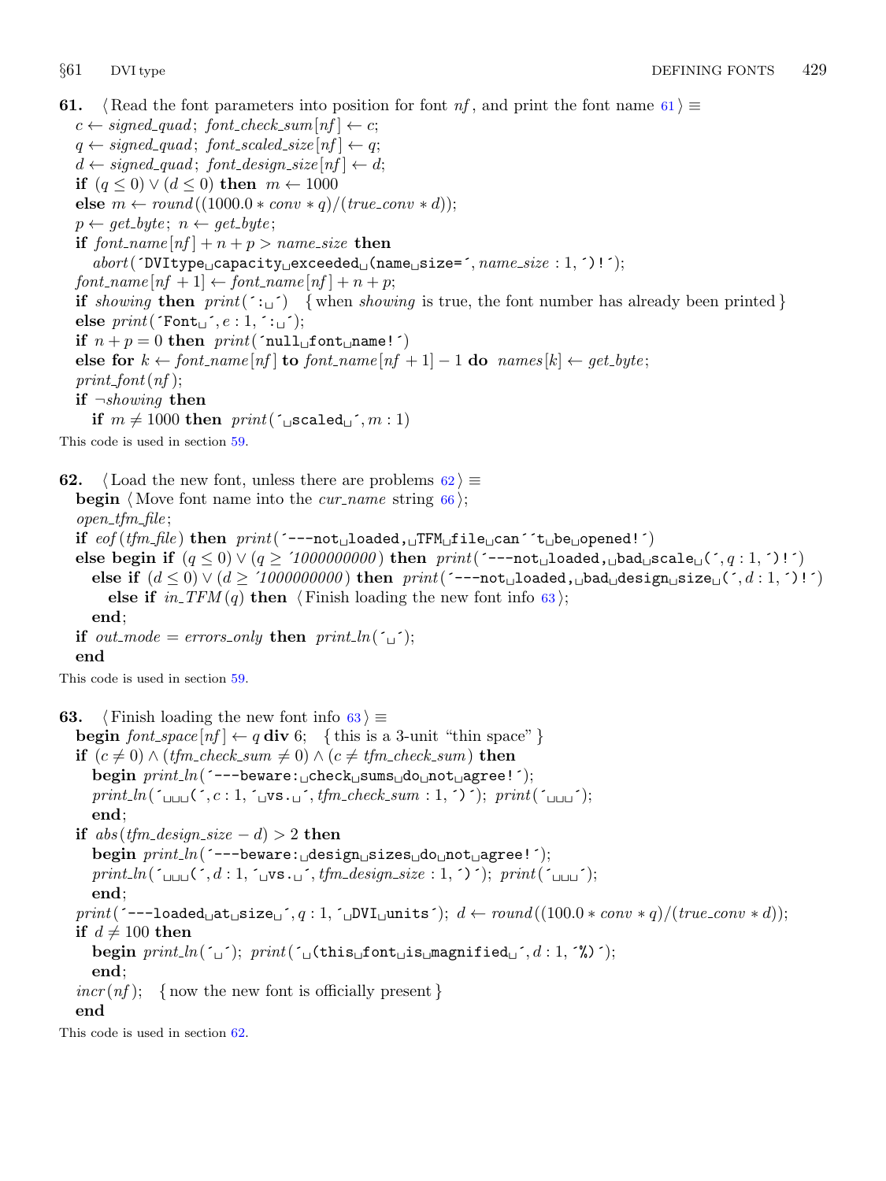**61.** ⟨Read the font parameters into position for font *nf*, and print the font name 61⟩ ≡

$c \leftarrow$ *signed_quad*; *font_check_sum*$[nf] \leftarrow c$;
$q \leftarrow$ *signed_quad*; *font_scaled_size*$[nf] \leftarrow q$;
$d \leftarrow$ *signed_quad*; *font_design_size*$[nf] \leftarrow d$;
**if** $(q \le 0) \lor (d \le 0)$ **then** $m \leftarrow 1000$
**else** $m \leftarrow$ *round*$((1000.0 * conv * q)/(true\_conv * d))$;
$p \leftarrow$ *get_byte*; $n \leftarrow$ *get_byte*;
**if** *font_name*$[nf] + n + p >$ *name_size* **then**
  *abort*(´DVItype␣capacity␣exceeded␣(name␣size=´, *name_size* : 1, ´)!´);
*font_name*$[nf + 1] \leftarrow$ *font_name*$[nf] + n + p$;
**if** *showing* **then** *print*(´:␣´) { when *showing* is true, the font number has already been printed }
**else** *print*(´Font␣´, $e$ : 1, ´:␣´);
**if** $n + p = 0$ **then** *print*(´null␣font␣name!´)
**else for** $k \leftarrow$ *font_name*$[nf]$ **to** *font_name*$[nf + 1] - 1$ **do** *names*$[k] \leftarrow$ *get_byte*;
*print_font*(*nf*);
**if** $\neg$*showing* **then**
  **if** $m \ne 1000$ **then** *print*(´␣scaled␣´, $m$ : 1)

This code is used in section 59.

**62.** ⟨Load the new font, unless there are problems 62⟩ ≡

**begin** ⟨Move font name into the *cur_name* string 66⟩;
*open_tfm_file*;
**if** *eof*(*tfm_file*) **then** *print*(´---not␣loaded,␣TFM␣file␣can´´t␣be␣opened!´)
**else begin if** $(q \le 0) \lor (q \ge$ ´*1000000000*$)$ **then** *print*(´---not␣loaded,␣bad␣scale␣(´, $q$ : 1, ´)!´)
  **else if** $(d \le 0) \lor (d \ge$ ´*1000000000*$)$ **then** *print*(´---not␣loaded,␣bad␣design␣size␣(´, $d$ : 1, ´)!´)
    **else if** *in_TFM*$(q)$ **then** ⟨Finish loading the new font info 63⟩;
  **end**;
**if** *out_mode* = *errors_only* **then** *print_ln*(´␣´);
**end**

This code is used in section 59.

**63.** ⟨Finish loading the new font info 63⟩ ≡

**begin** *font_space*$[nf] \leftarrow q$ **div** 6; { this is a 3-unit "thin space" }
**if** $(c \ne 0) \land (tfm\_check\_sum \ne 0) \land (c \ne tfm\_check\_sum)$ **then**
  **begin** *print_ln*(´---beware:␣check␣sums␣do␣not␣agree!´);
  *print_ln*(´␣␣␣(´, $c$ : 1, ´␣vs.␣´, *tfm_check_sum* : 1, ´)´); *print*(´␣␣␣´);
  **end**;
**if** *abs*$(tfm\_design\_size - d) > 2$ **then**
  **begin** *print_ln*(´---beware:␣design␣sizes␣do␣not␣agree!´);
  *print_ln*(´␣␣␣(´, $d$ : 1, ´␣vs.␣´, *tfm_design_size* : 1, ´)´); *print*(´␣␣␣´);
  **end**;
*print*(´---loaded␣at␣size␣´, $q$ : 1, ´␣DVI␣units´); $d \leftarrow$ *round*$((100.0 * conv * q)/(true\_conv * d))$;
**if** $d \ne 100$ **then**
  **begin** *print_ln*(´␣´); *print*(´␣(this␣font␣is␣magnified␣´, $d$ : 1, ´%)´);
  **end**;
*incr*(*nf*); { now the new font is officially present }
**end**

This code is used in section 62.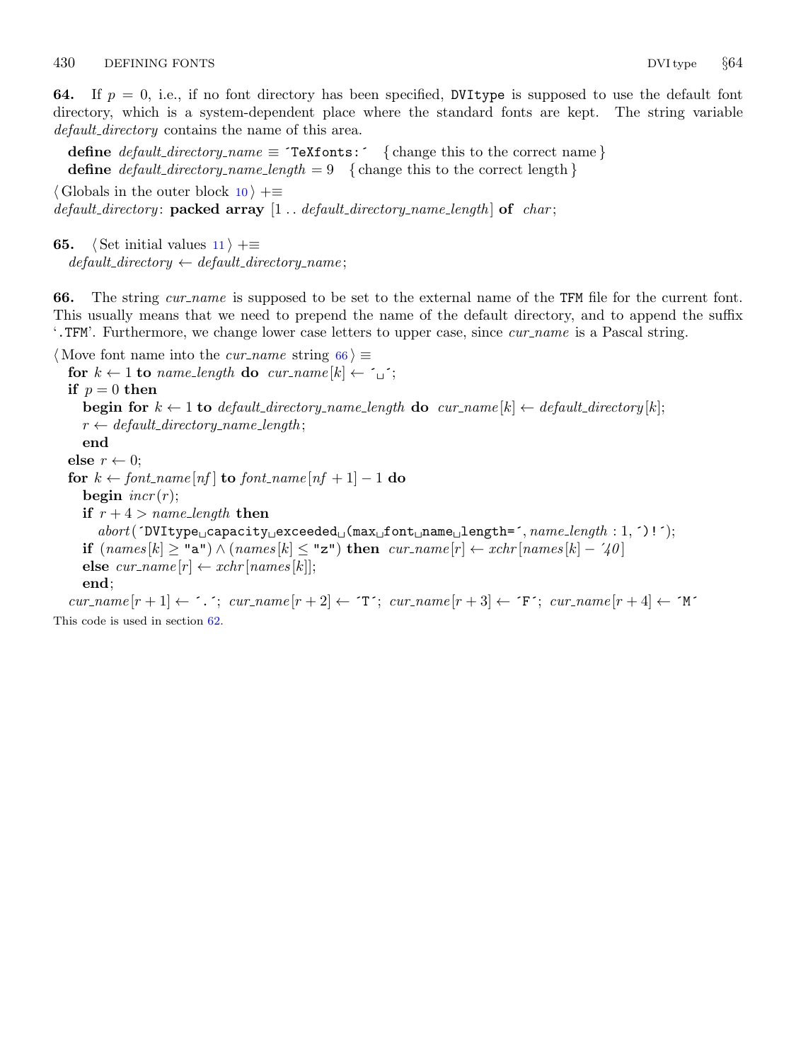**64.** If $p = 0$, i.e., if no font directory has been specified, `DVItype` is supposed to use the default font directory, which is a system-dependent place where the standard fonts are kept. The string variable *default_directory* contains the name of this area.

```
define default_directory_name ≡ ´TeXfonts:´ { change this to the correct name }
define default_directory_name_length = 9 { change this to the correct length }
```

⟨ Globals in the outer block 10 ⟩ +≡
*default_directory*: **packed array** [1 .. *default_directory_name_length*] **of** *char*;

**65.** ⟨ Set initial values 11 ⟩ +≡
*default_directory* ← *default_directory_name*;

**66.** The string *cur_name* is supposed to be set to the external name of the `TFM` file for the current font. This usually means that we need to prepend the name of the default directory, and to append the suffix '`.TFM`'. Furthermore, we change lower case letters to upper case, since *cur_name* is a Pascal string.

⟨ Move font name into the *cur_name* string 66 ⟩ ≡

```
for k ← 1 to name_length do cur_name[k] ← ´␣´;
if p = 0 then
  begin for k ← 1 to default_directory_name_length do cur_name[k] ← default_directory[k];
  r ← default_directory_name_length;
  end
else r ← 0;
for k ← font_name[nf] to font_name[nf + 1] − 1 do
  begin incr(r);
  if r + 4 > name_length then
    abort(´DVItype␣capacity␣exceeded␣(max␣font␣name␣length=´, name_length : 1, ´)!´);
  if (names[k] ≥ "a") ∧ (names[k] ≤ "z") then cur_name[r] ← xchr[names[k] − ´40]
  else cur_name[r] ← xchr[names[k]];
  end;
cur_name[r + 1] ← ´.´; cur_name[r + 2] ← ´T´; cur_name[r + 3] ← ´F´; cur_name[r + 4] ← ´M´
```

This code is used in section 62.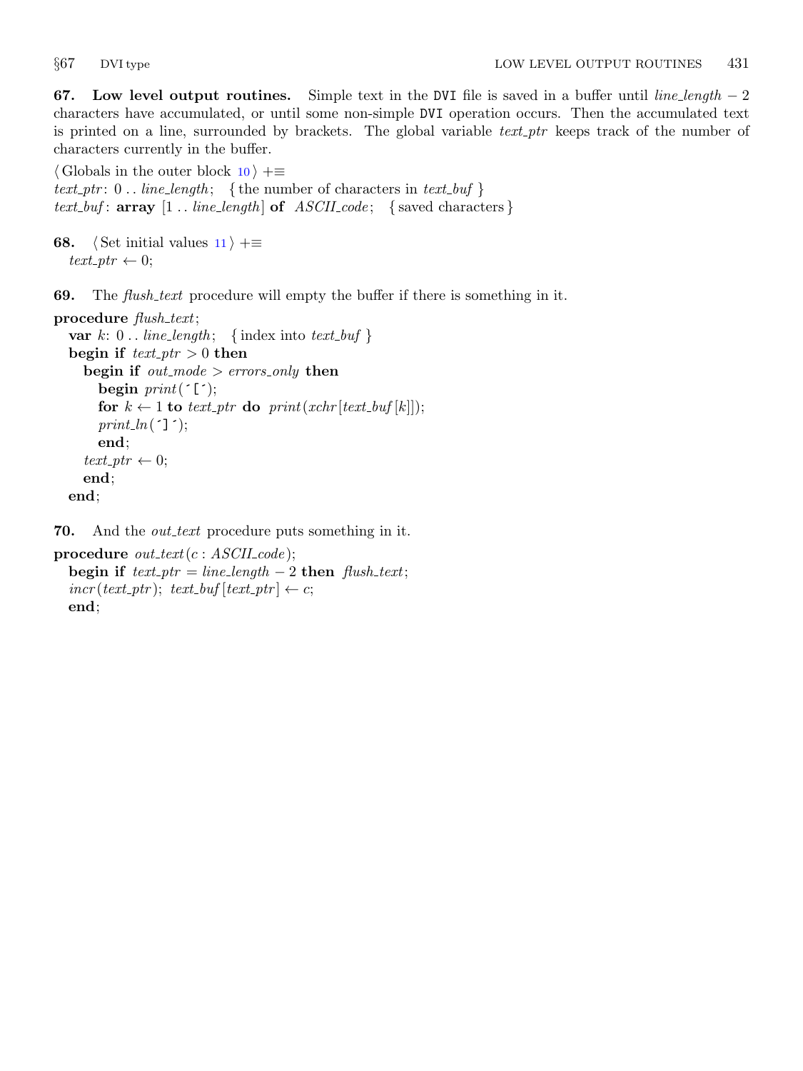**67. Low level output routines.** Simple text in the DVI file is saved in a buffer until *line_length* − 2 characters have accumulated, or until some non-simple DVI operation occurs. Then the accumulated text is printed on a line, surrounded by brackets. The global variable *text_ptr* keeps track of the number of characters currently in the buffer.

```
⟨Globals in the outer block 10⟩ +≡
text_ptr: 0 .. line_length;  { the number of characters in text_buf }
text_buf: array [1 .. line_length] of ASCII_code;  { saved characters }
```

**68.**

```
⟨Set initial values 11⟩ +≡
  text_ptr ← 0;
```

**69.** The *flush_text* procedure will empty the buffer if there is something in it.

```
procedure flush_text;
  var k: 0 .. line_length;  { index into text_buf }
  begin if text_ptr > 0 then
    begin if out_mode > errors_only then
      begin print(´[´);
      for k ← 1 to text_ptr do print(xchr[text_buf[k]]);
      print_ln(´]´);
      end;
    text_ptr ← 0;
    end;
  end;
```

**70.** And the *out_text* procedure puts something in it.

```
procedure out_text(c : ASCII_code);
  begin if text_ptr = line_length − 2 then flush_text;
  incr(text_ptr); text_buf[text_ptr] ← c;
  end;
```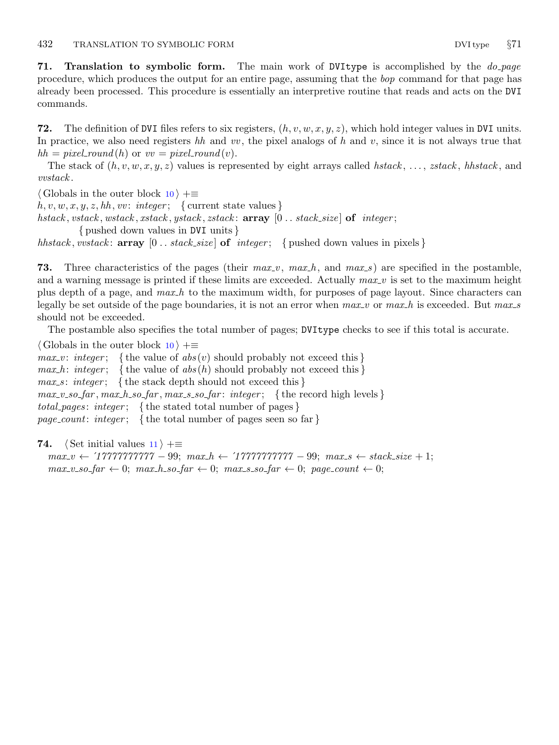**71. Translation to symbolic form.** The main work of DVItype is accomplished by the *do_page* procedure, which produces the output for an entire page, assuming that the *bop* command for that page has already been processed. This procedure is essentially an interpretive routine that reads and acts on the DVI commands.

**72.** The definition of DVI files refers to six registers, $(h, v, w, x, y, z)$, which hold integer values in DVI units. In practice, we also need registers *hh* and *vv*, the pixel analogs of $h$ and $v$, since it is not always true that $hh = pixel\_round(h)$ or $vv = pixel\_round(v)$.

The stack of $(h, v, w, x, y, z)$ values is represented by eight arrays called *hstack*, ..., *zstack*, *hhstack*, and *vvstack*.

⟨ Globals in the outer block 10 ⟩ +≡
*h*, *v*, *w*, *x*, *y*, *z*, *hh*, *vv*: *integer*; { current state values }
*hstack*, *vstack*, *wstack*, *xstack*, *ystack*, *zstack*: **array** [0 .. *stack_size*] **of** *integer*;
  { pushed down values in DVI units }
*hhstack*, *vvstack*: **array** [0 .. *stack_size*] **of** *integer*; { pushed down values in pixels }

**73.** Three characteristics of the pages (their *max_v*, *max_h*, and *max_s*) are specified in the postamble, and a warning message is printed if these limits are exceeded. Actually *max_v* is set to the maximum height plus depth of a page, and *max_h* to the maximum width, for purposes of page layout. Since characters can legally be set outside of the page boundaries, it is not an error when *max_v* or *max_h* is exceeded. But *max_s* should not be exceeded.

The postamble also specifies the total number of pages; DVItype checks to see if this total is accurate.

⟨ Globals in the outer block 10 ⟩ +≡
*max_v*: *integer*; { the value of *abs*(*v*) should probably not exceed this }
*max_h*: *integer*; { the value of *abs*(*h*) should probably not exceed this }
*max_s*: *integer*; { the stack depth should not exceed this }
*max_v_so_far*, *max_h_so_far*, *max_s_so_far*: *integer*; { the record high levels }
*total_pages*: *integer*; { the stated total number of pages }
*page_count*: *integer*; { the total number of pages seen so far }

**74.** ⟨ Set initial values 11 ⟩ +≡
*max_v* ← ´17777777777 − 99; *max_h* ← ´17777777777 − 99; *max_s* ← *stack_size* + 1;
*max_v_so_far* ← 0; *max_h_so_far* ← 0; *max_s_so_far* ← 0; *page_count* ← 0;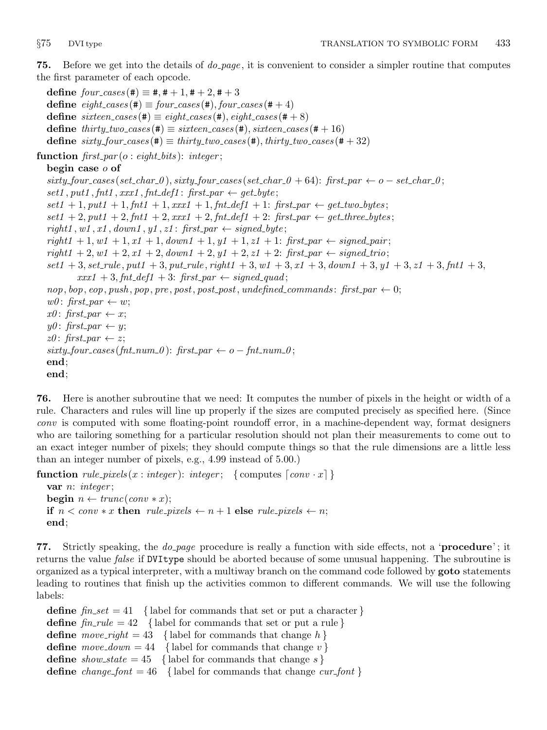**75.** Before we get into the details of *do_page*, it is convenient to consider a simpler routine that computes the first parameter of each opcode.

```
define four_cases(#) ≡ #, # + 1, # + 2, # + 3
define eight_cases(#) ≡ four_cases(#), four_cases(# + 4)
define sixteen_cases(#) ≡ eight_cases(#), eight_cases(# + 8)
define thirty_two_cases(#) ≡ sixteen_cases(#), sixteen_cases(# + 16)
define sixty_four_cases(#) ≡ thirty_two_cases(#), thirty_two_cases(# + 32)

function first_par(o : eight_bits): integer;
  begin case o of
  sixty_four_cases(set_char_0), sixty_four_cases(set_char_0 + 64): first_par ← o − set_char_0;
  set1, put1, fnt1, xxx1, fnt_def1: first_par ← get_byte;
  set1 + 1, put1 + 1, fnt1 + 1, xxx1 + 1, fnt_def1 + 1: first_par ← get_two_bytes;
  set1 + 2, put1 + 2, fnt1 + 2, xxx1 + 2, fnt_def1 + 2: first_par ← get_three_bytes;
  right1, w1, x1, down1, y1, z1: first_par ← signed_byte;
  right1 + 1, w1 + 1, x1 + 1, down1 + 1, y1 + 1, z1 + 1: first_par ← signed_pair;
  right1 + 2, w1 + 2, x1 + 2, down1 + 2, y1 + 2, z1 + 2: first_par ← signed_trio;
  set1 + 3, set_rule, put1 + 3, put_rule, right1 + 3, w1 + 3, x1 + 3, down1 + 3, y1 + 3, z1 + 3, fnt1 + 3,
        xxx1 + 3, fnt_def1 + 3: first_par ← signed_quad;
  nop, bop, eop, push, pop, pre, post, post_post, undefined_commands: first_par ← 0;
  w0: first_par ← w;
  x0: first_par ← x;
  y0: first_par ← y;
  z0: first_par ← z;
  sixty_four_cases(fnt_num_0): first_par ← o − fnt_num_0;
  end;
  end;
```

**76.** Here is another subroutine that we need: It computes the number of pixels in the height or width of a rule. Characters and rules will line up properly if the sizes are computed precisely as specified here. (Since *conv* is computed with some floating-point roundoff error, in a machine-dependent way, format designers who are tailoring something for a particular resolution should not plan their measurements to come out to an exact integer number of pixels; they should compute things so that the rule dimensions are a little less than an integer number of pixels, e.g., 4.99 instead of 5.00.)

```
function rule_pixels(x : integer): integer;   { computes ⌈conv · x⌉ }
  var n: integer;
  begin n ← trunc(conv * x);
  if n < conv * x then rule_pixels ← n + 1 else rule_pixels ← n;
  end;
```

**77.** Strictly speaking, the *do_page* procedure is really a function with side effects, not a '**procedure**'; it returns the value *false* if DVItype should be aborted because of some unusual happening. The subroutine is organized as a typical interpreter, with a multiway branch on the command code followed by **goto** statements leading to routines that finish up the activities common to different commands. We will use the following labels:

```
define fin_set = 41   { label for commands that set or put a character }
define fin_rule = 42   { label for commands that set or put a rule }
define move_right = 43   { label for commands that change h }
define move_down = 44   { label for commands that change v }
define show_state = 45   { label for commands that change s }
define change_font = 46   { label for commands that change cur_font }
```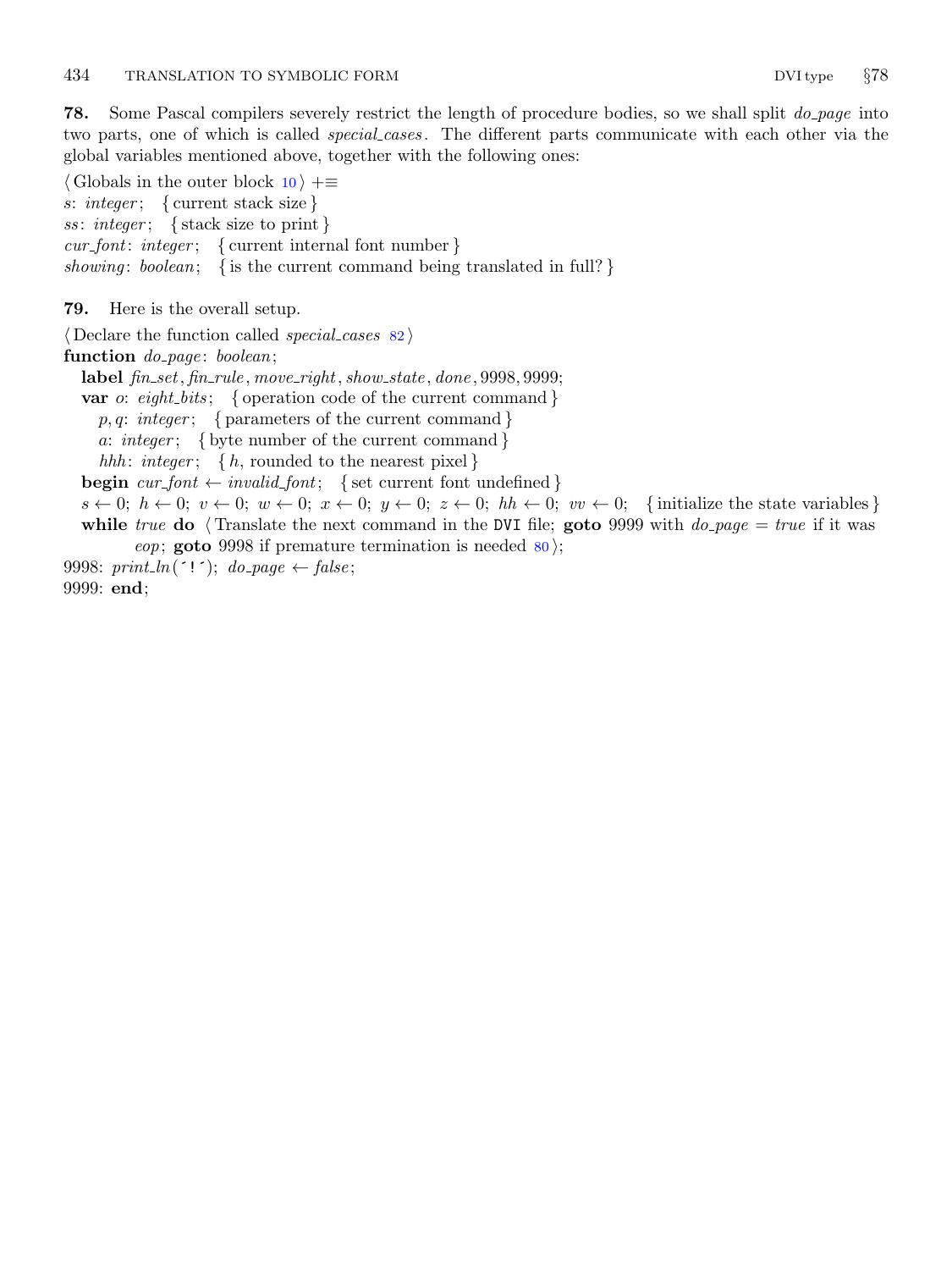**78.** Some Pascal compilers severely restrict the length of procedure bodies, so we shall split *do_page* into two parts, one of which is called *special_cases*. The different parts communicate with each other via the global variables mentioned above, together with the following ones:

⟨ Globals in the outer block 10 ⟩ +≡
*s*: *integer*; { current stack size }
*ss*: *integer*; { stack size to print }
*cur_font*: *integer*; { current internal font number }
*showing*: *boolean*; { is the current command being translated in full? }

**79.** Here is the overall setup.

⟨ Declare the function called *special_cases* 82 ⟩
**function** *do_page*: *boolean*;
  **label** *fin_set*, *fin_rule*, *move_right*, *show_state*, *done*, 9998, 9999;
  **var** *o*: *eight_bits*; { operation code of the current command }
    *p*, *q*: *integer*; { parameters of the current command }
    *a*: *integer*; { byte number of the current command }
    *hhh*: *integer*; { *h*, rounded to the nearest pixel }
  **begin** *cur_font* ← *invalid_font*; { set current font undefined }
  *s* ← 0; *h* ← 0; *v* ← 0; *w* ← 0; *x* ← 0; *y* ← 0; *z* ← 0; *hh* ← 0; *vv* ← 0; { initialize the state variables }
  **while** *true* **do** ⟨ Translate the next command in the DVI file; **goto** 9999 with *do_page* = *true* if it was
      *eop*; **goto** 9998 if premature termination is needed 80 ⟩;
9998: *print_ln*(´!´); *do_page* ← *false*;
9999: **end**;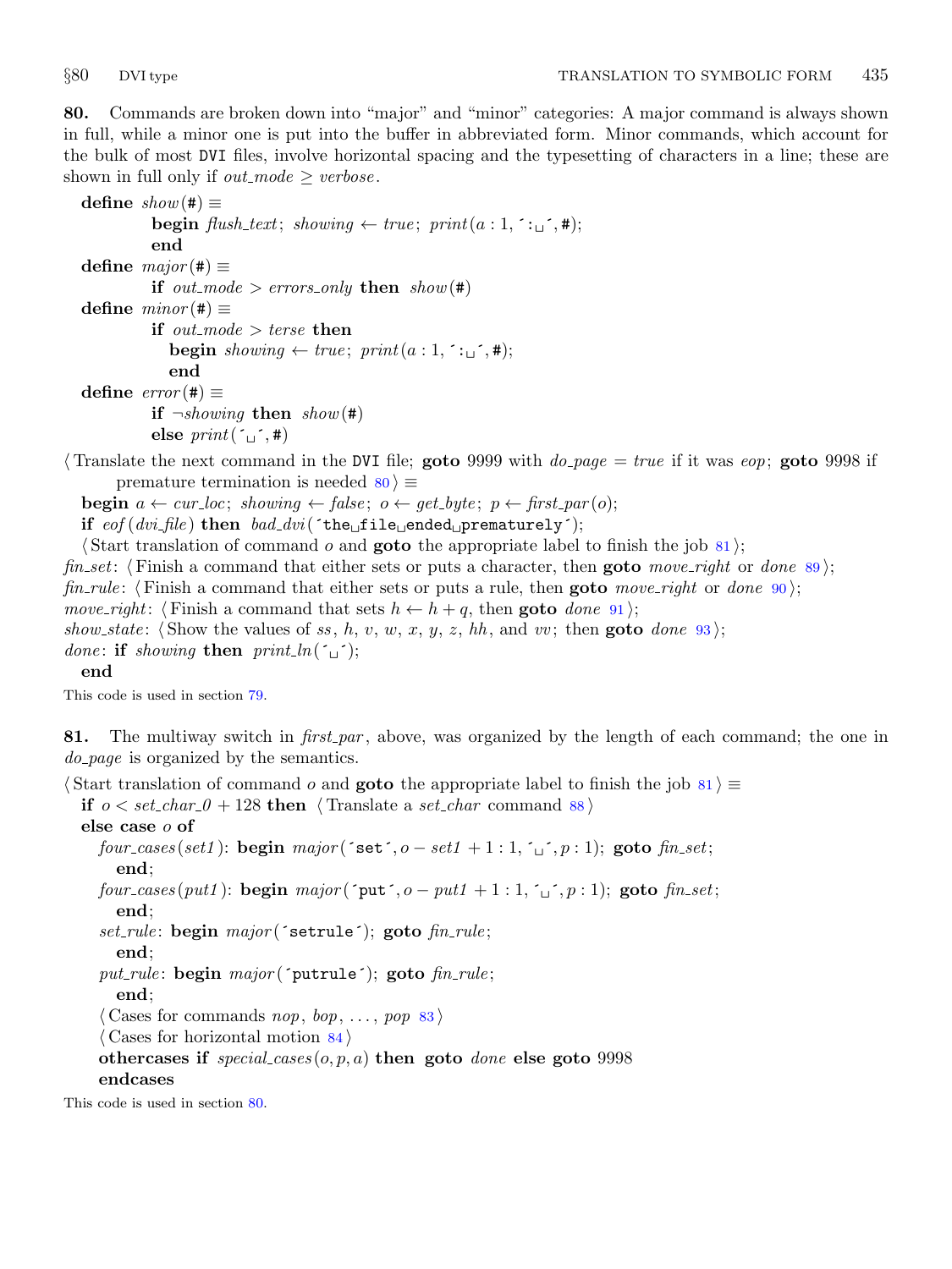**80.** Commands are broken down into "major" and "minor" categories: A major command is always shown in full, while a minor one is put into the buffer in abbreviated form. Minor commands, which account for the bulk of most DVI files, involve horizontal spacing and the typesetting of characters in a line; these are shown in full only if *out_mode* ≥ *verbose*.

```
define show(#) ≡
        begin flush_text; showing ← true; print(a : 1, ´:␣´, #);
        end
define major(#) ≡
        if out_mode > errors_only then show(#)
define minor(#) ≡
        if out_mode > terse then
          begin showing ← true; print(a : 1, ´:␣´, #);
          end
define error(#) ≡
        if ¬showing then show(#)
        else print(´␣´, #)
```

⟨ Translate the next command in the DVI file; **goto** 9999 with *do_page* = *true* if it was *eop*; **goto** 9998 if premature termination is needed 80 ⟩ ≡

```
begin a ← cur_loc; showing ← false; o ← get_byte; p ← first_par(o);
if eof(dvi_file) then bad_dvi(´the␣file␣ended␣prematurely´);
⟨ Start translation of command o and goto the appropriate label to finish the job 81 ⟩;
fin_set: ⟨ Finish a command that either sets or puts a character, then goto move_right or done 89 ⟩;
fin_rule: ⟨ Finish a command that either sets or puts a rule, then goto move_right or done 90 ⟩;
move_right: ⟨ Finish a command that sets h ← h + q, then goto done 91 ⟩;
show_state: ⟨ Show the values of ss, h, v, w, x, y, z, hh, and vv; then goto done 93 ⟩;
done: if showing then print_ln(´␣´);
end
```

This code is used in section 79.

**81.** The multiway switch in *first_par*, above, was organized by the length of each command; the one in *do_page* is organized by the semantics.

⟨ Start translation of command *o* and **goto** the appropriate label to finish the job 81 ⟩ ≡

```
if o < set_char_0 + 128 then ⟨ Translate a set_char command 88 ⟩
else case o of
  four_cases(set1): begin major(´set´, o − set1 + 1 : 1, ´␣´, p : 1); goto fin_set;
    end;
  four_cases(put1): begin major(´put´, o − put1 + 1 : 1, ´␣´, p : 1); goto fin_set;
    end;
  set_rule: begin major(´setrule´); goto fin_rule;
    end;
  put_rule: begin major(´putrule´); goto fin_rule;
    end;
  ⟨ Cases for commands nop, bop, ..., pop 83 ⟩
  ⟨ Cases for horizontal motion 84 ⟩
  othercases if special_cases(o, p, a) then goto done else goto 9998
  endcases
```

This code is used in section 80.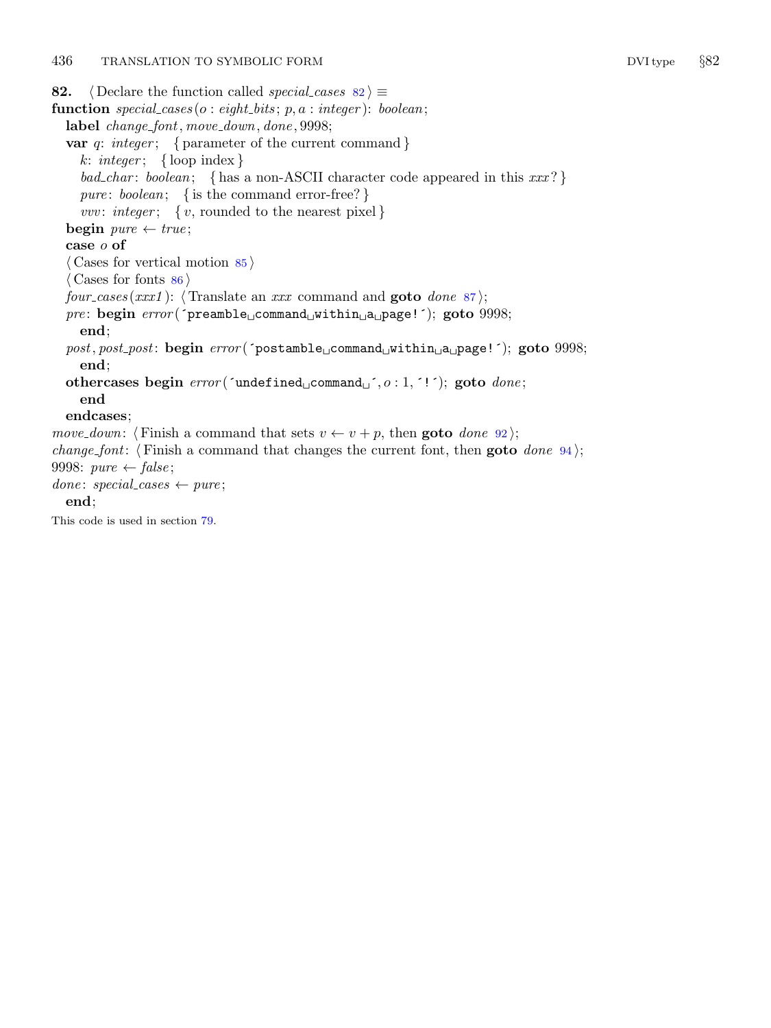**82.** ⟨ Declare the function called *special_cases* 82 ⟩ ≡

```
function special_cases(o : eight_bits; p, a : integer): boolean;
  label change_font, move_down, done, 9998;
  var q: integer;  { parameter of the current command }
    k: integer;  { loop index }
    bad_char: boolean;  { has a non-ASCII character code appeared in this xxx? }
    pure: boolean;  { is the command error-free? }
    vvv: integer;  { v, rounded to the nearest pixel }
  begin pure ← true;
  case o of
  ⟨ Cases for vertical motion 85 ⟩
  ⟨ Cases for fonts 86 ⟩
  four_cases(xxx1): ⟨ Translate an xxx command and goto done 87 ⟩;
  pre: begin error(´preamble␣command␣within␣a␣page!´); goto 9998;
    end;
  post, post_post: begin error(´postamble␣command␣within␣a␣page!´); goto 9998;
    end;
  othercases begin error(´undefined␣command␣´, o : 1, ´!´); goto done;
    end
  endcases;
move_down: ⟨ Finish a command that sets v ← v + p, then goto done 92 ⟩;
change_font: ⟨ Finish a command that changes the current font, then goto done 94 ⟩;
9998: pure ← false;
done: special_cases ← pure;
  end;
```

This code is used in section 79.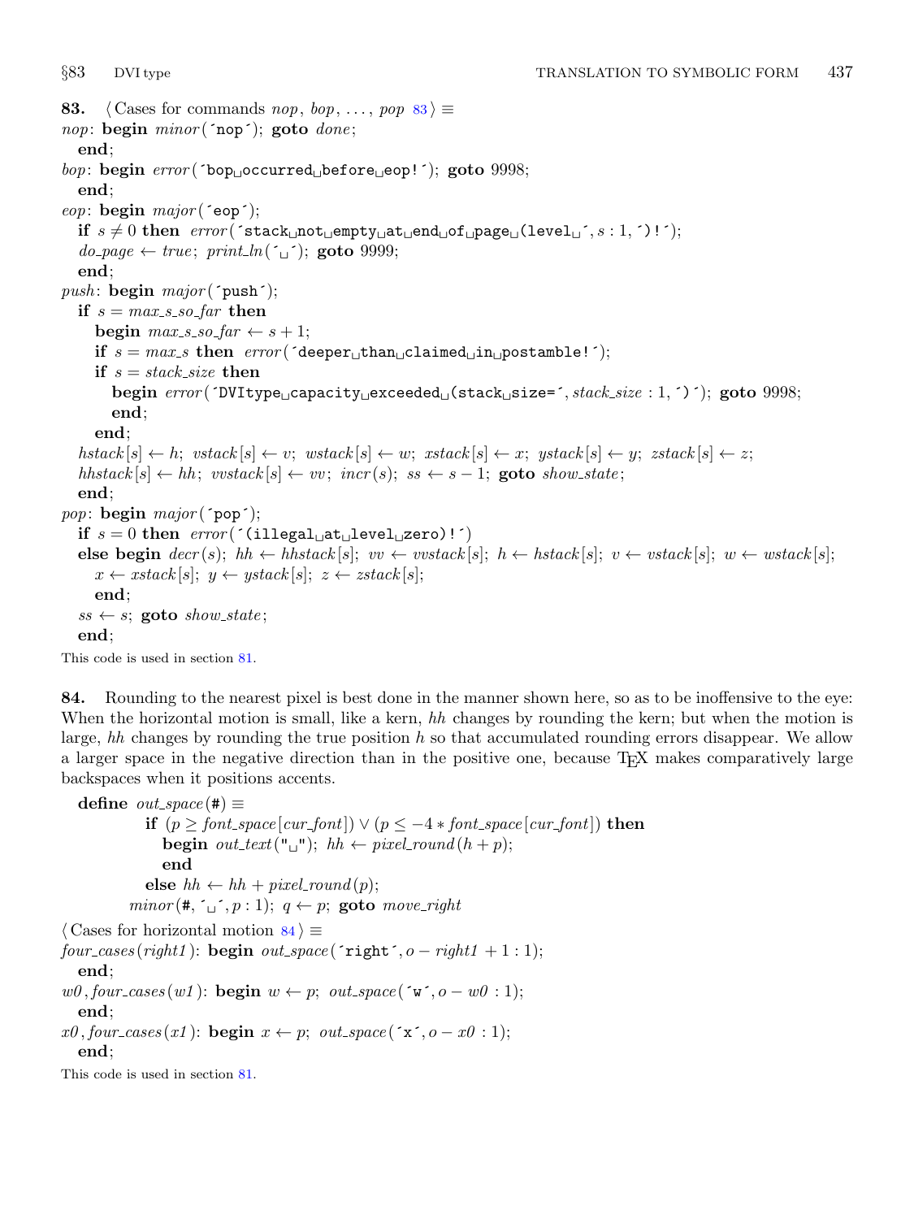**83.** ⟨ Cases for commands *nop*, *bop*, ..., *pop* 83 ⟩ ≡

```
nop: begin minor('nop'); goto done;
  end;
bop: begin error('bop occurred before eop!'); goto 9998;
  end;
eop: begin major('eop');
  if s ≠ 0 then error('stack not empty at end of page (level ', s : 1, ')!');
  do_page ← true; print_ln(' '); goto 9999;
  end;
push: begin major('push');
  if s = max_s_so_far then
    begin max_s_so_far ← s + 1;
    if s = max_s then error('deeper than claimed in postamble!');
    if s = stack_size then
      begin error('DVItype capacity exceeded (stack size=', stack_size : 1, ')'); goto 9998;
      end;
    end;
  hstack[s] ← h; vstack[s] ← v; wstack[s] ← w; xstack[s] ← x; ystack[s] ← y; zstack[s] ← z;
  hhstack[s] ← hh; vvstack[s] ← vv; incr(s); ss ← s − 1; goto show_state;
  end;
pop: begin major('pop');
  if s = 0 then error('(illegal at level zero)!')
  else begin decr(s); hh ← hhstack[s]; vv ← vvstack[s]; h ← hstack[s]; v ← vstack[s]; w ← wstack[s];
    x ← xstack[s]; y ← ystack[s]; z ← zstack[s];
    end;
  ss ← s; goto show_state;
  end;
```

This code is used in section 81.

**84.** Rounding to the nearest pixel is best done in the manner shown here, so as to be inoffensive to the eye: When the horizontal motion is small, like a kern, *hh* changes by rounding the kern; but when the motion is large, *hh* changes by rounding the true position *h* so that accumulated rounding errors disappear. We allow a larger space in the negative direction than in the positive one, because TeX makes comparatively large backspaces when it positions accents.

```
define out_space(#) ≡
    if (p ≥ font_space[cur_font]) ∨ (p ≤ −4 ∗ font_space[cur_font]) then
      begin out_text(" "); hh ← pixel_round(h + p);
      end
    else hh ← hh + pixel_round(p);
  minor(#, ' ', p : 1); q ← p; goto move_right
```

⟨ Cases for horizontal motion 84 ⟩ ≡

```
four_cases(right1): begin out_space('right', o − right1 + 1 : 1);
  end;
w0, four_cases(w1): begin w ← p; out_space('w', o − w0 : 1);
  end;
x0, four_cases(x1): begin x ← p; out_space('x', o − x0 : 1);
  end;
```

This code is used in section 81.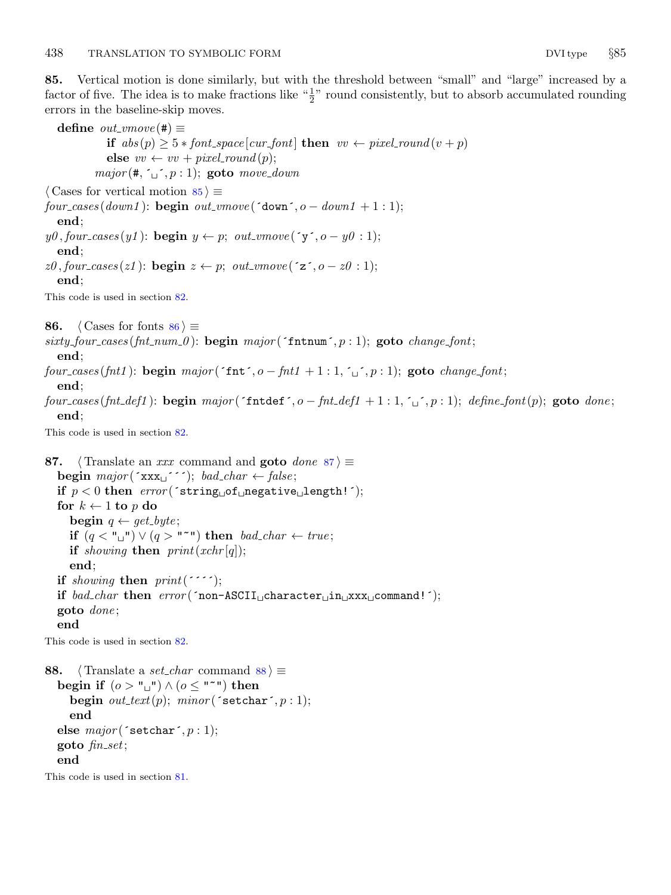**85.** Vertical motion is done similarly, but with the threshold between "small" and "large" increased by a factor of five. The idea is to make fractions like "$\frac{1}{2}$" round consistently, but to absorb accumulated rounding errors in the baseline-skip moves.

```
define out_vmove(#) ≡
        if abs(p) ≥ 5 * font_space[cur_font] then vv ← pixel_round(v + p)
        else vv ← vv + pixel_round(p);
      major(#, ´␣´, p : 1); goto move_down

⟨ Cases for vertical motion 85 ⟩ ≡
four_cases(down1): begin out_vmove(´down´, o − down1 + 1 : 1);
  end;
y0, four_cases(y1): begin y ← p; out_vmove(´y´, o − y0 : 1);
  end;
z0, four_cases(z1): begin z ← p; out_vmove(´z´, o − z0 : 1);
  end;
```

This code is used in section 82.

**86.**

```
⟨ Cases for fonts 86 ⟩ ≡
sixty_four_cases(fnt_num_0): begin major(´fntnum´, p : 1); goto change_font;
  end;
four_cases(fnt1): begin major(´fnt´, o − fnt1 + 1 : 1, ´␣´, p : 1); goto change_font;
  end;
four_cases(fnt_def1): begin major(´fntdef´, o − fnt_def1 + 1 : 1, ´␣´, p : 1); define_font(p); goto done;
  end;
```

This code is used in section 82.

**87.**

```
⟨ Translate an xxx command and goto done 87 ⟩ ≡
  begin major(´xxx␣´´´); bad_char ← false;
  if p < 0 then error(´string␣of␣negative␣length!´);
  for k ← 1 to p do
    begin q ← get_byte;
    if (q < "␣") ∨ (q > "~") then bad_char ← true;
    if showing then print(xchr[q]);
    end;
  if showing then print(´´´´);
  if bad_char then error(´non-ASCII␣character␣in␣xxx␣command!´);
  goto done;
  end
```

This code is used in section 82.

**88.**

```
⟨ Translate a set_char command 88 ⟩ ≡
  begin if (o > "␣") ∧ (o ≤ "~") then
    begin out_text(p); minor(´setchar´, p : 1);
    end
  else major(´setchar´, p : 1);
  goto fin_set;
  end
```

This code is used in section 81.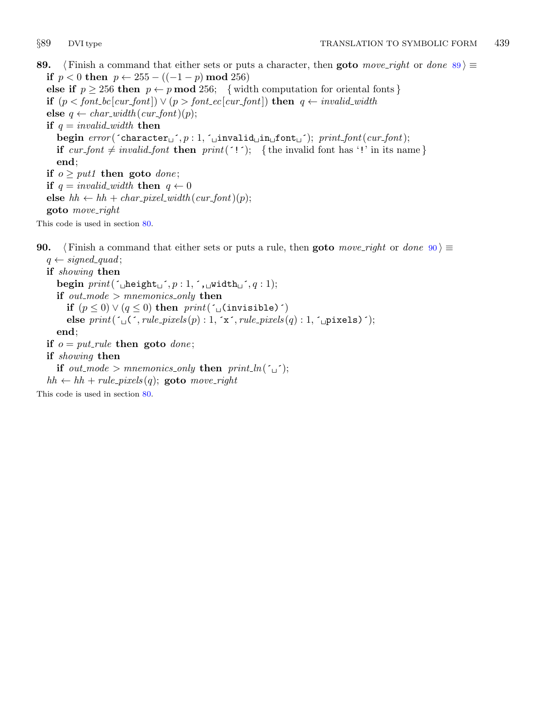**89.** ⟨ Finish a command that either sets or puts a character, then **goto** *move_right* or *done* 89 ⟩ ≡

```
if p < 0 then p ← 255 − ((−1 − p) mod 256)
else if p ≥ 256 then p ← p mod 256;   { width computation for oriental fonts }
if (p < font_bc[cur_font]) ∨ (p > font_ec[cur_font]) then q ← invalid_width
else q ← char_width(cur_font)(p);
if q = invalid_width then
  begin error(´character␣´, p : 1, ´␣invalid␣in␣font␣´); print_font(cur_font);
  if cur_font ≠ invalid_font then print(´!´);   { the invalid font has '!' in its name }
  end;
if o ≥ put1 then goto done;
if q = invalid_width then q ← 0
else hh ← hh + char_pixel_width(cur_font)(p);
goto move_right
```

This code is used in section 80.

**90.** ⟨ Finish a command that either sets or puts a rule, then **goto** *move_right* or *done* 90 ⟩ ≡

```
q ← signed_quad;
if showing then
  begin print(´␣height␣´, p : 1, ´,␣width␣´, q : 1);
  if out_mode > mnemonics_only then
    if (p ≤ 0) ∨ (q ≤ 0) then print(´␣(invisible)´)
    else print(´␣(´, rule_pixels(p) : 1, ´x´, rule_pixels(q) : 1, ´␣pixels)´);
  end;
if o = put_rule then goto done;
if showing then
  if out_mode > mnemonics_only then print_ln(´␣´);
hh ← hh + rule_pixels(q); goto move_right
```

This code is used in section 80.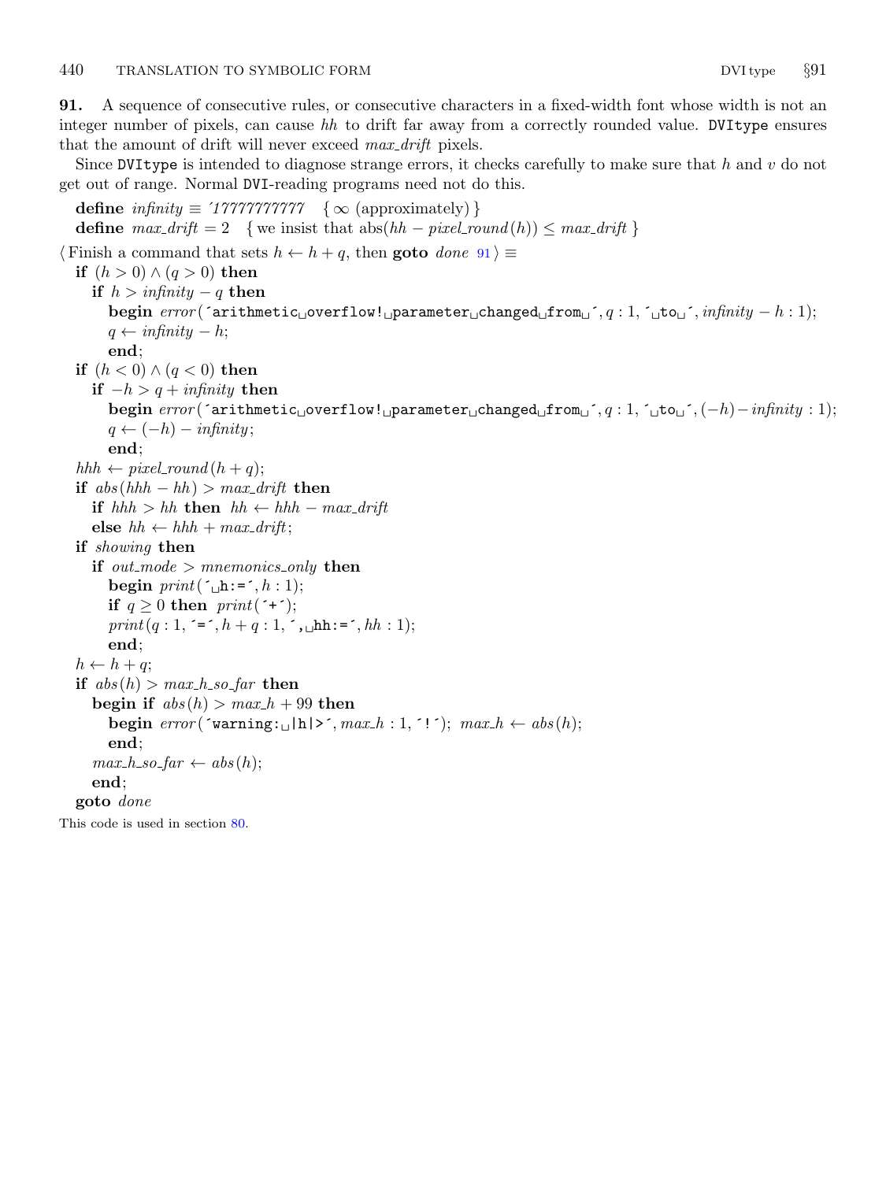**91.** A sequence of consecutive rules, or consecutive characters in a fixed-width font whose width is not an integer number of pixels, can cause *hh* to drift far away from a correctly rounded value. `DVItype` ensures that the amount of drift will never exceed *max_drift* pixels.

Since `DVItype` is intended to diagnose strange errors, it checks carefully to make sure that *h* and *v* do not get out of range. Normal `DVI`-reading programs need not do this.

```
define infinity ≡ '17777777777   { ∞ (approximately) }
define max_drift = 2   { we insist that abs(hh − pixel_round(h)) ≤ max_drift }

⟨ Finish a command that sets h ← h + q, then goto done 91 ⟩ ≡
  if (h > 0) ∧ (q > 0) then
    if h > infinity − q then
      begin error('arithmetic overflow! parameter changed from ', q : 1, ' to ', infinity − h : 1);
      q ← infinity − h;
      end;
  if (h < 0) ∧ (q < 0) then
    if −h > q + infinity then
      begin error('arithmetic overflow! parameter changed from ', q : 1, ' to ', (−h) − infinity : 1);
      q ← (−h) − infinity;
      end;
  hhh ← pixel_round(h + q);
  if abs(hhh − hh) > max_drift then
    if hhh > hh then hh ← hhh − max_drift
    else hh ← hhh + max_drift;
  if showing then
    if out_mode > mnemonics_only then
      begin print(' h:=', h : 1);
      if q ≥ 0 then print('+');
      print(q : 1, '=', h + q : 1, ', hh:=', hh : 1);
      end;
  h ← h + q;
  if abs(h) > max_h_so_far then
    begin if abs(h) > max_h + 99 then
      begin error('warning: |h|>', max_h : 1, '!'); max_h ← abs(h);
      end;
    max_h_so_far ← abs(h);
    end;
  goto done
```

This code is used in section 80.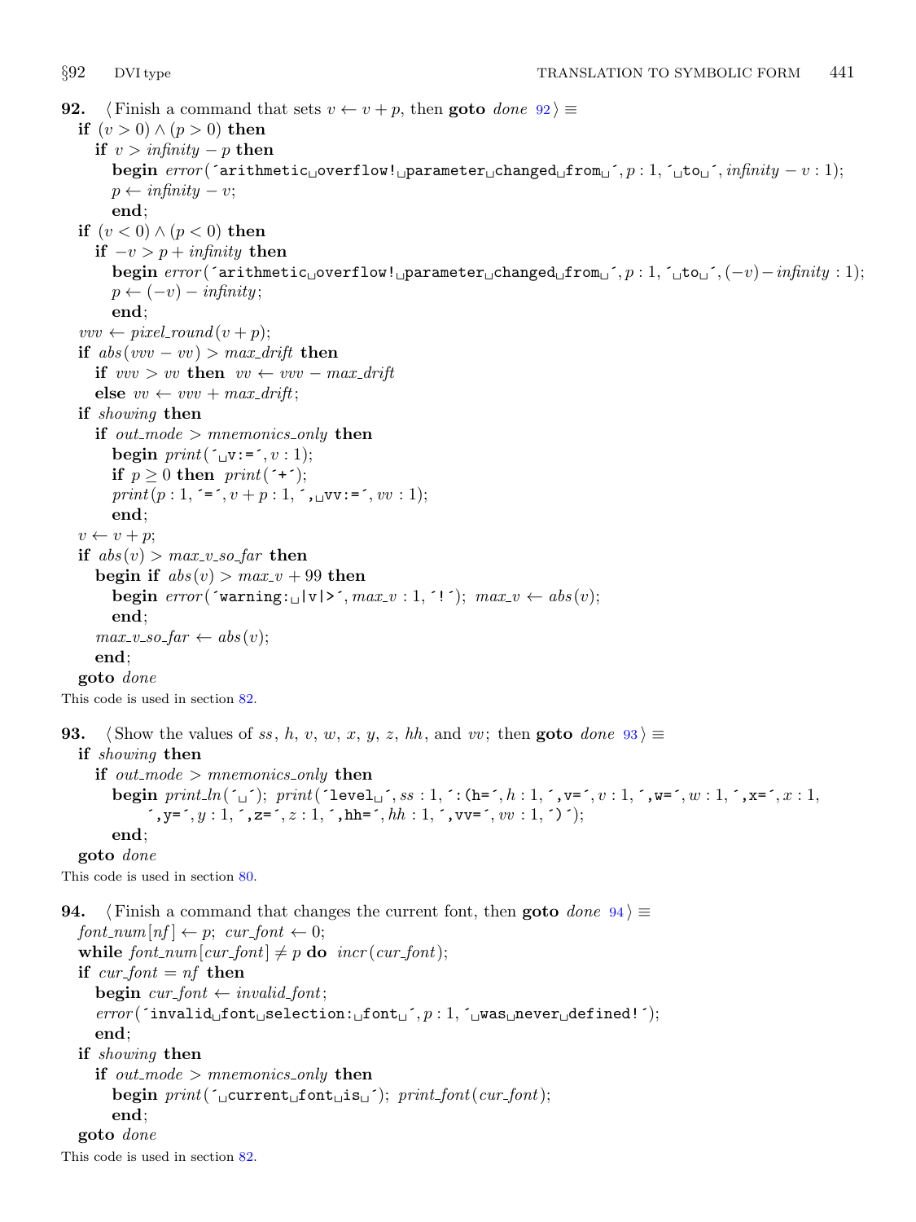**92.** ⟨Finish a command that sets $v \leftarrow v + p$, then **goto** *done* 92⟩ ≡

```
if (v > 0) ∧ (p > 0) then
  if v > infinity − p then
    begin error(´arithmetic␣overflow!␣parameter␣changed␣from␣´, p : 1, ´␣to␣´, infinity − v : 1);
    p ← infinity − v;
    end;
if (v < 0) ∧ (p < 0) then
  if −v > p + infinity then
    begin error(´arithmetic␣overflow!␣parameter␣changed␣from␣´, p : 1, ´␣to␣´, (−v) − infinity : 1);
    p ← (−v) − infinity;
    end;
vvv ← pixel_round(v + p);
if abs(vvv − vv) > max_drift then
  if vvv > vv then vv ← vvv − max_drift
  else vv ← vvv + max_drift;
if showing then
  if out_mode > mnemonics_only then
    begin print(´␣v:=´, v : 1);
    if p ≥ 0 then print(´+´);
    print(p : 1, ´=´, v + p : 1, ´,␣vv:=´, vv : 1);
    end;
v ← v + p;
if abs(v) > max_v_so_far then
  begin if abs(v) > max_v + 99 then
    begin error(´warning:␣|v|>´, max_v : 1, ´!´); max_v ← abs(v);
    end;
  max_v_so_far ← abs(v);
  end;
goto done
```

This code is used in section 82.

**93.** ⟨Show the values of $ss$, $h$, $v$, $w$, $x$, $y$, $z$, $hh$, and $vv$; then **goto** *done* 93⟩ ≡

```
if showing then
  if out_mode > mnemonics_only then
    begin print_ln(´␣´); print(´level␣´, ss : 1, ´:(h=´, h : 1, ´,v=´, v : 1, ´,w=´, w : 1, ´,x=´, x : 1,
        ´,y=´, y : 1, ´,z=´, z : 1, ´,hh=´, hh : 1, ´,vv=´, vv : 1, ´)´);
    end;
goto done
```

This code is used in section 80.

**94.** ⟨Finish a command that changes the current font, then **goto** *done* 94⟩ ≡

```
font_num[nf] ← p; cur_font ← 0;
while font_num[cur_font] ≠ p do incr(cur_font);
if cur_font = nf then
  begin cur_font ← invalid_font;
  error(´invalid␣font␣selection:␣font␣´, p : 1, ´␣was␣never␣defined!´);
  end;
if showing then
  if out_mode > mnemonics_only then
    begin print(´␣current␣font␣is␣´); print_font(cur_font);
    end;
goto done
```

This code is used in section 82.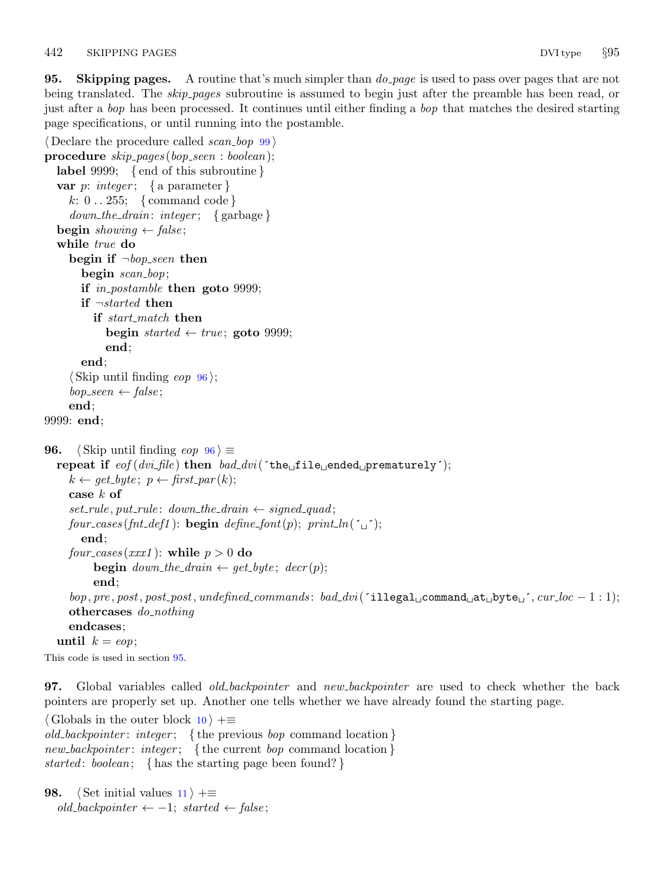**95. Skipping pages.** A routine that's much simpler than *do_page* is used to pass over pages that are not being translated. The *skip_pages* subroutine is assumed to begin just after the preamble has been read, or just after a *bop* has been processed. It continues until either finding a *bop* that matches the desired starting page specifications, or until running into the postamble.

```
⟨Declare the procedure called scan_bop 99⟩
procedure skip_pages(bop_seen : boolean);
  label 9999; { end of this subroutine }
  var p: integer; { a parameter }
    k: 0 .. 255; { command code }
    down_the_drain: integer; { garbage }
  begin showing ← false;
  while true do
    begin if ¬bop_seen then
      begin scan_bop;
      if in_postamble then goto 9999;
      if ¬started then
        if start_match then
          begin started ← true; goto 9999;
          end;
      end;
    ⟨Skip until finding eop 96⟩;
    bop_seen ← false;
    end;
9999: end;
```

**96.** ⟨Skip until finding *eop* 96⟩ ≡

```
repeat if eof(dvi_file) then bad_dvi(´the␣file␣ended␣prematurely´);
  k ← get_byte; p ← first_par(k);
  case k of
  set_rule, put_rule: down_the_drain ← signed_quad;
  four_cases(fnt_def1): begin define_font(p); print_ln(´␣´);
    end;
  four_cases(xxx1): while p > 0 do
      begin down_the_drain ← get_byte; decr(p);
      end;
  bop, pre, post, post_post, undefined_commands: bad_dvi(´illegal␣command␣at␣byte␣´, cur_loc − 1 : 1);
  othercases do_nothing
  endcases;
until k = eop;
```

This code is used in section 95.

**97.** Global variables called *old_backpointer* and *new_backpointer* are used to check whether the back pointers are properly set up. Another one tells whether we have already found the starting page.

```
⟨Globals in the outer block 10⟩ +≡
old_backpointer: integer; { the previous bop command location }
new_backpointer: integer; { the current bop command location }
started: boolean; { has the starting page been found? }
```

**98.** ⟨Set initial values 11⟩ +≡

```
old_backpointer ← −1; started ← false;
```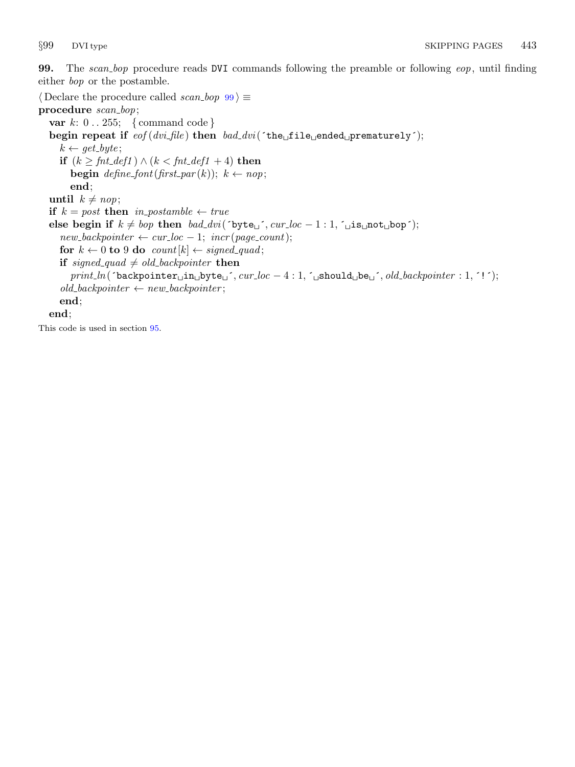**99.** The *scan_bop* procedure reads DVI commands following the preamble or following *eop*, until finding either *bop* or the postamble.

⟨ Declare the procedure called *scan_bop* 99 ⟩ ≡

```
procedure scan_bop;
  var k: 0 .. 255;  { command code }
  begin repeat if eof(dvi_file) then bad_dvi(´the␣file␣ended␣prematurely´);
    k ← get_byte;
    if (k ≥ fnt_def1) ∧ (k < fnt_def1 + 4) then
      begin define_font(first_par(k)); k ← nop;
      end;
  until k ≠ nop;
  if k = post then in_postamble ← true
  else begin if k ≠ bop then bad_dvi(´byte␣´, cur_loc − 1 : 1, ´␣is␣not␣bop´);
    new_backpointer ← cur_loc − 1; incr(page_count);
    for k ← 0 to 9 do count[k] ← signed_quad;
    if signed_quad ≠ old_backpointer then
      print_ln(´backpointer␣in␣byte␣´, cur_loc − 4 : 1, ´␣should␣be␣´, old_backpointer : 1, ´!´);
    old_backpointer ← new_backpointer;
    end;
  end;
```

This code is used in section 95.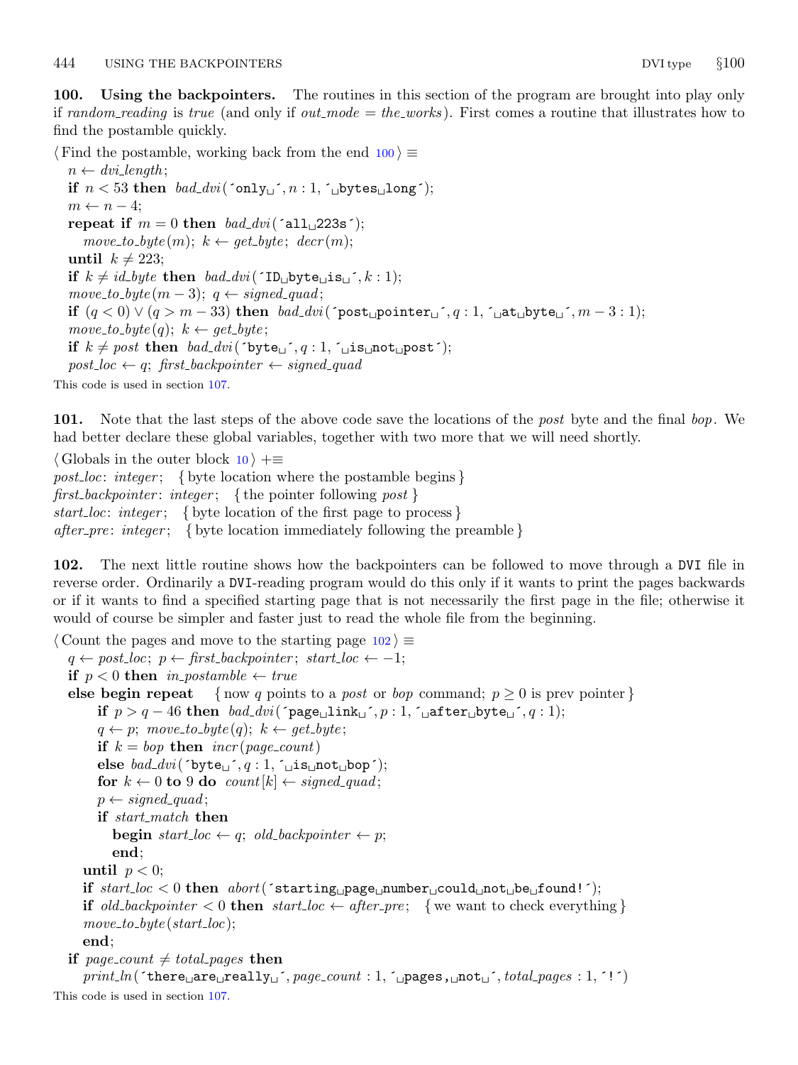**100. Using the backpointers.** The routines in this section of the program are brought into play only if *random_reading* is *true* (and only if *out_mode* = *the_works*). First comes a routine that illustrates how to find the postamble quickly.

⟨ Find the postamble, working back from the end 100 ⟩ ≡

```
n ← dvi_length;
if n < 53 then bad_dvi(´only␣´, n : 1, ´␣bytes␣long´);
m ← n − 4;
repeat if m = 0 then bad_dvi(´all␣223s´);
   move_to_byte(m); k ← get_byte; decr(m);
until k ≠ 223;
if k ≠ id_byte then bad_dvi(´ID␣byte␣is␣´, k : 1);
move_to_byte(m − 3); q ← signed_quad;
if (q < 0) ∨ (q > m − 33) then bad_dvi(´post␣pointer␣´, q : 1, ´␣at␣byte␣´, m − 3 : 1);
move_to_byte(q); k ← get_byte;
if k ≠ post then bad_dvi(´byte␣´, q : 1, ´␣is␣not␣post´);
post_loc ← q; first_backpointer ← signed_quad
```

This code is used in section 107.

**101.** Note that the last steps of the above code save the locations of the *post* byte and the final *bop*. We had better declare these global variables, together with two more that we will need shortly.

⟨ Globals in the outer block 10 ⟩ +≡

```
post_loc: integer;  { byte location where the postamble begins }
first_backpointer: integer;  { the pointer following post }
start_loc: integer;  { byte location of the first page to process }
after_pre: integer;  { byte location immediately following the preamble }
```

**102.** The next little routine shows how the backpointers can be followed to move through a DVI file in reverse order. Ordinarily a DVI-reading program would do this only if it wants to print the pages backwards or if it wants to find a specified starting page that is not necessarily the first page in the file; otherwise it would of course be simpler and faster just to read the whole file from the beginning.

⟨ Count the pages and move to the starting page 102 ⟩ ≡

```
q ← post_loc; p ← first_backpointer; start_loc ← −1;
if p < 0 then in_postamble ← true
else begin repeat  { now q points to a post or bop command; p ≥ 0 is prev pointer }
      if p > q − 46 then bad_dvi(´page␣link␣´, p : 1, ´␣after␣byte␣´, q : 1);
      q ← p; move_to_byte(q); k ← get_byte;
      if k = bop then incr(page_count)
      else bad_dvi(´byte␣´, q : 1, ´␣is␣not␣bop´);
      for k ← 0 to 9 do count[k] ← signed_quad;
      p ← signed_quad;
      if start_match then
         begin start_loc ← q; old_backpointer ← p;
         end;
   until p < 0;
   if start_loc < 0 then abort(´starting␣page␣number␣could␣not␣be␣found!´);
   if old_backpointer < 0 then start_loc ← after_pre;  { we want to check everything }
   move_to_byte(start_loc);
   end;
if page_count ≠ total_pages then
   print_ln(´there␣are␣really␣´, page_count : 1, ´␣pages,␣not␣´, total_pages : 1, ´!´)
```

This code is used in section 107.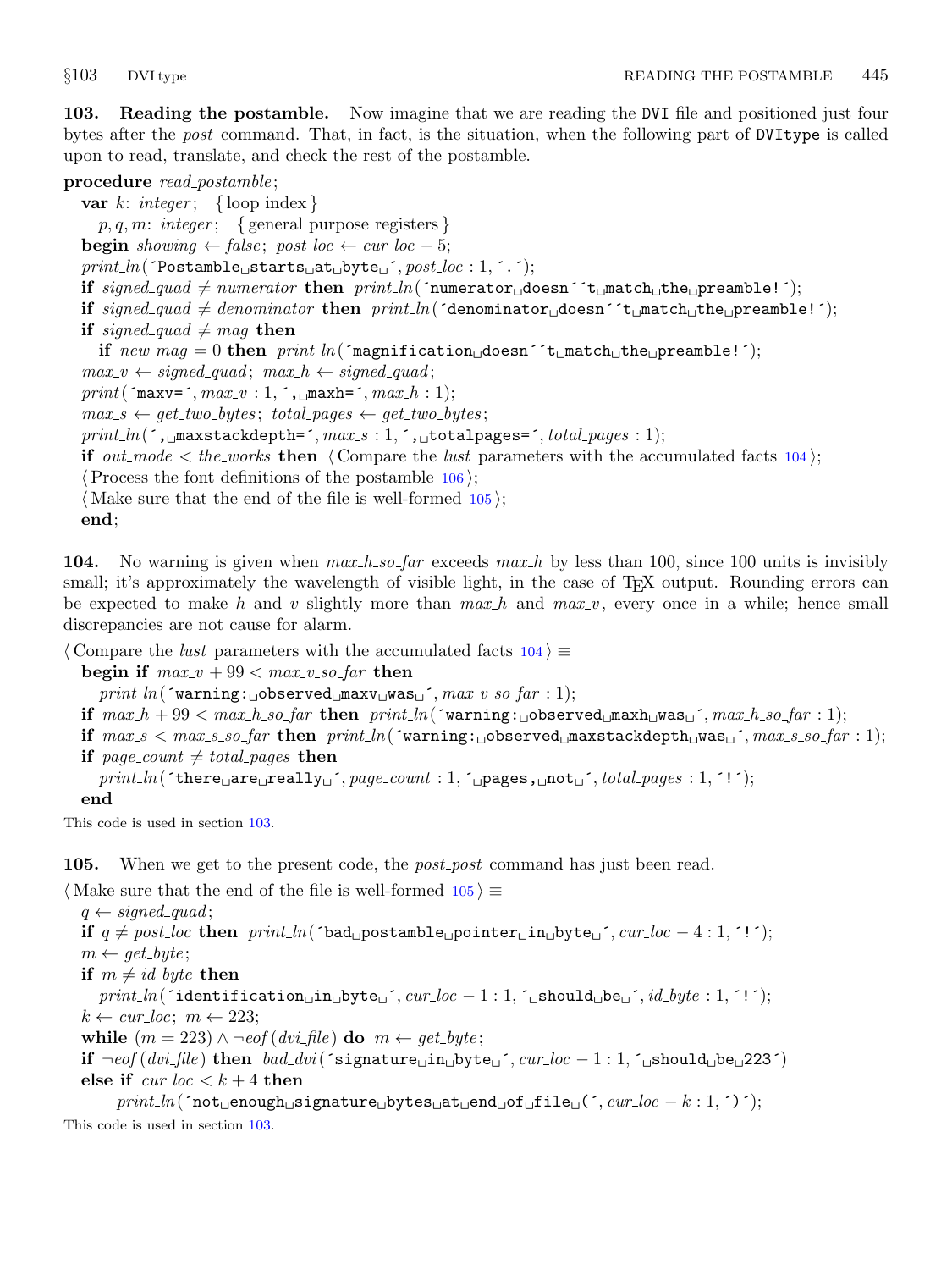**103. Reading the postamble.** Now imagine that we are reading the DVI file and positioned just four bytes after the *post* command. That, in fact, is the situation, when the following part of DVItype is called upon to read, translate, and check the rest of the postamble.

```
procedure read_postamble;
  var k: integer; { loop index }
    p, q, m: integer; { general purpose registers }
  begin showing ← false; post_loc ← cur_loc − 5;
  print_ln(´Postamble starts at byte ´, post_loc : 1, ´.´);
  if signed_quad ≠ numerator then print_ln(´numerator doesn´´t match the preamble!´);
  if signed_quad ≠ denominator then print_ln(´denominator doesn´´t match the preamble!´);
  if signed_quad ≠ mag then
    if new_mag = 0 then print_ln(´magnification doesn´´t match the preamble!´);
  max_v ← signed_quad; max_h ← signed_quad;
  print(´maxv=´, max_v : 1, ´, maxh=´, max_h : 1);
  max_s ← get_two_bytes; total_pages ← get_two_bytes;
  print_ln(´, maxstackdepth=´, max_s : 1, ´, totalpages=´, total_pages : 1);
  if out_mode < the_works then ⟨Compare the lust parameters with the accumulated facts 104⟩;
  ⟨Process the font definitions of the postamble 106⟩;
  ⟨Make sure that the end of the file is well-formed 105⟩;
  end;
```

**104.** No warning is given when *max_h_so_far* exceeds *max_h* by less than 100, since 100 units is invisibly small; it's approximately the wavelength of visible light, in the case of TeX output. Rounding errors can be expected to make *h* and *v* slightly more than *max_h* and *max_v*, every once in a while; hence small discrepancies are not cause for alarm.

```
⟨Compare the lust parameters with the accumulated facts 104⟩ ≡
  begin if max_v + 99 < max_v_so_far then
    print_ln(´warning: observed maxv was ´, max_v_so_far : 1);
  if max_h + 99 < max_h_so_far then print_ln(´warning: observed maxh was ´, max_h_so_far : 1);
  if max_s < max_s_so_far then print_ln(´warning: observed maxstackdepth was ´, max_s_so_far : 1);
  if page_count ≠ total_pages then
    print_ln(´there are really ´, page_count : 1, ´ pages, not ´, total_pages : 1, ´!´);
  end
```

This code is used in section 103.

**105.** When we get to the present code, the *post_post* command has just been read.

```
⟨Make sure that the end of the file is well-formed 105⟩ ≡
  q ← signed_quad;
  if q ≠ post_loc then print_ln(´bad postamble pointer in byte ´, cur_loc − 4 : 1, ´!´);
  m ← get_byte;
  if m ≠ id_byte then
    print_ln(´identification in byte ´, cur_loc − 1 : 1, ´ should be ´, id_byte : 1, ´!´);
  k ← cur_loc; m ← 223;
  while (m = 223) ∧ ¬eof(dvi_file) do m ← get_byte;
  if ¬eof(dvi_file) then bad_dvi(´signature in byte ´, cur_loc − 1 : 1, ´ should be 223´)
  else if cur_loc < k + 4 then
      print_ln(´not enough signature bytes at end of file (´, cur_loc − k : 1, ´)´);
```

This code is used in section 103.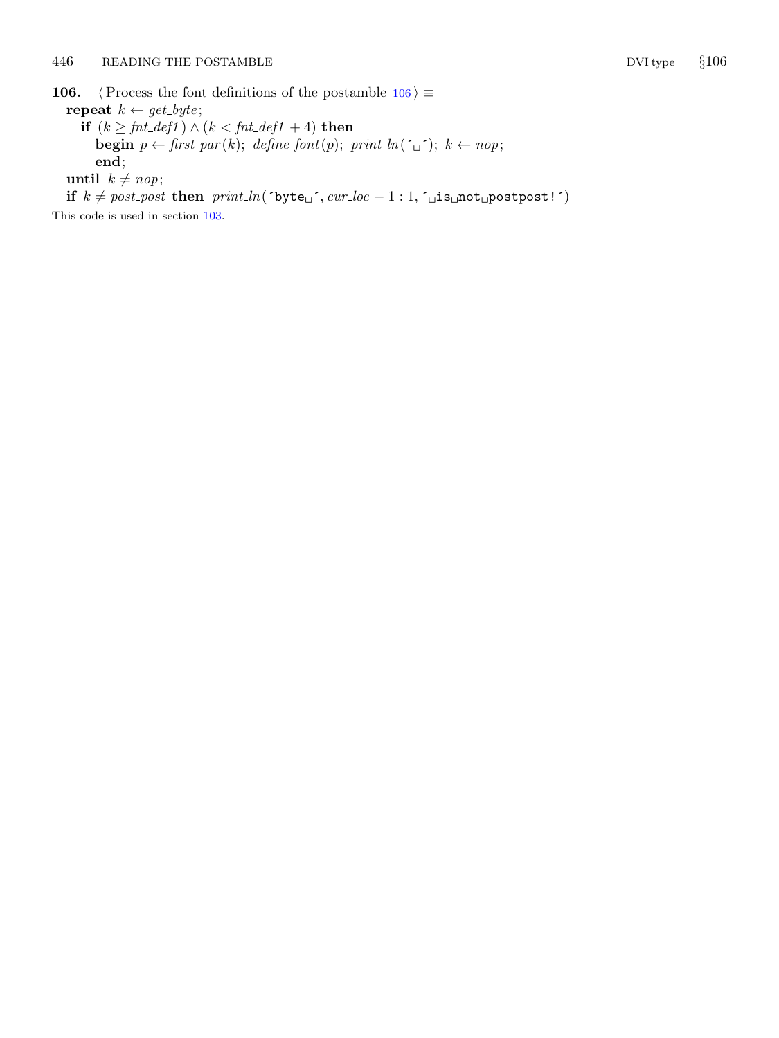**106.** ⟨ Process the font definitions of the postamble 106 ⟩ ≡

**repeat** $k \leftarrow get\_byte$;
  **if** $(k \ge fnt\_def1) \land (k < fnt\_def1 + 4)$ **then**
    **begin** $p \leftarrow first\_par(k)$; $define\_font(p)$; $print\_ln($´␣´$)$; $k \leftarrow nop$;
    **end**;
**until** $k \ne nop$;
**if** $k \ne post\_post$ **then** $print\_ln($´byte␣´$, cur\_loc - 1 : 1,$ ´␣is␣not␣postpost!´$)$

This code is used in section 103.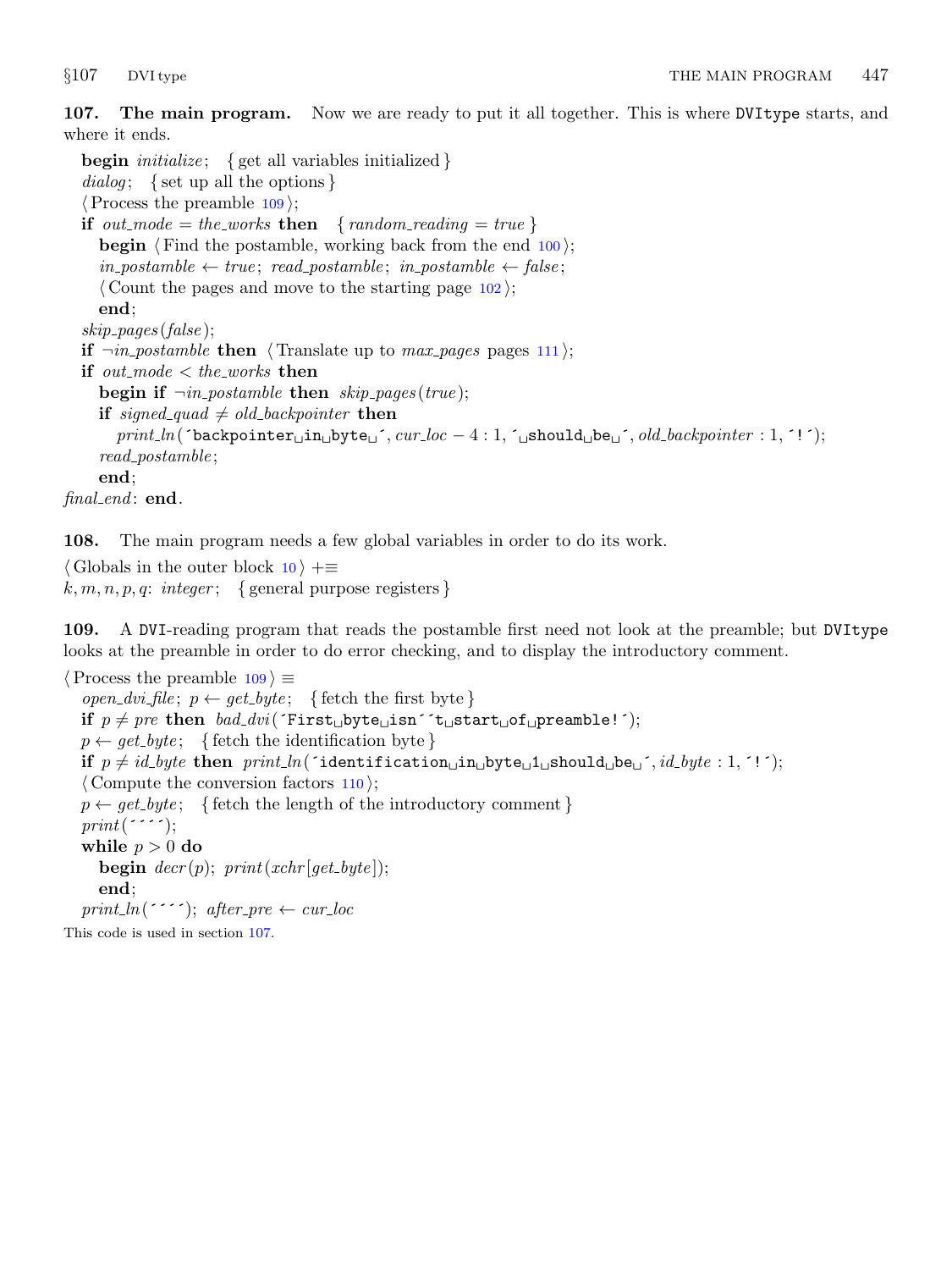**107. The main program.** Now we are ready to put it all together. This is where DVItype starts, and where it ends.

```
begin initialize; { get all variables initialized }
dialog; { set up all the options }
⟨Process the preamble 109⟩;
if out_mode = the_works then { random_reading = true }
   begin ⟨Find the postamble, working back from the end 100⟩;
   in_postamble ← true; read_postamble; in_postamble ← false;
   ⟨Count the pages and move to the starting page 102⟩;
   end;
skip_pages(false);
if ¬in_postamble then ⟨Translate up to max_pages pages 111⟩;
if out_mode < the_works then
   begin if ¬in_postamble then skip_pages(true);
   if signed_quad ≠ old_backpointer then
      print_ln('backpointer in byte ', cur_loc − 4 : 1, ' should be ', old_backpointer : 1, '!');
   read_postamble;
   end;
final_end: end.
```

**108.** The main program needs a few global variables in order to do its work.

```
⟨Globals in the outer block 10⟩ +≡
k, m, n, p, q: integer; { general purpose registers }
```

**109.** A DVI-reading program that reads the postamble first need not look at the preamble; but DVItype looks at the preamble in order to do error checking, and to display the introductory comment.

```
⟨Process the preamble 109⟩ ≡
   open_dvi_file; p ← get_byte; { fetch the first byte }
   if p ≠ pre then bad_dvi('First byte isn''t start of preamble!');
   p ← get_byte; { fetch the identification byte }
   if p ≠ id_byte then print_ln('identification in byte 1 should be ', id_byte : 1, '!');
   ⟨Compute the conversion factors 110⟩;
   p ← get_byte; { fetch the length of the introductory comment }
   print('''');
   while p > 0 do
      begin decr(p); print(xchr[get_byte]);
      end;
   print_ln(''''); after_pre ← cur_loc
```

This code is used in section 107.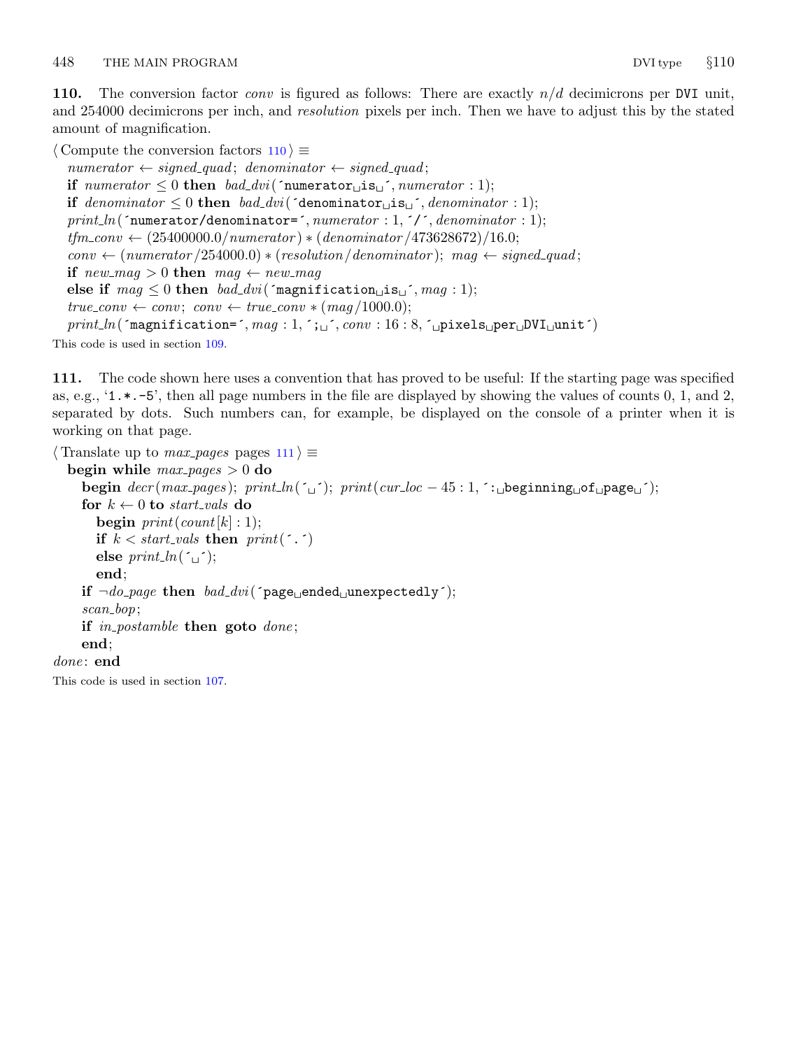**110.** The conversion factor *conv* is figured as follows: There are exactly $n/d$ decimicrons per DVI unit, and 254000 decimicrons per inch, and *resolution* pixels per inch. Then we have to adjust this by the stated amount of magnification.

```
⟨ Compute the conversion factors 110 ⟩ ≡
  numerator ← signed_quad; denominator ← signed_quad;
  if numerator ≤ 0 then bad_dvi(´numerator␣is␣´, numerator : 1);
  if denominator ≤ 0 then bad_dvi(´denominator␣is␣´, denominator : 1);
  print_ln(´numerator/denominator=´, numerator : 1, ´/´, denominator : 1);
  tfm_conv ← (25400000.0/numerator) ∗ (denominator/473628672)/16.0;
  conv ← (numerator/254000.0) ∗ (resolution/denominator); mag ← signed_quad;
  if new_mag > 0 then mag ← new_mag
  else if mag ≤ 0 then bad_dvi(´magnification␣is␣´, mag : 1);
  true_conv ← conv; conv ← true_conv ∗ (mag/1000.0);
  print_ln(´magnification=´, mag : 1, ´;␣´, conv : 16 : 8, ´␣pixels␣per␣DVI␣unit´)
```

This code is used in section 109.

**111.** The code shown here uses a convention that has proved to be useful: If the starting page was specified as, e.g., '1.*.-5', then all page numbers in the file are displayed by showing the values of counts 0, 1, and 2, separated by dots. Such numbers can, for example, be displayed on the console of a printer when it is working on that page.

```
⟨ Translate up to max_pages pages 111 ⟩ ≡
  begin while max_pages > 0 do
    begin decr(max_pages); print_ln(´␣´); print(cur_loc − 45 : 1, ´:␣beginning␣of␣page␣´);
    for k ← 0 to start_vals do
      begin print(count[k] : 1);
      if k < start_vals then print(´.´)
      else print_ln(´␣´);
      end;
    if ¬do_page then bad_dvi(´page␣ended␣unexpectedly´);
    scan_bop;
    if in_postamble then goto done;
    end;
done: end
```

This code is used in section 107.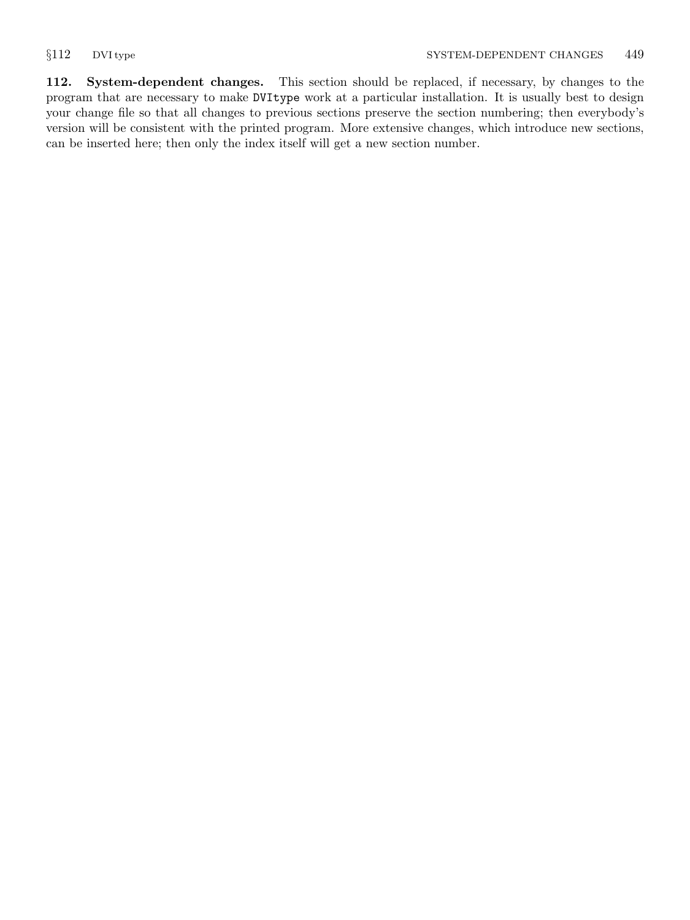**112. System-dependent changes.** This section should be replaced, if necessary, by changes to the program that are necessary to make `DVItype` work at a particular installation. It is usually best to design your change file so that all changes to previous sections preserve the section numbering; then everybody's version will be consistent with the printed program. More extensive changes, which introduce new sections, can be inserted here; then only the index itself will get a new section number.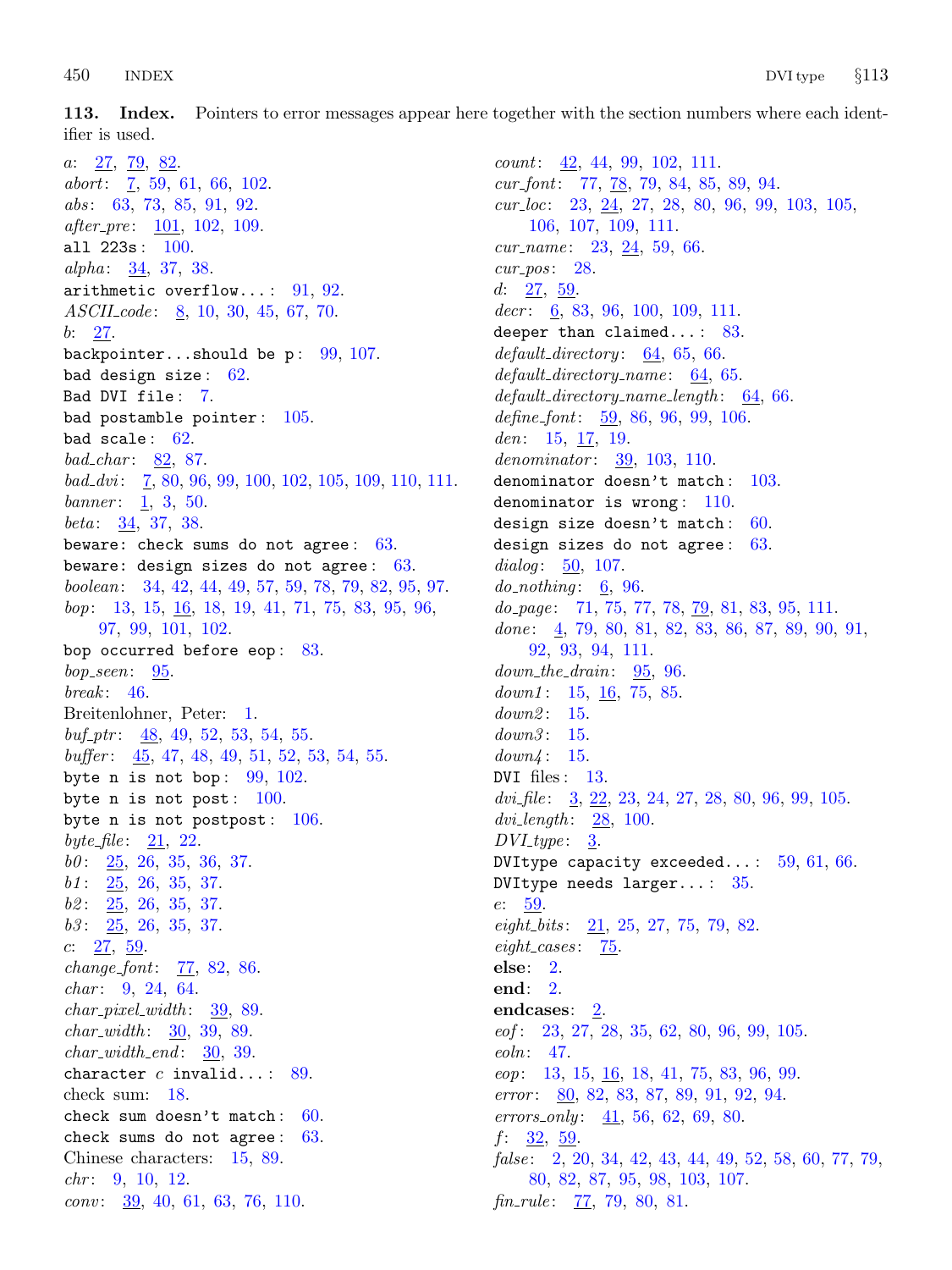**113. Index.** Pointers to error messages appear here together with the section numbers where each identifier is used.

*a*: 27, 79, 82.
*abort*: 7, 59, 61, 66, 102.
*abs*: 63, 73, 85, 91, 92.
*after_pre*: 101, 102, 109.
`all 223s`: 100.
*alpha*: 34, 37, 38.
`arithmetic overflow...`: 91, 92.
*ASCII_code*: 8, 10, 30, 45, 67, 70.
*b*: 27.
`backpointer...should be p`: 99, 107.
`bad design size`: 62.
`Bad DVI file`: 7.
`bad postamble pointer`: 105.
`bad scale`: 62.
*bad_char*: 82, 87.
*bad_dvi*: 7, 80, 96, 99, 100, 102, 105, 109, 110, 111.
*banner*: 1, 3, 50.
*beta*: 34, 37, 38.
`beware: check sums do not agree`: 63.
`beware: design sizes do not agree`: 63.
*boolean*: 34, 42, 44, 49, 57, 59, 78, 79, 82, 95, 97.
*bop*: 13, 15, 16, 18, 19, 41, 71, 75, 83, 95, 96, 97, 99, 101, 102.
`bop occurred before eop`: 83.
*bop_seen*: 95.
*break*: 46.
Breitenlohner, Peter: 1.
*buf_ptr*: 48, 49, 52, 53, 54, 55.
*buffer*: 45, 47, 48, 49, 51, 52, 53, 54, 55.
`byte n is not bop`: 99, 102.
`byte n is not post`: 100.
`byte n is not postpost`: 106.
*byte_file*: 21, 22.
*b0*: 25, 26, 35, 36, 37.
*b1*: 25, 26, 35, 37.
*b2*: 25, 26, 35, 37.
*b3*: 25, 26, 35, 37.
*c*: 27, 59.
*change_font*: 77, 82, 86.
*char*: 9, 24, 64.
*char_pixel_width*: 39, 89.
*char_width*: 30, 39, 89.
*char_width_end*: 30, 39.
`character` *c* `invalid...`: 89.
check sum: 18.
`check sum doesn't match`: 60.
`check sums do not agree`: 63.
Chinese characters: 15, 89.
*chr*: 9, 10, 12.
*conv*: 39, 40, 61, 63, 76, 110.
*count*: 42, 44, 99, 102, 111.
*cur_font*: 77, 78, 79, 84, 85, 89, 94.
*cur_loc*: 23, 24, 27, 28, 80, 96, 99, 103, 105, 106, 107, 109, 111.
*cur_name*: 23, 24, 59, 66.
*cur_pos*: 28.
*d*: 27, 59.
*decr*: 6, 83, 96, 100, 109, 111.
`deeper than claimed...`: 83.
*default_directory*: 64, 65, 66.
*default_directory_name*: 64, 65.
*default_directory_name_length*: 64, 66.
*define_font*: 59, 86, 96, 99, 106.
*den*: 15, 17, 19.
*denominator*: 39, 103, 110.
`denominator doesn't match`: 103.
`denominator is wrong`: 110.
`design size doesn't match`: 60.
`design sizes do not agree`: 63.
*dialog*: 50, 107.
*do_nothing*: 6, 96.
*do_page*: 71, 75, 77, 78, 79, 81, 83, 95, 111.
*done*: 4, 79, 80, 81, 82, 83, 86, 87, 89, 90, 91, 92, 93, 94, 111.
*down_the_drain*: 95, 96.
*down1*: 15, 16, 75, 85.
*down2*: 15.
*down3*: 15.
*down4*: 15.
DVI files: 13.
*dvi_file*: 3, 22, 23, 24, 27, 28, 80, 96, 99, 105.
*dvi_length*: 28, 100.
*DVI_type*: 3.
`DVItype capacity exceeded...`: 59, 61, 66.
`DVItype needs larger...`: 35.
*e*: 59.
*eight_bits*: 21, 25, 27, 75, 79, 82.
*eight_cases*: 75.
**else**: 2.
**end**: 2.
**endcases**: 2.
*eof*: 23, 27, 28, 35, 62, 80, 96, 99, 105.
*eoln*: 47.
*eop*: 13, 15, 16, 18, 41, 75, 83, 96, 99.
*error*: 80, 82, 83, 87, 89, 91, 92, 94.
*errors_only*: 41, 56, 62, 69, 80.
*f*: 32, 59.
*false*: 2, 20, 34, 42, 43, 44, 49, 52, 58, 60, 77, 79, 80, 82, 87, 95, 98, 103, 107.
*fin_rule*: 77, 79, 80, 81.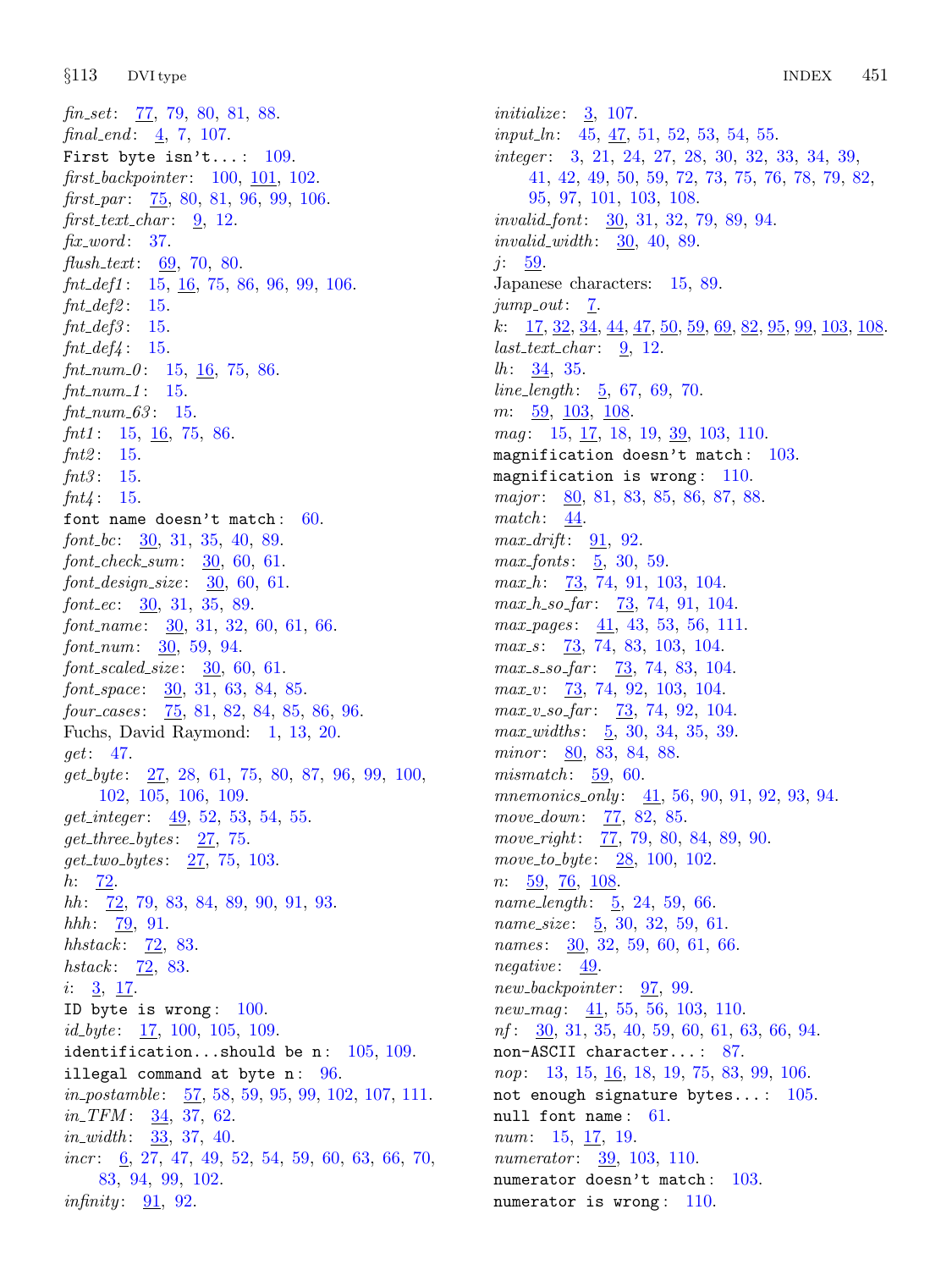*fin_set*: 77, 79, 80, 81, 88.
*final_end*: 4, 7, 107.
First byte isn't...: 109.
*first_backpointer*: 100, 101, 102.
*first_par*: 75, 80, 81, 96, 99, 106.
*first_text_char*: 9, 12.
*fix_word*: 37.
*flush_text*: 69, 70, 80.
*fnt_def1*: 15, 16, 75, 86, 96, 99, 106.
*fnt_def2*: 15.
*fnt_def3*: 15.
*fnt_def4*: 15.
*fnt_num_0*: 15, 16, 75, 86.
*fnt_num_1*: 15.
*fnt_num_63*: 15.
*fnt1*: 15, 16, 75, 86.
*fnt2*: 15.
*fnt3*: 15.
*fnt4*: 15.
font name doesn't match: 60.
*font_bc*: 30, 31, 35, 40, 89.
*font_check_sum*: 30, 60, 61.
*font_design_size*: 30, 60, 61.
*font_ec*: 30, 31, 35, 89.
*font_name*: 30, 31, 32, 60, 61, 66.
*font_num*: 30, 59, 94.
*font_scaled_size*: 30, 60, 61.
*font_space*: 30, 31, 63, 84, 85.
*four_cases*: 75, 81, 82, 84, 85, 86, 96.
Fuchs, David Raymond: 1, 13, 20.
*get*: 47.
*get_byte*: 27, 28, 61, 75, 80, 87, 96, 99, 100, 102, 105, 106, 109.
*get_integer*: 49, 52, 53, 54, 55.
*get_three_bytes*: 27, 75.
*get_two_bytes*: 27, 75, 103.
*h*: 72.
*hh*: 72, 79, 83, 84, 89, 90, 91, 93.
*hhh*: 79, 91.
*hhstack*: 72, 83.
*hstack*: 72, 83.
*i*: 3, 17.
ID byte is wrong: 100.
*id_byte*: 17, 100, 105, 109.
identification...should be n: 105, 109.
illegal command at byte n: 96.
*in_postamble*: 57, 58, 59, 95, 99, 102, 107, 111.
*in_TFM*: 34, 37, 62.
*in_width*: 33, 37, 40.
*incr*: 6, 27, 47, 49, 52, 54, 59, 60, 63, 66, 70, 83, 94, 99, 102.
*infinity*: 91, 92.
*initialize*: 3, 107.
*input_ln*: 45, 47, 51, 52, 53, 54, 55.
*integer*: 3, 21, 24, 27, 28, 30, 32, 33, 34, 39, 41, 42, 49, 50, 59, 72, 73, 75, 76, 78, 79, 82, 95, 97, 101, 103, 108.
*invalid_font*: 30, 31, 32, 79, 89, 94.
*invalid_width*: 30, 40, 89.
*j*: 59.
Japanese characters: 15, 89.
*jump_out*: 7.
*k*: 17, 32, 34, 44, 47, 50, 59, 69, 82, 95, 99, 103, 108.
*last_text_char*: 9, 12.
*lh*: 34, 35.
*line_length*: 5, 67, 69, 70.
*m*: 59, 103, 108.
*mag*: 15, 17, 18, 19, 39, 103, 110.
magnification doesn't match: 103.
magnification is wrong: 110.
*major*: 80, 81, 83, 85, 86, 87, 88.
*match*: 44.
*max_drift*: 91, 92.
*max_fonts*: 5, 30, 59.
*max_h*: 73, 74, 91, 103, 104.
*max_h_so_far*: 73, 74, 91, 104.
*max_pages*: 41, 43, 53, 56, 111.
*max_s*: 73, 74, 83, 103, 104.
*max_s_so_far*: 73, 74, 83, 104.
*max_v*: 73, 74, 92, 103, 104.
*max_v_so_far*: 73, 74, 92, 104.
*max_widths*: 5, 30, 34, 35, 39.
*minor*: 80, 83, 84, 88.
*mismatch*: 59, 60.
*mnemonics_only*: 41, 56, 90, 91, 92, 93, 94.
*move_down*: 77, 82, 85.
*move_right*: 77, 79, 80, 84, 89, 90.
*move_to_byte*: 28, 100, 102.
*n*: 59, 76, 108.
*name_length*: 5, 24, 59, 66.
*name_size*: 5, 30, 32, 59, 61.
*names*: 30, 32, 59, 60, 61, 66.
*negative*: 49.
*new_backpointer*: 97, 99.
*new_mag*: 41, 55, 56, 103, 110.
*nf*: 30, 31, 35, 40, 59, 60, 61, 63, 66, 94.
non-ASCII character...: 87.
*nop*: 13, 15, 16, 18, 19, 75, 83, 99, 106.
not enough signature bytes...: 105.
null font name: 61.
*num*: 15, 17, 19.
*numerator*: 39, 103, 110.
numerator doesn't match: 103.
numerator is wrong: 110.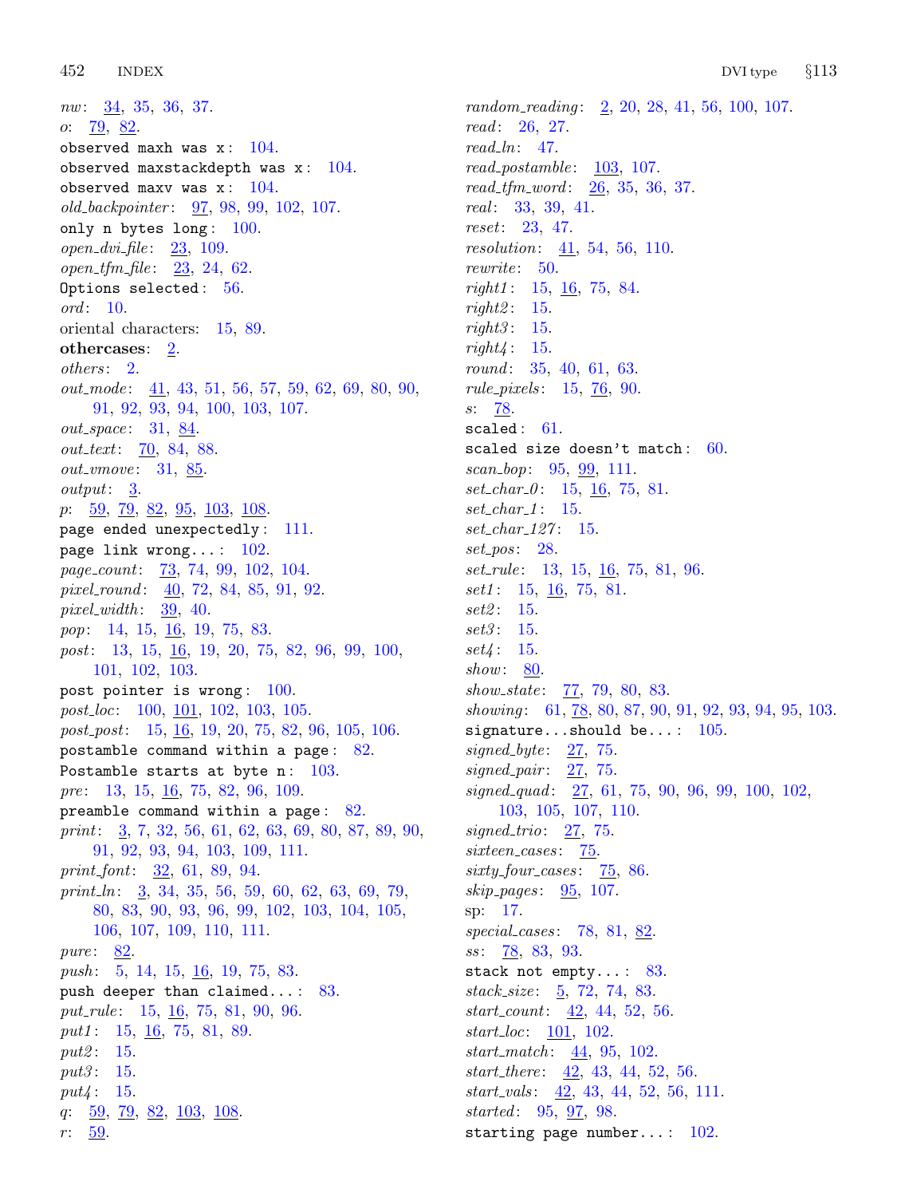*nw*: 34, 35, 36, 37.
*o*: 79, 82.
`observed maxh was x`: 104.
`observed maxstackdepth was x`: 104.
`observed maxv was x`: 104.
*old_backpointer*: 97, 98, 99, 102, 107.
`only n bytes long`: 100.
*open_dvi_file*: 23, 109.
*open_tfm_file*: 23, 24, 62.
`Options selected`: 56.
*ord*: 10.
oriental characters: 15, 89.
**othercases**: 2.
*others*: 2.
*out_mode*: 41, 43, 51, 56, 57, 59, 62, 69, 80, 90, 91, 92, 93, 94, 100, 103, 107.
*out_space*: 31, 84.
*out_text*: 70, 84, 88.
*out_vmove*: 31, 85.
*output*: 3.
*p*: 59, 79, 82, 95, 103, 108.
`page ended unexpectedly`: 111.
`page link wrong...`: 102.
*page_count*: 73, 74, 99, 102, 104.
*pixel_round*: 40, 72, 84, 85, 91, 92.
*pixel_width*: 39, 40.
*pop*: 14, 15, 16, 19, 75, 83.
*post*: 13, 15, 16, 19, 20, 75, 82, 96, 99, 100, 101, 102, 103.
`post pointer is wrong`: 100.
*post_loc*: 100, 101, 102, 103, 105.
*post_post*: 15, 16, 19, 20, 75, 82, 96, 105, 106.
`postamble command within a page`: 82.
`Postamble starts at byte n`: 103.
*pre*: 13, 15, 16, 75, 82, 96, 109.
`preamble command within a page`: 82.
*print*: 3, 7, 32, 56, 61, 62, 63, 69, 80, 87, 89, 90, 91, 92, 93, 94, 103, 109, 111.
*print_font*: 32, 61, 89, 94.
*print_ln*: 3, 34, 35, 56, 59, 60, 62, 63, 69, 79, 80, 83, 90, 93, 96, 99, 102, 103, 104, 105, 106, 107, 109, 110, 111.
*pure*: 82.
*push*: 5, 14, 15, 16, 19, 75, 83.
`push deeper than claimed...`: 83.
*put_rule*: 15, 16, 75, 81, 90, 96.
*put1*: 15, 16, 75, 81, 89.
*put2*: 15.
*put3*: 15.
*put4*: 15.
*q*: 59, 79, 82, 103, 108.
*r*: 59.
*random_reading*: 2, 20, 28, 41, 56, 100, 107.
*read*: 26, 27.
*read_ln*: 47.
*read_postamble*: 103, 107.
*read_tfm_word*: 26, 35, 36, 37.
*real*: 33, 39, 41.
*reset*: 23, 47.
*resolution*: 41, 54, 56, 110.
*rewrite*: 50.
*right1*: 15, 16, 75, 84.
*right2*: 15.
*right3*: 15.
*right4*: 15.
*round*: 35, 40, 61, 63.
*rule_pixels*: 15, 76, 90.
*s*: 78.
`scaled`: 61.
`scaled size doesn't match`: 60.
*scan_bop*: 95, 99, 111.
*set_char_0*: 15, 16, 75, 81.
*set_char_1*: 15.
*set_char_127*: 15.
*set_pos*: 28.
*set_rule*: 13, 15, 16, 75, 81, 96.
*set1*: 15, 16, 75, 81.
*set2*: 15.
*set3*: 15.
*set4*: 15.
*show*: 80.
*show_state*: 77, 79, 80, 83.
*showing*: 61, 78, 80, 87, 90, 91, 92, 93, 94, 95, 103.
`signature...should be...`: 105.
*signed_byte*: 27, 75.
*signed_pair*: 27, 75.
*signed_quad*: 27, 61, 75, 90, 96, 99, 100, 102, 103, 105, 107, 110.
*signed_trio*: 27, 75.
*sixteen_cases*: 75.
*sixty_four_cases*: 75, 86.
*skip_pages*: 95, 107.
sp: 17.
*special_cases*: 78, 81, 82.
*ss*: 78, 83, 93.
`stack not empty...`: 83.
*stack_size*: 5, 72, 74, 83.
*start_count*: 42, 44, 52, 56.
*start_loc*: 101, 102.
*start_match*: 44, 95, 102.
*start_there*: 42, 43, 44, 52, 56.
*start_vals*: 42, 43, 44, 52, 56, 111.
*started*: 95, 97, 98.
`starting page number...`: 102.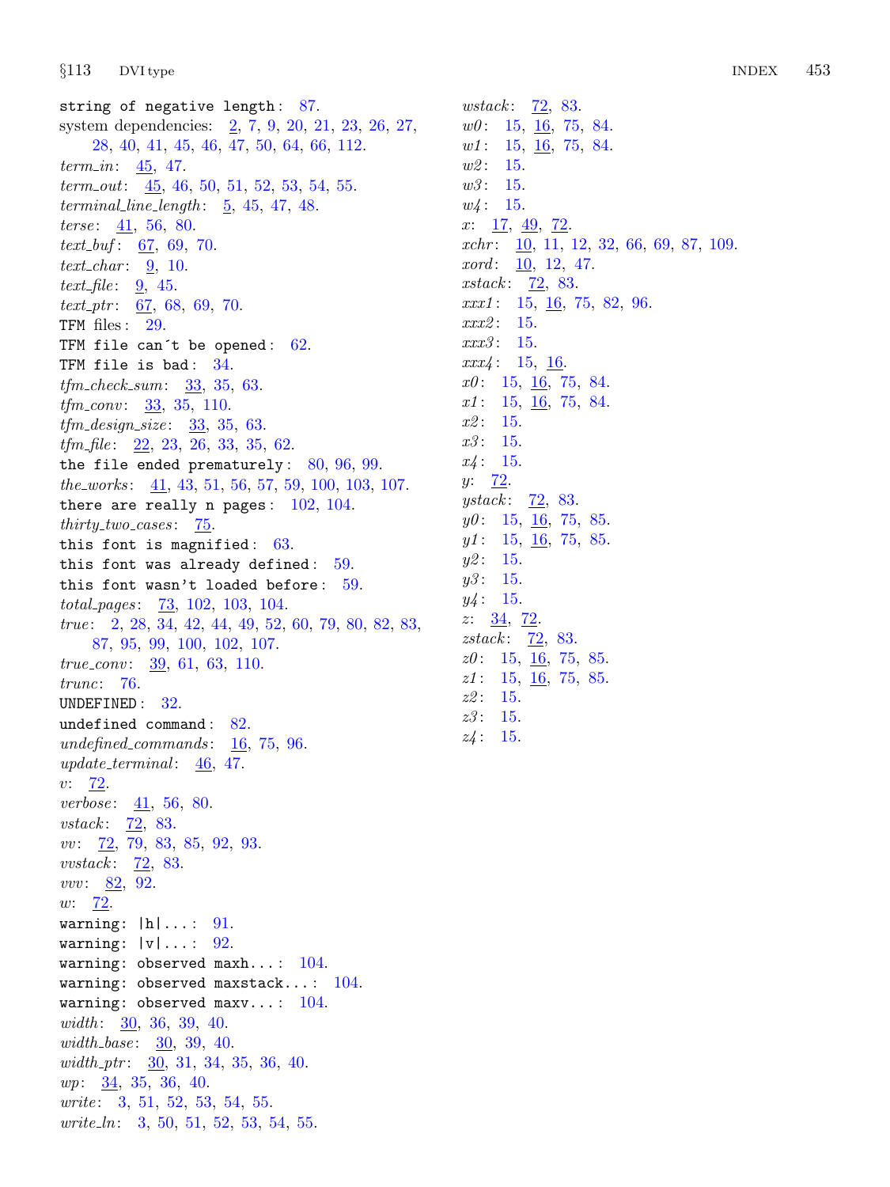string of negative length: 87.
system dependencies: 2, 7, 9, 20, 21, 23, 26, 27, 28, 40, 41, 45, 46, 47, 50, 64, 66, 112.
*term_in*: 45, 47.
*term_out*: 45, 46, 50, 51, 52, 53, 54, 55.
*terminal_line_length*: 5, 45, 47, 48.
*terse*: 41, 56, 80.
*text_buf*: 67, 69, 70.
*text_char*: 9, 10.
*text_file*: 9, 45.
*text_ptr*: 67, 68, 69, 70.
TFM files: 29.
TFM file can´t be opened: 62.
TFM file is bad: 34.
*tfm_check_sum*: 33, 35, 63.
*tfm_conv*: 33, 35, 110.
*tfm_design_size*: 33, 35, 63.
*tfm_file*: 22, 23, 26, 33, 35, 62.
the file ended prematurely: 80, 96, 99.
*the_works*: 41, 43, 51, 56, 57, 59, 100, 103, 107.
there are really n pages: 102, 104.
*thirty_two_cases*: 75.
this font is magnified: 63.
this font was already defined: 59.
this font wasn't loaded before: 59.
*total_pages*: 73, 102, 103, 104.
*true*: 2, 28, 34, 42, 44, 49, 52, 60, 79, 80, 82, 83, 87, 95, 99, 100, 102, 107.
*true_conv*: 39, 61, 63, 110.
*trunc*: 76.
UNDEFINED: 32.
undefined command: 82.
*undefined_commands*: 16, 75, 96.
*update_terminal*: 46, 47.
*v*: 72.
*verbose*: 41, 56, 80.
*vstack*: 72, 83.
*vv*: 72, 79, 83, 85, 92, 93.
*vvstack*: 72, 83.
*vvv*: 82, 92.
*w*: 72.
warning: |h|...: 91.
warning: |v|...: 92.
warning: observed maxh...: 104.
warning: observed maxstack...: 104.
warning: observed maxv...: 104.
*width*: 30, 36, 39, 40.
*width_base*: 30, 39, 40.
*width_ptr*: 30, 31, 34, 35, 36, 40.
*wp*: 34, 35, 36, 40.
*write*: 3, 51, 52, 53, 54, 55.
*write_ln*: 3, 50, 51, 52, 53, 54, 55.
*wstack*: 72, 83.
*w0*: 15, 16, 75, 84.
*w1*: 15, 16, 75, 84.
*w2*: 15.
*w3*: 15.
*w4*: 15.
*x*: 17, 49, 72.
*xchr*: 10, 11, 12, 32, 66, 69, 87, 109.
*xord*: 10, 12, 47.
*xstack*: 72, 83.
*xxx1*: 15, 16, 75, 82, 96.
*xxx2*: 15.
*xxx3*: 15.
*xxx4*: 15, 16.
*x0*: 15, 16, 75, 84.
*x1*: 15, 16, 75, 84.
*x2*: 15.
*x3*: 15.
*x4*: 15.
*y*: 72.
*ystack*: 72, 83.
*y0*: 15, 16, 75, 85.
*y1*: 15, 16, 75, 85.
*y2*: 15.
*y3*: 15.
*y4*: 15.
*z*: 34, 72.
*zstack*: 72, 83.
*z0*: 15, 16, 75, 85.
*z1*: 15, 16, 75, 85.
*z2*: 15.
*z3*: 15.
*z4*: 15.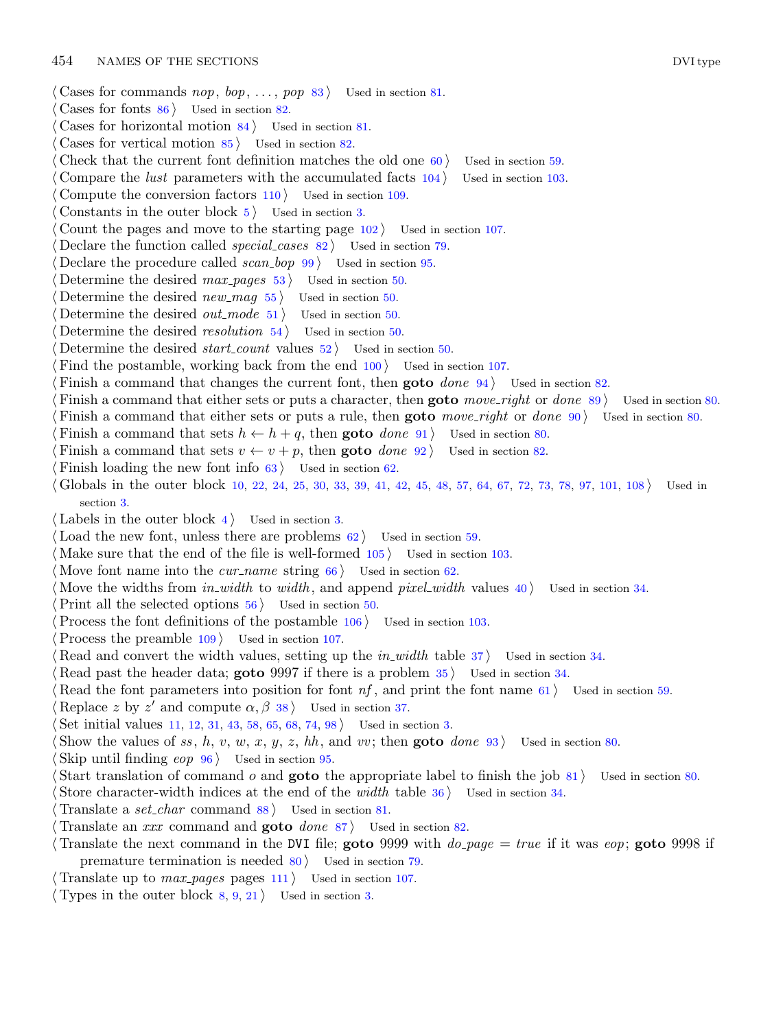⟨ Cases for commands *nop*, *bop*, ..., *pop* 83 ⟩ Used in section 81.
⟨ Cases for fonts 86 ⟩ Used in section 82.
⟨ Cases for horizontal motion 84 ⟩ Used in section 81.
⟨ Cases for vertical motion 85 ⟩ Used in section 82.
⟨ Check that the current font definition matches the old one 60 ⟩ Used in section 59.
⟨ Compare the *lust* parameters with the accumulated facts 104 ⟩ Used in section 103.
⟨ Compute the conversion factors 110 ⟩ Used in section 109.
⟨ Constants in the outer block 5 ⟩ Used in section 3.
⟨ Count the pages and move to the starting page 102 ⟩ Used in section 107.
⟨ Declare the function called *special_cases* 82 ⟩ Used in section 79.
⟨ Declare the procedure called *scan_bop* 99 ⟩ Used in section 95.
⟨ Determine the desired *max_pages* 53 ⟩ Used in section 50.
⟨ Determine the desired *new_mag* 55 ⟩ Used in section 50.
⟨ Determine the desired *out_mode* 51 ⟩ Used in section 50.
⟨ Determine the desired *resolution* 54 ⟩ Used in section 50.
⟨ Determine the desired *start_count* values 52 ⟩ Used in section 50.
⟨ Find the postamble, working back from the end 100 ⟩ Used in section 107.
⟨ Finish a command that changes the current font, then **goto** *done* 94 ⟩ Used in section 82.
⟨ Finish a command that either sets or puts a character, then **goto** *move_right* or *done* 89 ⟩ Used in section 80.
⟨ Finish a command that either sets or puts a rule, then **goto** *move_right* or *done* 90 ⟩ Used in section 80.
⟨ Finish a command that sets $h \leftarrow h + q$, then **goto** *done* 91 ⟩ Used in section 80.
⟨ Finish a command that sets $v \leftarrow v + p$, then **goto** *done* 92 ⟩ Used in section 82.
⟨ Finish loading the new font info 63 ⟩ Used in section 62.
⟨ Globals in the outer block 10, 22, 24, 25, 30, 33, 39, 41, 42, 45, 48, 57, 64, 67, 72, 73, 78, 97, 101, 108 ⟩ Used in section 3.
⟨ Labels in the outer block 4 ⟩ Used in section 3.
⟨ Load the new font, unless there are problems 62 ⟩ Used in section 59.
⟨ Make sure that the end of the file is well-formed 105 ⟩ Used in section 103.
⟨ Move font name into the *cur_name* string 66 ⟩ Used in section 62.
⟨ Move the widths from *in_width* to *width*, and append *pixel_width* values 40 ⟩ Used in section 34.
⟨ Print all the selected options 56 ⟩ Used in section 50.
⟨ Process the font definitions of the postamble 106 ⟩ Used in section 103.
⟨ Process the preamble 109 ⟩ Used in section 107.
⟨ Read and convert the width values, setting up the *in_width* table 37 ⟩ Used in section 34.
⟨ Read past the header data; **goto** 9997 if there is a problem 35 ⟩ Used in section 34.
⟨ Read the font parameters into position for font *nf*, and print the font name 61 ⟩ Used in section 59.
⟨ Replace $z$ by $z'$ and compute $\alpha, \beta$ 38 ⟩ Used in section 37.
⟨ Set initial values 11, 12, 31, 43, 58, 65, 68, 74, 98 ⟩ Used in section 3.
⟨ Show the values of *ss*, *h*, *v*, *w*, *x*, *y*, *z*, *hh*, and *vv*; then **goto** *done* 93 ⟩ Used in section 80.
⟨ Skip until finding *eop* 96 ⟩ Used in section 95.
⟨ Start translation of command *o* and **goto** the appropriate label to finish the job 81 ⟩ Used in section 80.
⟨ Store character-width indices at the end of the *width* table 36 ⟩ Used in section 34.
⟨ Translate a *set_char* command 88 ⟩ Used in section 81.
⟨ Translate an *xxx* command and **goto** *done* 87 ⟩ Used in section 82.
⟨ Translate the next command in the DVI file; **goto** 9999 with *do_page* = *true* if it was *eop*; **goto** 9998 if premature termination is needed 80 ⟩ Used in section 79.
⟨ Translate up to *max_pages* pages 111 ⟩ Used in section 107.
⟨ Types in the outer block 8, 9, 21 ⟩ Used in section 3.